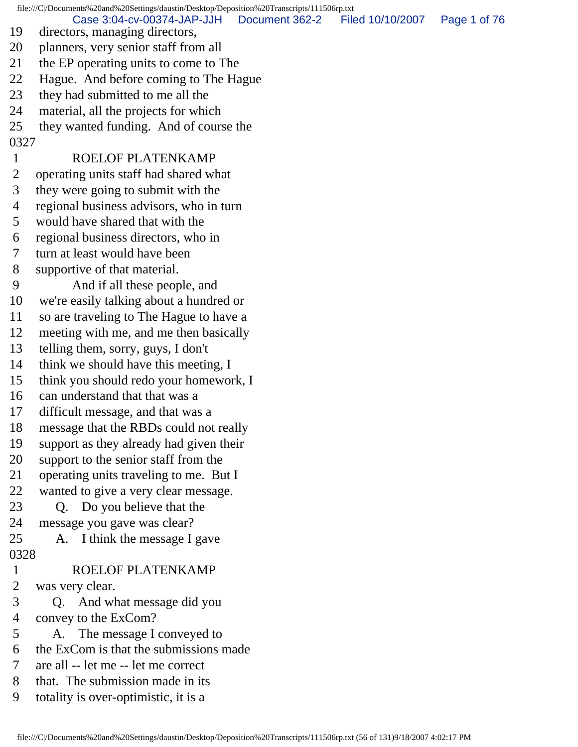19 directors, managing directors,
20 planners, very senior staff from all
21 the EP operating units to come to The
22 Hague. And before coming to The Hague
23 they had submitted to me all the
24 material, all the projects for which
25 they wanted funding. And of course the

0327

1 ROELOF PLATENKAMP
2 operating units staff had shared what
3 they were going to submit with the
4 regional business advisors, who in turn
5 would have shared that with the
6 regional business directors, who in
7 turn at least would have been
8 supportive of that material.
9 And if all these people, and
10 we're easily talking about a hundred or
11 so are traveling to The Hague to have a
12 meeting with me, and me then basically
13 telling them, sorry, guys, I don't
14 think we should have this meeting, I
15 think you should redo your homework, I
16 can understand that that was a
17 difficult message, and that was a
18 message that the RBDs could not really
19 support as they already had given their
20 support to the senior staff from the
21 operating units traveling to me. But I
22 wanted to give a very clear message.
23 Q. Do you believe that the
24 message you gave was clear?
25 A. I think the message I gave

0328

1 ROELOF PLATENKAMP
2 was very clear.
3 Q. And what message did you
4 convey to the ExCom?
5 A. The message I conveyed to
6 the ExCom is that the submissions made
7 are all -- let me -- let me correct
8 that. The submission made in its
9 totality is over-optimistic, it is a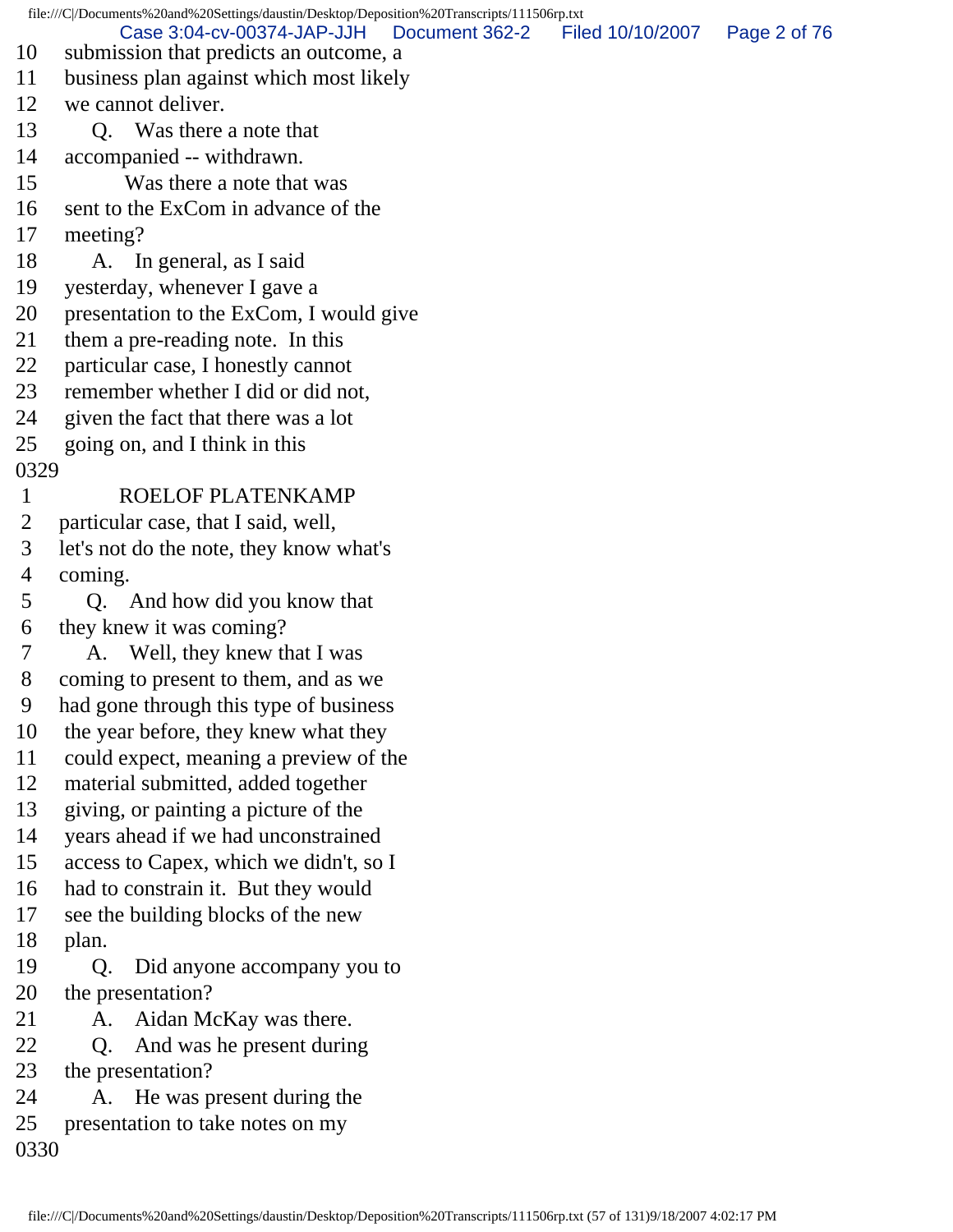10 submission that predicts an outcome, a
11 business plan against which most likely
12 we cannot deliver.
13 Q. Was there a note that
14 accompanied -- withdrawn.
15 Was there a note that was
16 sent to the ExCom in advance of the
17 meeting?
18 A. In general, as I said
19 yesterday, whenever I gave a
20 presentation to the ExCom, I would give
21 them a pre-reading note. In this
22 particular case, I honestly cannot
23 remember whether I did or did not,
24 given the fact that there was a lot
25 going on, and I think in this
0329
1 ROELOF PLATENKAMP
2 particular case, that I said, well,
3 let's not do the note, they know what's
4 coming.
5 Q. And how did you know that
6 they knew it was coming?
7 A. Well, they knew that I was
8 coming to present to them, and as we
9 had gone through this type of business
10 the year before, they knew what they
11 could expect, meaning a preview of the
12 material submitted, added together
13 giving, or painting a picture of the
14 years ahead if we had unconstrained
15 access to Capex, which we didn't, so I
16 had to constrain it. But they would
17 see the building blocks of the new
18 plan.
19 Q. Did anyone accompany you to
20 the presentation?
21 A. Aidan McKay was there.
22 Q. And was he present during
23 the presentation?
24 A. He was present during the
25 presentation to take notes on my
0330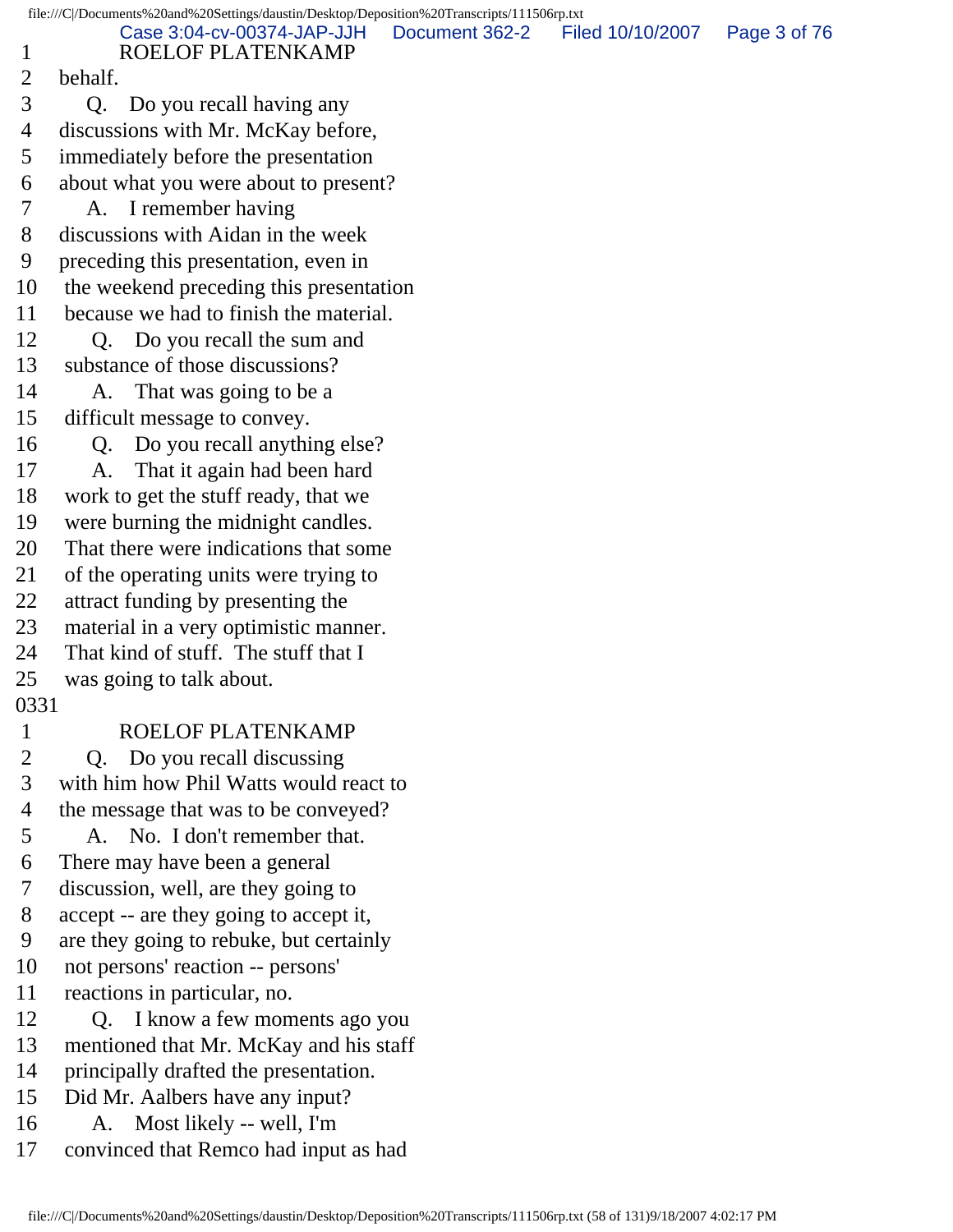1 ROELOF PLATENKAMP
2 behalf.
3 Q. Do you recall having any
4 discussions with Mr. McKay before,
5 immediately before the presentation
6 about what you were about to present?
7 A. I remember having
8 discussions with Aidan in the week
9 preceding this presentation, even in
10 the weekend preceding this presentation
11 because we had to finish the material.
12 Q. Do you recall the sum and
13 substance of those discussions?
14 A. That was going to be a
15 difficult message to convey.
16 Q. Do you recall anything else?
17 A. That it again had been hard
18 work to get the stuff ready, that we
19 were burning the midnight candles.
20 That there were indications that some
21 of the operating units were trying to
22 attract funding by presenting the
23 material in a very optimistic manner.
24 That kind of stuff. The stuff that I
25 was going to talk about.
0331
1 ROELOF PLATENKAMP
2 Q. Do you recall discussing
3 with him how Phil Watts would react to
4 the message that was to be conveyed?
5 A. No. I don't remember that.
6 There may have been a general
7 discussion, well, are they going to
8 accept -- are they going to accept it,
9 are they going to rebuke, but certainly
10 not persons' reaction -- persons'
11 reactions in particular, no.
12 Q. I know a few moments ago you
13 mentioned that Mr. McKay and his staff
14 principally drafted the presentation.
15 Did Mr. Aalbers have any input?
16 A. Most likely -- well, I'm
17 convinced that Remco had input as had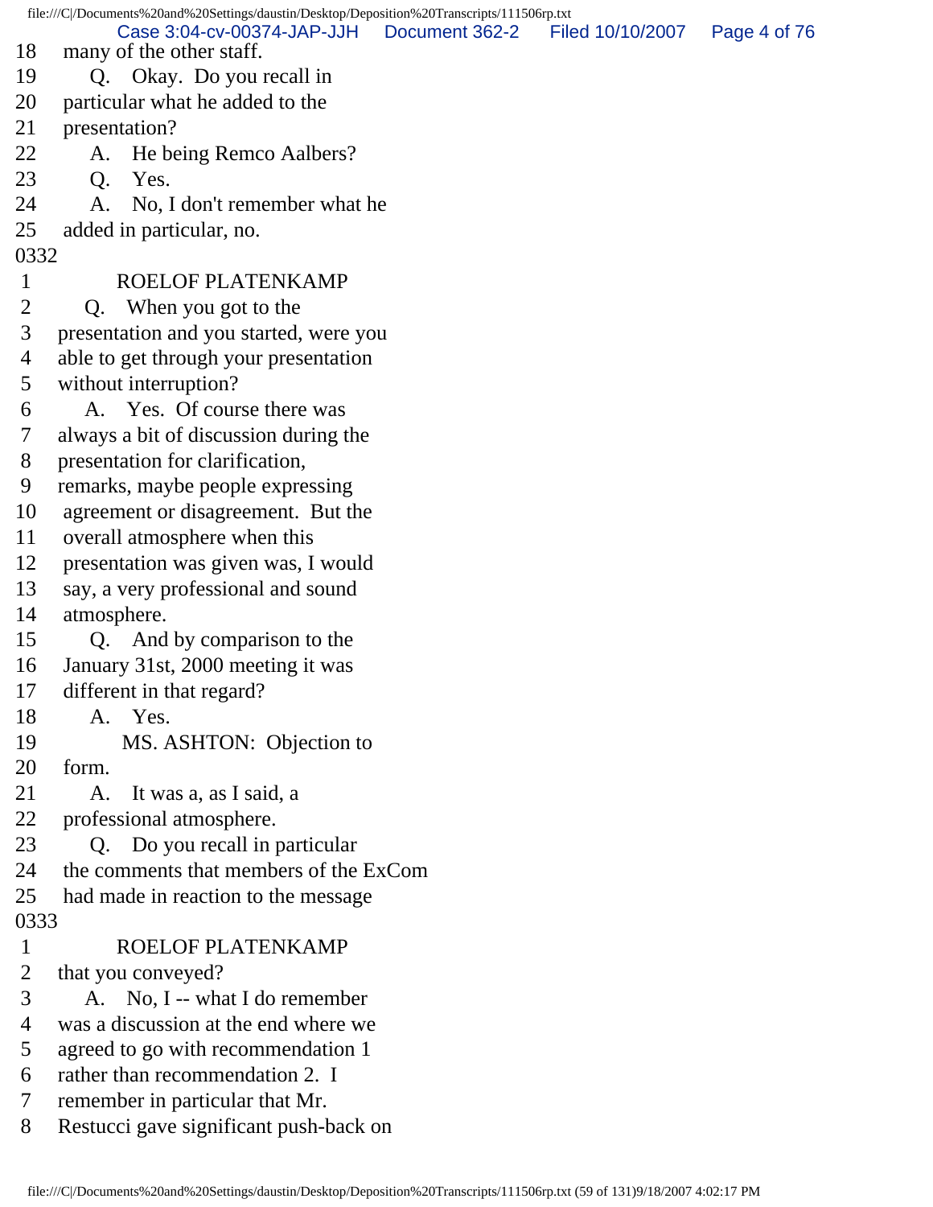18 many of the other staff.
19 Q. Okay. Do you recall in
20 particular what he added to the
21 presentation?
22 A. He being Remco Aalbers?
23 Q. Yes.
24 A. No, I don't remember what he
25 added in particular, no.
0332
1 ROELOF PLATENKAMP
2 Q. When you got to the
3 presentation and you started, were you
4 able to get through your presentation
5 without interruption?
6 A. Yes. Of course there was
7 always a bit of discussion during the
8 presentation for clarification,
9 remarks, maybe people expressing
10 agreement or disagreement. But the
11 overall atmosphere when this
12 presentation was given was, I would
13 say, a very professional and sound
14 atmosphere.
15 Q. And by comparison to the
16 January 31st, 2000 meeting it was
17 different in that regard?
18 A. Yes.
19 MS. ASHTON: Objection to
20 form.
21 A. It was a, as I said, a
22 professional atmosphere.
23 Q. Do you recall in particular
24 the comments that members of the ExCom
25 had made in reaction to the message
0333
1 ROELOF PLATENKAMP
2 that you conveyed?
3 A. No, I -- what I do remember
4 was a discussion at the end where we
5 agreed to go with recommendation 1
6 rather than recommendation 2. I
7 remember in particular that Mr.
8 Restucci gave significant push-back on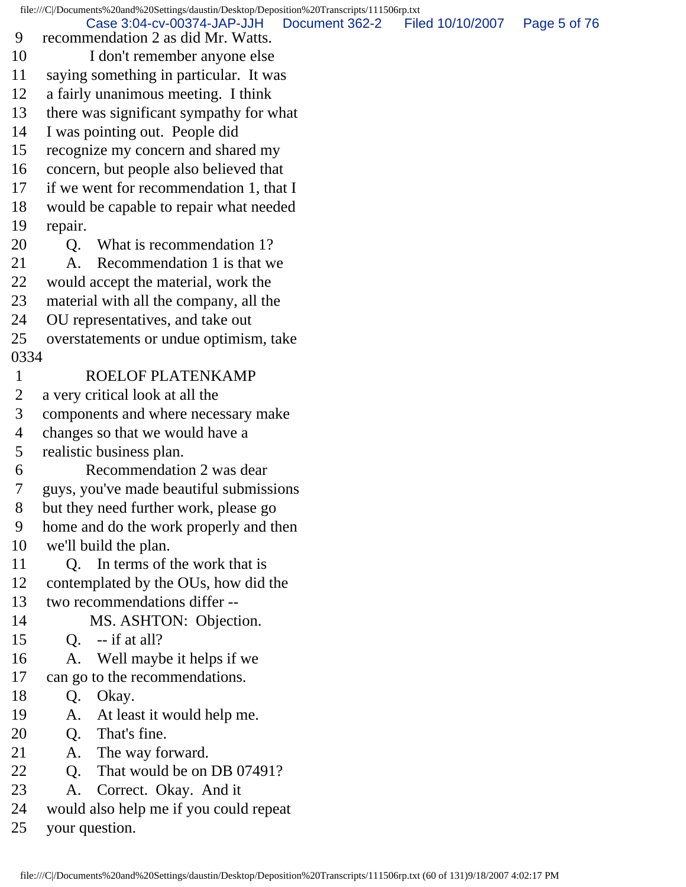9 recommendation 2 as did Mr. Watts.
10 I don't remember anyone else
11 saying something in particular. It was
12 a fairly unanimous meeting. I think
13 there was significant sympathy for what
14 I was pointing out. People did
15 recognize my concern and shared my
16 concern, but people also believed that
17 if we went for recommendation 1, that I
18 would be capable to repair what needed
19 repair.
20 Q. What is recommendation 1?
21 A. Recommendation 1 is that we
22 would accept the material, work the
23 material with all the company, all the
24 OU representatives, and take out
25 overstatements or undue optimism, take
0334
1 ROELOF PLATENKAMP
2 a very critical look at all the
3 components and where necessary make
4 changes so that we would have a
5 realistic business plan.
6 Recommendation 2 was dear
7 guys, you've made beautiful submissions
8 but they need further work, please go
9 home and do the work properly and then
10 we'll build the plan.
11 Q. In terms of the work that is
12 contemplated by the OUs, how did the
13 two recommendations differ --
14 MS. ASHTON: Objection.
15 Q. -- if at all?
16 A. Well maybe it helps if we
17 can go to the recommendations.
18 Q. Okay.
19 A. At least it would help me.
20 Q. That's fine.
21 A. The way forward.
22 Q. That would be on DB 07491?
23 A. Correct. Okay. And it
24 would also help me if you could repeat
25 your question.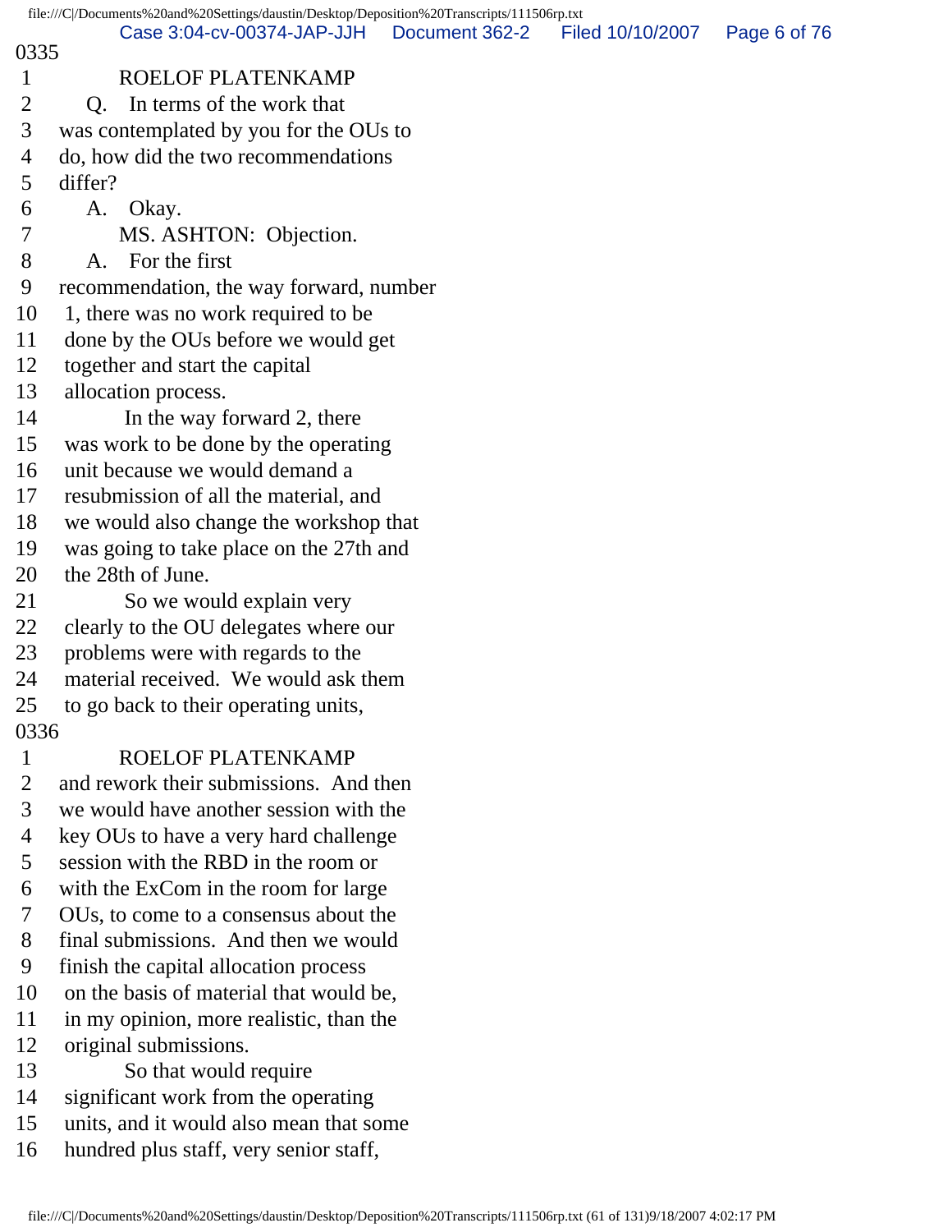0335

1 ROELOF PLATENKAMP
2 Q. In terms of the work that
3 was contemplated by you for the OUs to
4 do, how did the two recommendations
5 differ?
6 A. Okay.
7 MS. ASHTON: Objection.
8 A. For the first
9 recommendation, the way forward, number
10 1, there was no work required to be
11 done by the OUs before we would get
12 together and start the capital
13 allocation process.
14 In the way forward 2, there
15 was work to be done by the operating
16 unit because we would demand a
17 resubmission of all the material, and
18 we would also change the workshop that
19 was going to take place on the 27th and
20 the 28th of June.
21 So we would explain very
22 clearly to the OU delegates where our
23 problems were with regards to the
24 material received. We would ask them
25 to go back to their operating units,

0336

1 ROELOF PLATENKAMP
2 and rework their submissions. And then
3 we would have another session with the
4 key OUs to have a very hard challenge
5 session with the RBD in the room or
6 with the ExCom in the room for large
7 OUs, to come to a consensus about the
8 final submissions. And then we would
9 finish the capital allocation process
10 on the basis of material that would be,
11 in my opinion, more realistic, than the
12 original submissions.
13 So that would require
14 significant work from the operating
15 units, and it would also mean that some
16 hundred plus staff, very senior staff,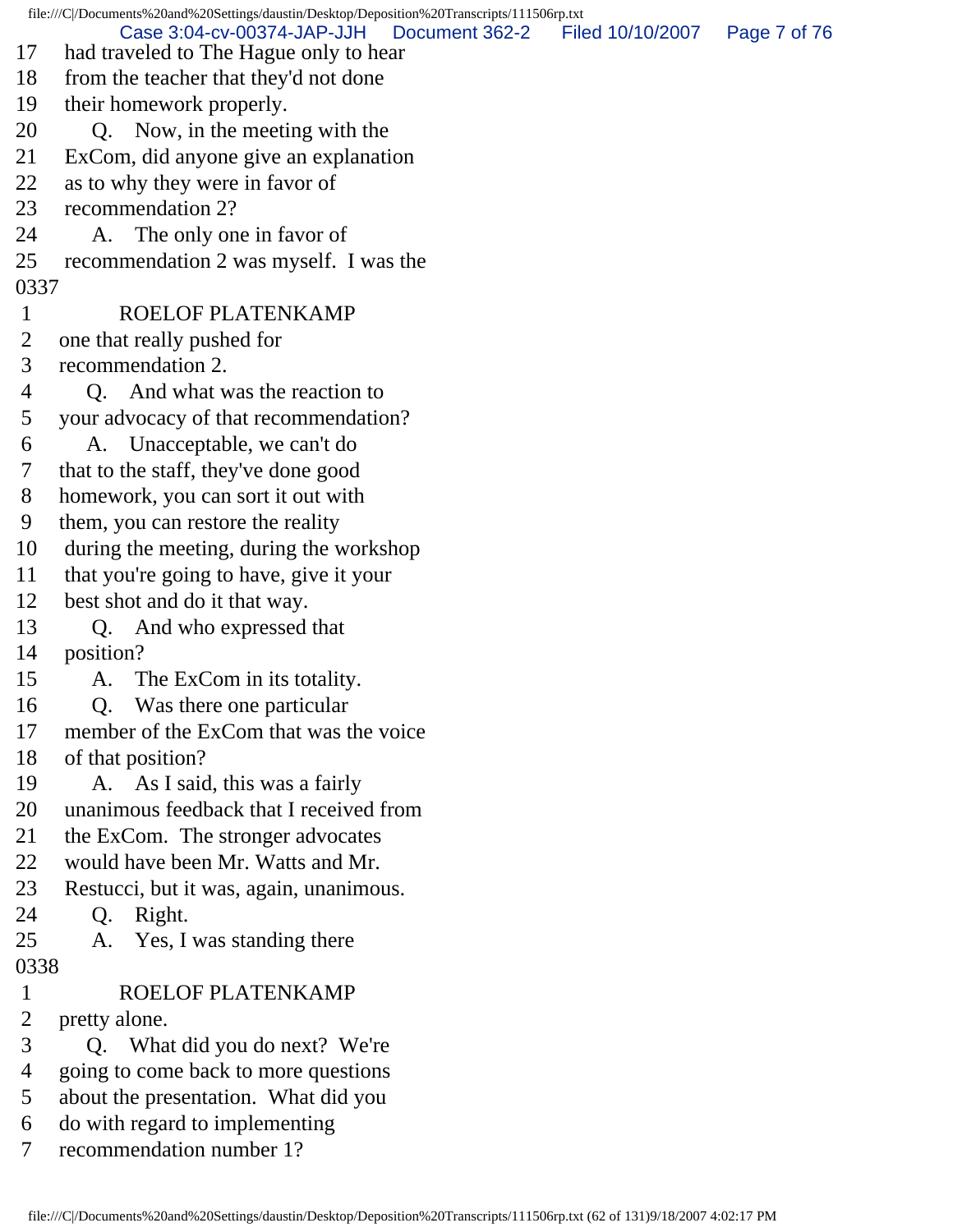17 had traveled to The Hague only to hear
18 from the teacher that they'd not done
19 their homework properly.
20 Q. Now, in the meeting with the
21 ExCom, did anyone give an explanation
22 as to why they were in favor of
23 recommendation 2?
24 A. The only one in favor of
25 recommendation 2 was myself. I was the

0337

1 ROELOF PLATENKAMP
2 one that really pushed for
3 recommendation 2.
4 Q. And what was the reaction to
5 your advocacy of that recommendation?
6 A. Unacceptable, we can't do
7 that to the staff, they've done good
8 homework, you can sort it out with
9 them, you can restore the reality
10 during the meeting, during the workshop
11 that you're going to have, give it your
12 best shot and do it that way.
13 Q. And who expressed that
14 position?
15 A. The ExCom in its totality.
16 Q. Was there one particular
17 member of the ExCom that was the voice
18 of that position?
19 A. As I said, this was a fairly
20 unanimous feedback that I received from
21 the ExCom. The stronger advocates
22 would have been Mr. Watts and Mr.
23 Restucci, but it was, again, unanimous.
24 Q. Right.
25 A. Yes, I was standing there

0338

1 ROELOF PLATENKAMP
2 pretty alone.
3 Q. What did you do next? We're
4 going to come back to more questions
5 about the presentation. What did you
6 do with regard to implementing
7 recommendation number 1?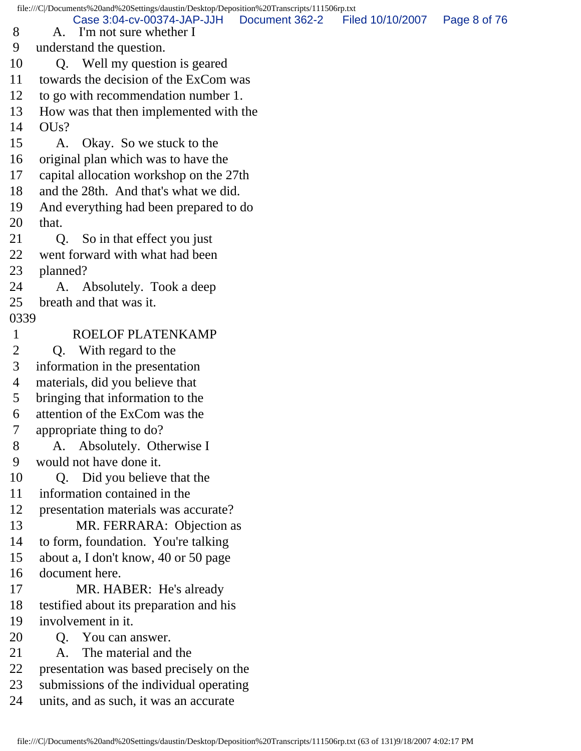8 A. I'm not sure whether I
9 understand the question.
10 Q. Well my question is geared
11 towards the decision of the ExCom was
12 to go with recommendation number 1.
13 How was that then implemented with the
14 OUs?
15 A. Okay. So we stuck to the
16 original plan which was to have the
17 capital allocation workshop on the 27th
18 and the 28th. And that's what we did.
19 And everything had been prepared to do
20 that.
21 Q. So in that effect you just
22 went forward with what had been
23 planned?
24 A. Absolutely. Took a deep
25 breath and that was it.

0339

1 ROELOF PLATENKAMP
2 Q. With regard to the
3 information in the presentation
4 materials, did you believe that
5 bringing that information to the
6 attention of the ExCom was the
7 appropriate thing to do?
8 A. Absolutely. Otherwise I
9 would not have done it.
10 Q. Did you believe that the
11 information contained in the
12 presentation materials was accurate?
13 MR. FERRARA: Objection as
14 to form, foundation. You're talking
15 about a, I don't know, 40 or 50 page
16 document here.
17 MR. HABER: He's already
18 testified about its preparation and his
19 involvement in it.
20 Q. You can answer.
21 A. The material and the
22 presentation was based precisely on the
23 submissions of the individual operating
24 units, and as such, it was an accurate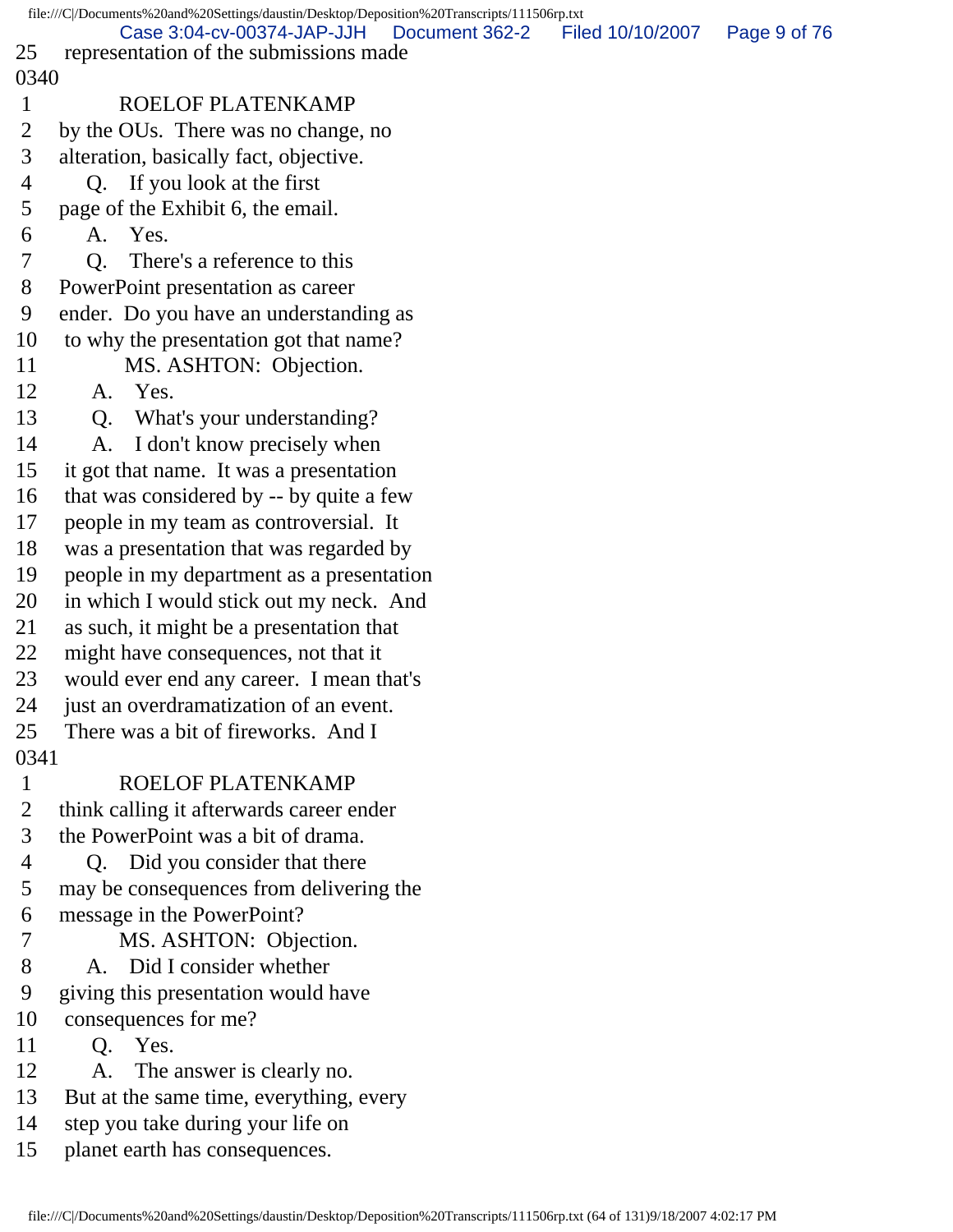25 representation of the submissions made
0340
1 ROELOF PLATENKAMP
2 by the OUs. There was no change, no
3 alteration, basically fact, objective.
4 Q. If you look at the first
5 page of the Exhibit 6, the email.
6 A. Yes.
7 Q. There's a reference to this
8 PowerPoint presentation as career
9 ender. Do you have an understanding as
10 to why the presentation got that name?
11 MS. ASHTON: Objection.
12 A. Yes.
13 Q. What's your understanding?
14 A. I don't know precisely when
15 it got that name. It was a presentation
16 that was considered by -- by quite a few
17 people in my team as controversial. It
18 was a presentation that was regarded by
19 people in my department as a presentation
20 in which I would stick out my neck. And
21 as such, it might be a presentation that
22 might have consequences, not that it
23 would ever end any career. I mean that's
24 just an overdramatization of an event.
25 There was a bit of fireworks. And I
0341
1 ROELOF PLATENKAMP
2 think calling it afterwards career ender
3 the PowerPoint was a bit of drama.
4 Q. Did you consider that there
5 may be consequences from delivering the
6 message in the PowerPoint?
7 MS. ASHTON: Objection.
8 A. Did I consider whether
9 giving this presentation would have
10 consequences for me?
11 Q. Yes.
12 A. The answer is clearly no.
13 But at the same time, everything, every
14 step you take during your life on
15 planet earth has consequences.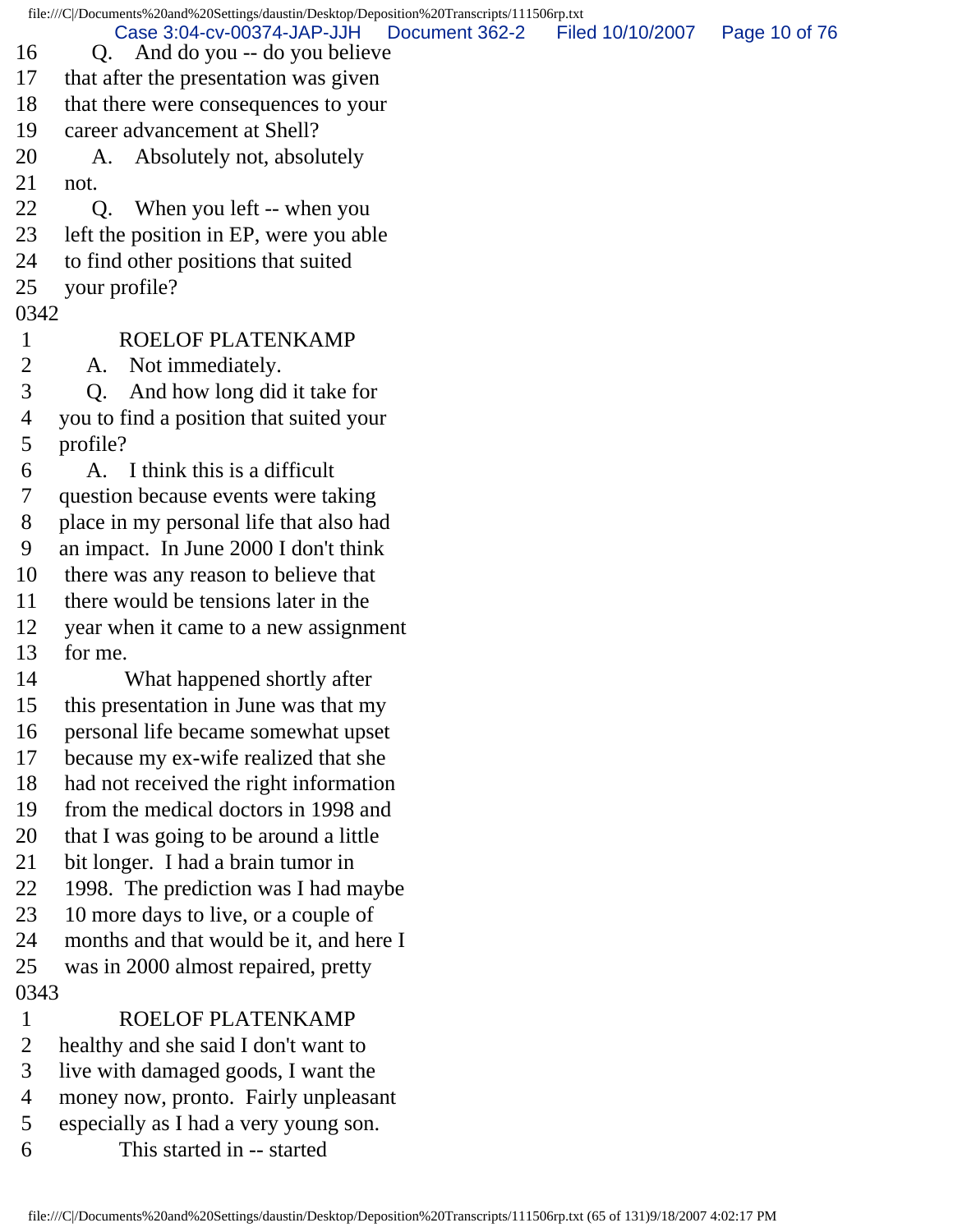16 Q. And do you -- do you believe
17 that after the presentation was given
18 that there were consequences to your
19 career advancement at Shell?
20 A. Absolutely not, absolutely
21 not.
22 Q. When you left -- when you
23 left the position in EP, were you able
24 to find other positions that suited
25 your profile?

0342

1 ROELOF PLATENKAMP
2 A. Not immediately.
3 Q. And how long did it take for
4 you to find a position that suited your
5 profile?
6 A. I think this is a difficult
7 question because events were taking
8 place in my personal life that also had
9 an impact. In June 2000 I don't think
10 there was any reason to believe that
11 there would be tensions later in the
12 year when it came to a new assignment
13 for me.
14 What happened shortly after
15 this presentation in June was that my
16 personal life became somewhat upset
17 because my ex-wife realized that she
18 had not received the right information
19 from the medical doctors in 1998 and
20 that I was going to be around a little
21 bit longer. I had a brain tumor in
22 1998. The prediction was I had maybe
23 10 more days to live, or a couple of
24 months and that would be it, and here I
25 was in 2000 almost repaired, pretty

0343

1 ROELOF PLATENKAMP
2 healthy and she said I don't want to
3 live with damaged goods, I want the
4 money now, pronto. Fairly unpleasant
5 especially as I had a very young son.
6 This started in -- started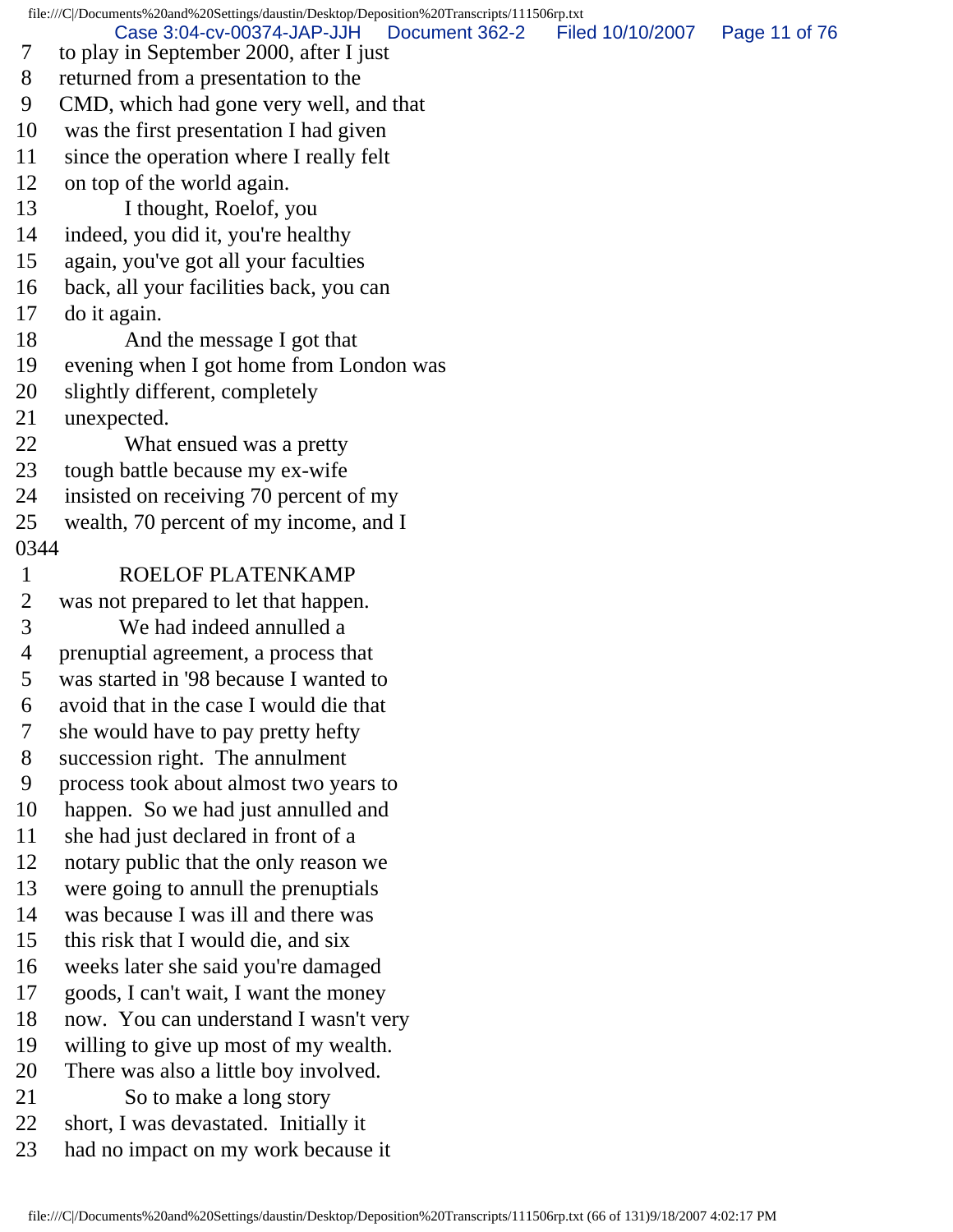7 to play in September 2000, after I just
8 returned from a presentation to the
9 CMD, which had gone very well, and that
10 was the first presentation I had given
11 since the operation where I really felt
12 on top of the world again.
13 I thought, Roelof, you
14 indeed, you did it, you're healthy
15 again, you've got all your faculties
16 back, all your facilities back, you can
17 do it again.
18 And the message I got that
19 evening when I got home from London was
20 slightly different, completely
21 unexpected.
22 What ensued was a pretty
23 tough battle because my ex-wife
24 insisted on receiving 70 percent of my
25 wealth, 70 percent of my income, and I

0344

1 ROELOF PLATENKAMP
2 was not prepared to let that happen.
3 We had indeed annulled a
4 prenuptial agreement, a process that
5 was started in '98 because I wanted to
6 avoid that in the case I would die that
7 she would have to pay pretty hefty
8 succession right. The annulment
9 process took about almost two years to
10 happen. So we had just annulled and
11 she had just declared in front of a
12 notary public that the only reason we
13 were going to annull the prenuptials
14 was because I was ill and there was
15 this risk that I would die, and six
16 weeks later she said you're damaged
17 goods, I can't wait, I want the money
18 now. You can understand I wasn't very
19 willing to give up most of my wealth.
20 There was also a little boy involved.
21 So to make a long story
22 short, I was devastated. Initially it
23 had no impact on my work because it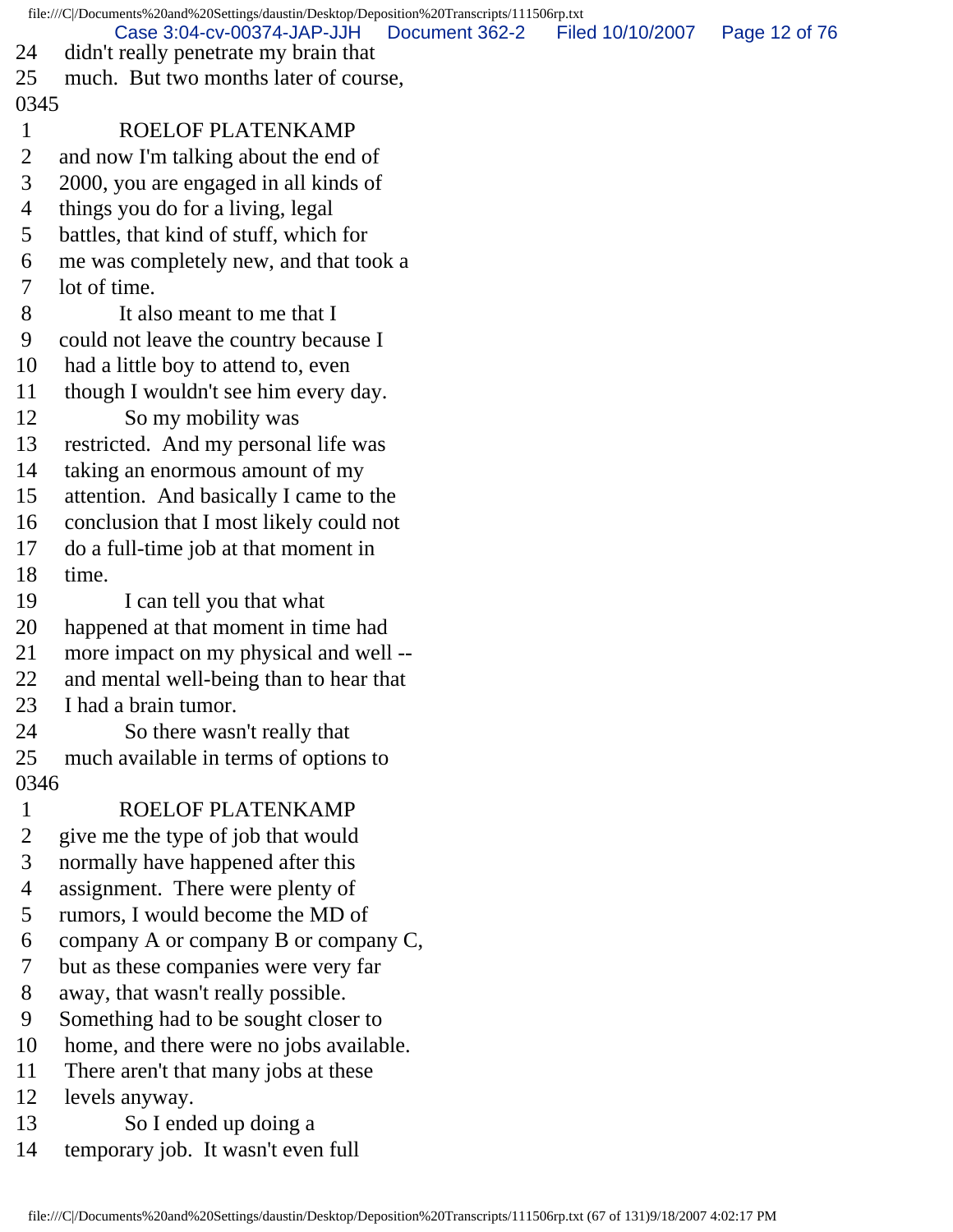24 didn't really penetrate my brain that
25 much. But two months later of course,

0345

1 ROELOF PLATENKAMP
2 and now I'm talking about the end of
3 2000, you are engaged in all kinds of
4 things you do for a living, legal
5 battles, that kind of stuff, which for
6 me was completely new, and that took a
7 lot of time.
8 It also meant to me that I
9 could not leave the country because I
10 had a little boy to attend to, even
11 though I wouldn't see him every day.
12 So my mobility was
13 restricted. And my personal life was
14 taking an enormous amount of my
15 attention. And basically I came to the
16 conclusion that I most likely could not
17 do a full-time job at that moment in
18 time.
19 I can tell you that what
20 happened at that moment in time had
21 more impact on my physical and well --
22 and mental well-being than to hear that
23 I had a brain tumor.
24 So there wasn't really that
25 much available in terms of options to

0346

1 ROELOF PLATENKAMP
2 give me the type of job that would
3 normally have happened after this
4 assignment. There were plenty of
5 rumors, I would become the MD of
6 company A or company B or company C,
7 but as these companies were very far
8 away, that wasn't really possible.
9 Something had to be sought closer to
10 home, and there were no jobs available.
11 There aren't that many jobs at these
12 levels anyway.
13 So I ended up doing a
14 temporary job. It wasn't even full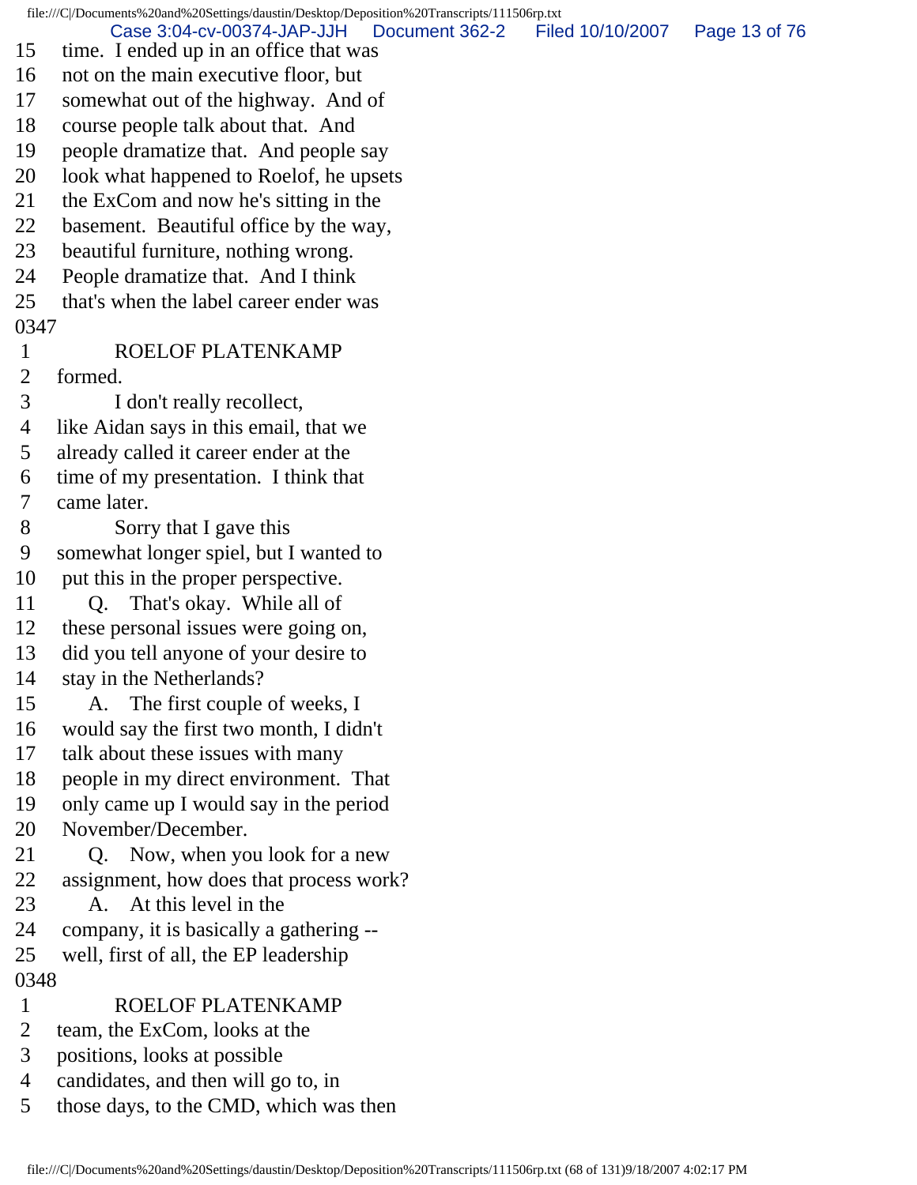15 time. I ended up in an office that was
16 not on the main executive floor, but
17 somewhat out of the highway. And of
18 course people talk about that. And
19 people dramatize that. And people say
20 look what happened to Roelof, he upsets
21 the ExCom and now he's sitting in the
22 basement. Beautiful office by the way,
23 beautiful furniture, nothing wrong.
24 People dramatize that. And I think
25 that's when the label career ender was

0347

1 ROELOF PLATENKAMP
2 formed.
3 I don't really recollect,
4 like Aidan says in this email, that we
5 already called it career ender at the
6 time of my presentation. I think that
7 came later.
8 Sorry that I gave this
9 somewhat longer spiel, but I wanted to
10 put this in the proper perspective.
11 Q. That's okay. While all of
12 these personal issues were going on,
13 did you tell anyone of your desire to
14 stay in the Netherlands?
15 A. The first couple of weeks, I
16 would say the first two month, I didn't
17 talk about these issues with many
18 people in my direct environment. That
19 only came up I would say in the period
20 November/December.
21 Q. Now, when you look for a new
22 assignment, how does that process work?
23 A. At this level in the
24 company, it is basically a gathering --
25 well, first of all, the EP leadership

0348

1 ROELOF PLATENKAMP
2 team, the ExCom, looks at the
3 positions, looks at possible
4 candidates, and then will go to, in
5 those days, to the CMD, which was then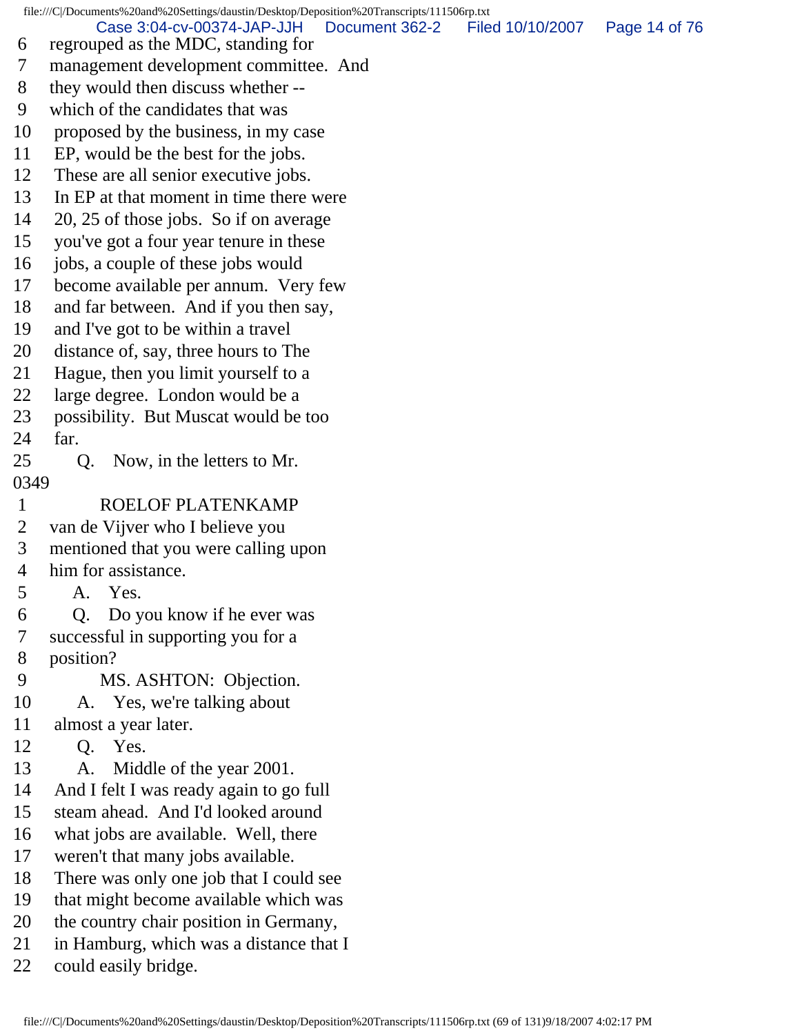6 regrouped as the MDC, standing for
7 management development committee. And
8 they would then discuss whether --
9 which of the candidates that was
10 proposed by the business, in my case
11 EP, would be the best for the jobs.
12 These are all senior executive jobs.
13 In EP at that moment in time there were
14 20, 25 of those jobs. So if on average
15 you've got a four year tenure in these
16 jobs, a couple of these jobs would
17 become available per annum. Very few
18 and far between. And if you then say,
19 and I've got to be within a travel
20 distance of, say, three hours to The
21 Hague, then you limit yourself to a
22 large degree. London would be a
23 possibility. But Muscat would be too
24 far.
25 Q. Now, in the letters to Mr.

0349

1 ROELOF PLATENKAMP
2 van de Vijver who I believe you
3 mentioned that you were calling upon
4 him for assistance.
5 A. Yes.
6 Q. Do you know if he ever was
7 successful in supporting you for a
8 position?
9 MS. ASHTON: Objection.
10 A. Yes, we're talking about
11 almost a year later.
12 Q. Yes.
13 A. Middle of the year 2001.
14 And I felt I was ready again to go full
15 steam ahead. And I'd looked around
16 what jobs are available. Well, there
17 weren't that many jobs available.
18 There was only one job that I could see
19 that might become available which was
20 the country chair position in Germany,
21 in Hamburg, which was a distance that I
22 could easily bridge.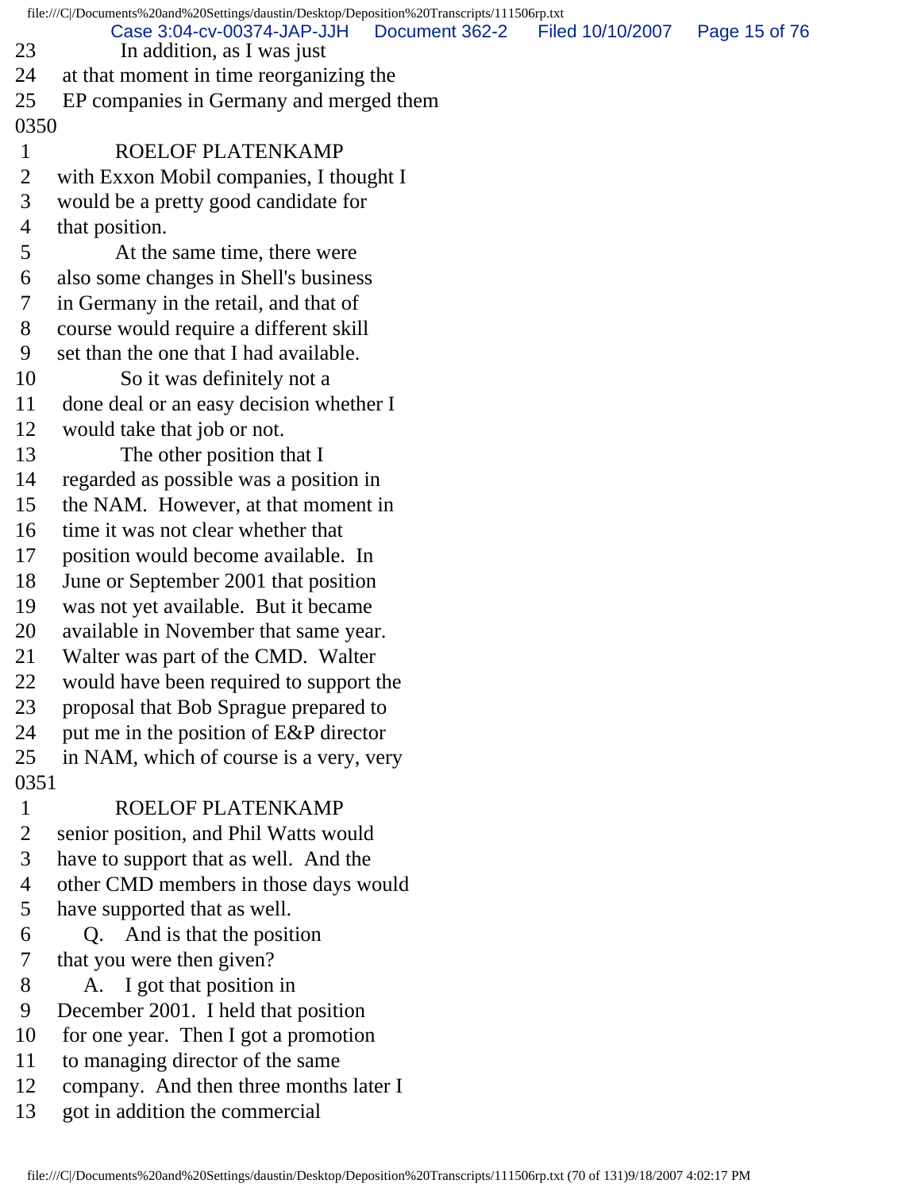23 In addition, as I was just
24 at that moment in time reorganizing the
25 EP companies in Germany and merged them
0350
1 ROELOF PLATENKAMP
2 with Exxon Mobil companies, I thought I
3 would be a pretty good candidate for
4 that position.
5 At the same time, there were
6 also some changes in Shell's business
7 in Germany in the retail, and that of
8 course would require a different skill
9 set than the one that I had available.
10 So it was definitely not a
11 done deal or an easy decision whether I
12 would take that job or not.
13 The other position that I
14 regarded as possible was a position in
15 the NAM. However, at that moment in
16 time it was not clear whether that
17 position would become available. In
18 June or September 2001 that position
19 was not yet available. But it became
20 available in November that same year.
21 Walter was part of the CMD. Walter
22 would have been required to support the
23 proposal that Bob Sprague prepared to
24 put me in the position of E&P director
25 in NAM, which of course is a very, very
0351
1 ROELOF PLATENKAMP
2 senior position, and Phil Watts would
3 have to support that as well. And the
4 other CMD members in those days would
5 have supported that as well.
6 Q. And is that the position
7 that you were then given?
8 A. I got that position in
9 December 2001. I held that position
10 for one year. Then I got a promotion
11 to managing director of the same
12 company. And then three months later I
13 got in addition the commercial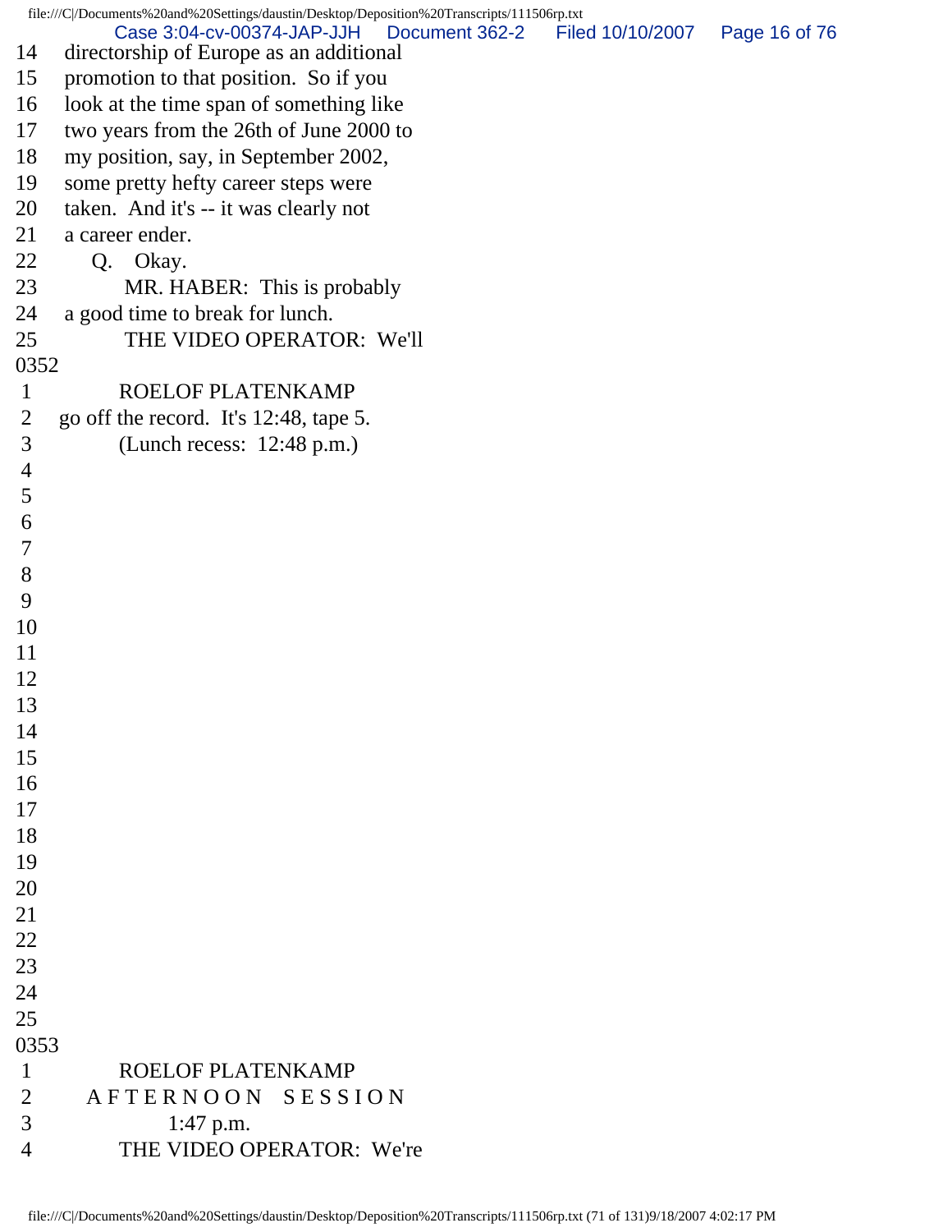14 directorship of Europe as an additional
15 promotion to that position. So if you
16 look at the time span of something like
17 two years from the 26th of June 2000 to
18 my position, say, in September 2002,
19 some pretty hefty career steps were
20 taken. And it's -- it was clearly not
21 a career ender.
22 Q. Okay.
23 MR. HABER: This is probably
24 a good time to break for lunch.
25 THE VIDEO OPERATOR: We'll

0352

1 ROELOF PLATENKAMP
2 go off the record. It's 12:48, tape 5.
3 (Lunch recess: 12:48 p.m.)
4
5
6
7
8
9
10
11
12
13
14
15
16
17
18
19
20
21
22
23
24
25

0353

1 ROELOF PLATENKAMP
2 A F T E R N O O N S E S S I O N
3 1:47 p.m.
4 THE VIDEO OPERATOR: We're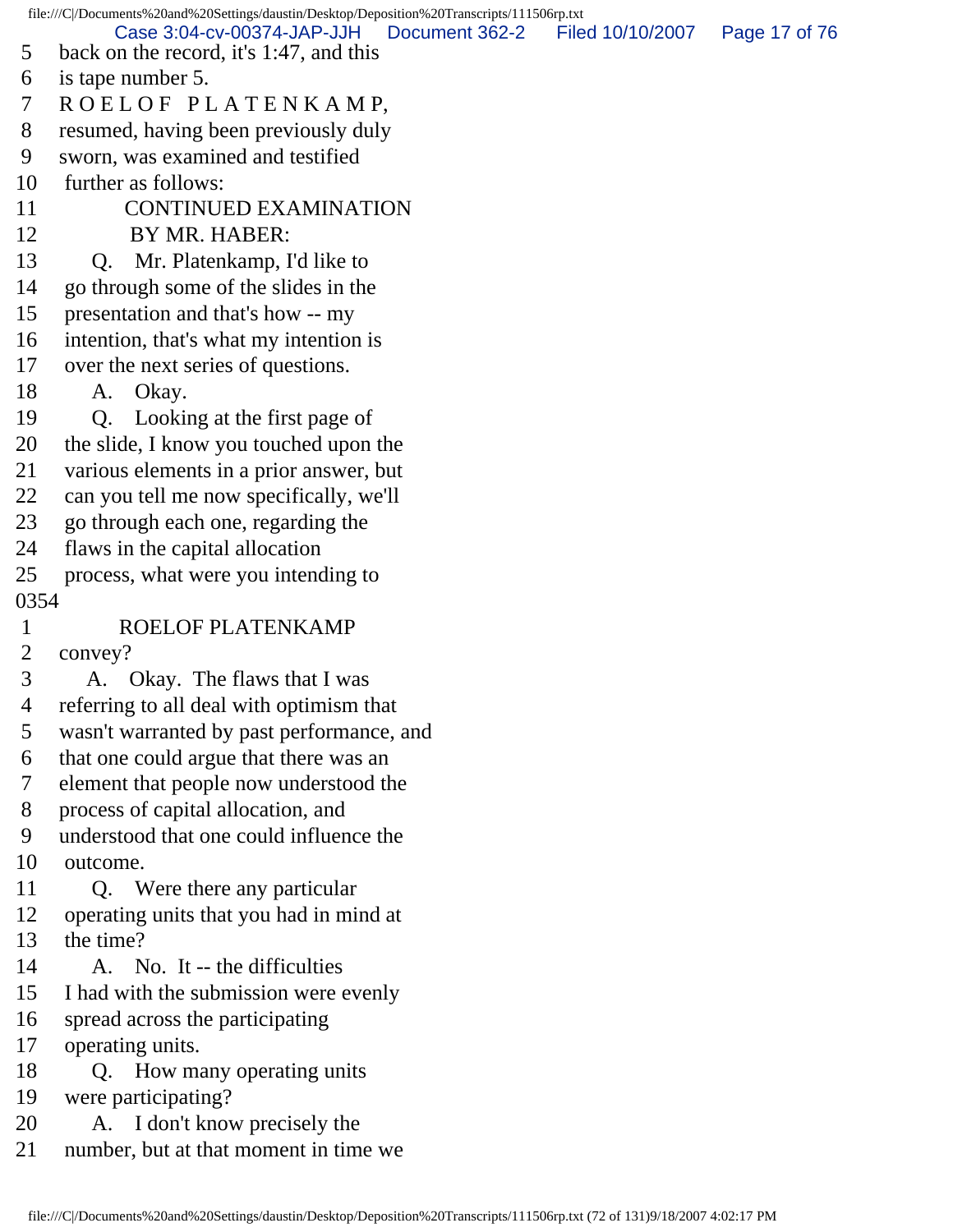5 back on the record, it's 1:47, and this
6 is tape number 5.
7 R O E L O F P L A T E N K A M P,
8 resumed, having been previously duly
9 sworn, was examined and testified
10 further as follows:
11 CONTINUED EXAMINATION
12 BY MR. HABER:
13 Q. Mr. Platenkamp, I'd like to
14 go through some of the slides in the
15 presentation and that's how -- my
16 intention, that's what my intention is
17 over the next series of questions.
18 A. Okay.
19 Q. Looking at the first page of
20 the slide, I know you touched upon the
21 various elements in a prior answer, but
22 can you tell me now specifically, we'll
23 go through each one, regarding the
24 flaws in the capital allocation
25 process, what were you intending to
0354
1 ROELOF PLATENKAMP
2 convey?
3 A. Okay. The flaws that I was
4 referring to all deal with optimism that
5 wasn't warranted by past performance, and
6 that one could argue that there was an
7 element that people now understood the
8 process of capital allocation, and
9 understood that one could influence the
10 outcome.
11 Q. Were there any particular
12 operating units that you had in mind at
13 the time?
14 A. No. It -- the difficulties
15 I had with the submission were evenly
16 spread across the participating
17 operating units.
18 Q. How many operating units
19 were participating?
20 A. I don't know precisely the
21 number, but at that moment in time we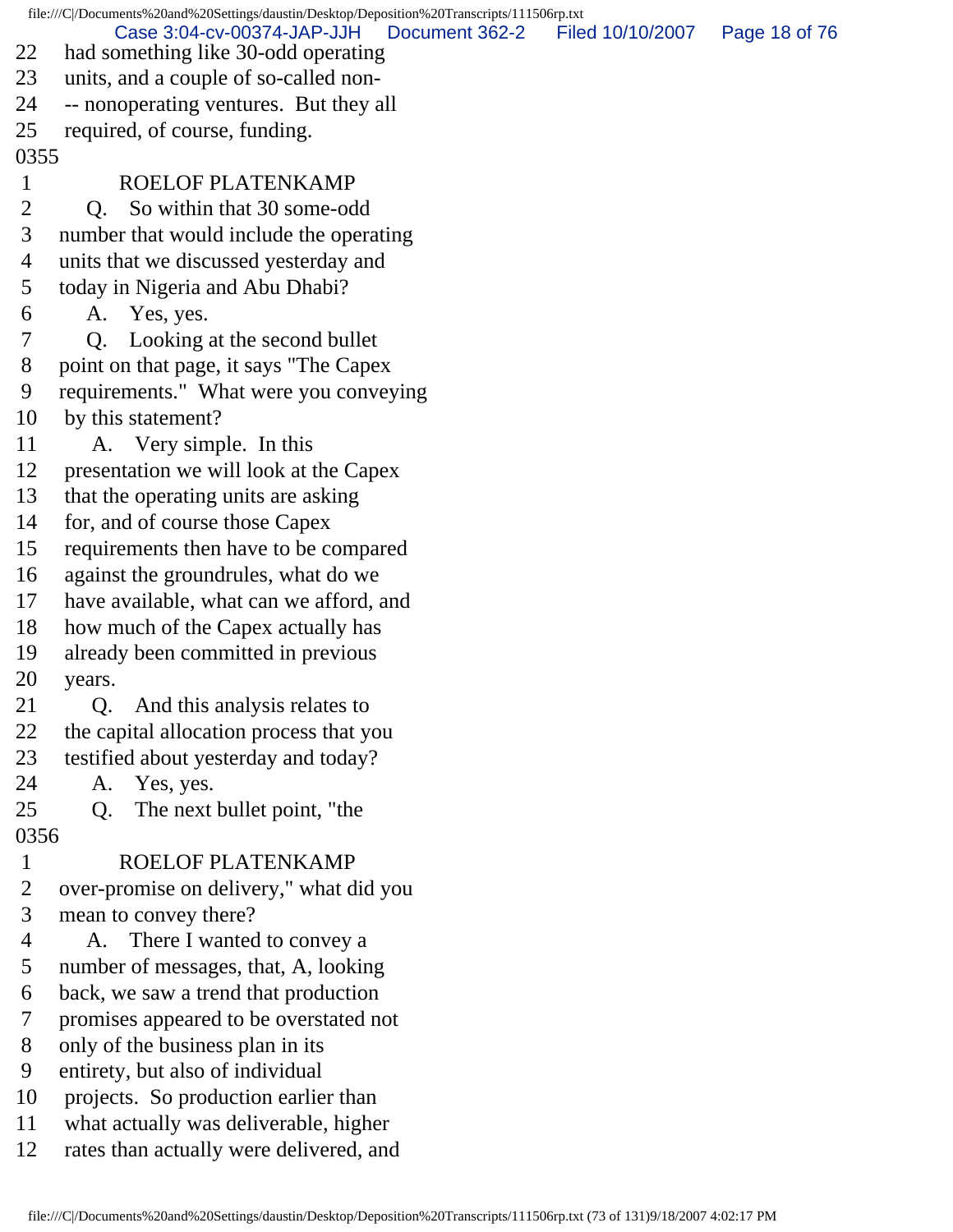22 had something like 30-odd operating
23 units, and a couple of so-called non-
24 -- nonoperating ventures. But they all
25 required, of course, funding.

0355

1 ROELOF PLATENKAMP
2 Q. So within that 30 some-odd
3 number that would include the operating
4 units that we discussed yesterday and
5 today in Nigeria and Abu Dhabi?
6 A. Yes, yes.
7 Q. Looking at the second bullet
8 point on that page, it says "The Capex
9 requirements." What were you conveying
10 by this statement?
11 A. Very simple. In this
12 presentation we will look at the Capex
13 that the operating units are asking
14 for, and of course those Capex
15 requirements then have to be compared
16 against the groundrules, what do we
17 have available, what can we afford, and
18 how much of the Capex actually has
19 already been committed in previous
20 years.
21 Q. And this analysis relates to
22 the capital allocation process that you
23 testified about yesterday and today?
24 A. Yes, yes.
25 Q. The next bullet point, "the

0356

1 ROELOF PLATENKAMP
2 over-promise on delivery," what did you
3 mean to convey there?
4 A. There I wanted to convey a
5 number of messages, that, A, looking
6 back, we saw a trend that production
7 promises appeared to be overstated not
8 only of the business plan in its
9 entirety, but also of individual
10 projects. So production earlier than
11 what actually was deliverable, higher
12 rates than actually were delivered, and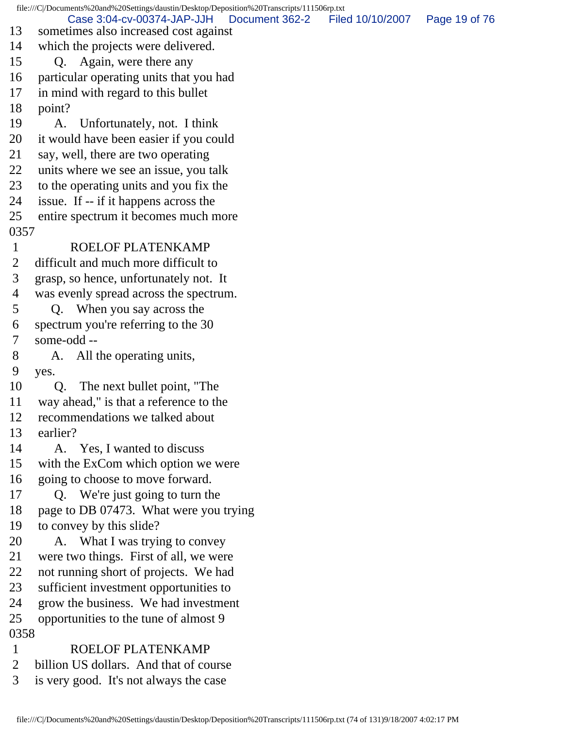13 sometimes also increased cost against
14 which the projects were delivered.
15 Q. Again, were there any
16 particular operating units that you had
17 in mind with regard to this bullet
18 point?
19 A. Unfortunately, not. I think
20 it would have been easier if you could
21 say, well, there are two operating
22 units where we see an issue, you talk
23 to the operating units and you fix the
24 issue. If -- if it happens across the
25 entire spectrum it becomes much more

0357

1 ROELOF PLATENKAMP
2 difficult and much more difficult to
3 grasp, so hence, unfortunately not. It
4 was evenly spread across the spectrum.
5 Q. When you say across the
6 spectrum you're referring to the 30
7 some-odd --
8 A. All the operating units,
9 yes.
10 Q. The next bullet point, "The
11 way ahead," is that a reference to the
12 recommendations we talked about
13 earlier?
14 A. Yes, I wanted to discuss
15 with the ExCom which option we were
16 going to choose to move forward.
17 Q. We're just going to turn the
18 page to DB 07473. What were you trying
19 to convey by this slide?
20 A. What I was trying to convey
21 were two things. First of all, we were
22 not running short of projects. We had
23 sufficient investment opportunities to
24 grow the business. We had investment
25 opportunities to the tune of almost 9

0358

1 ROELOF PLATENKAMP
2 billion US dollars. And that of course
3 is very good. It's not always the case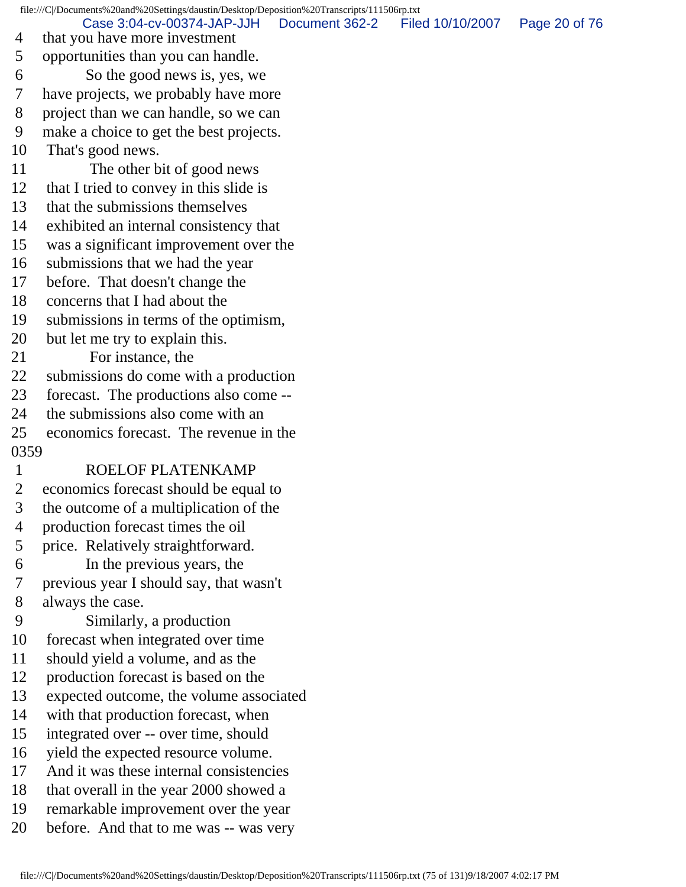4 that you have more investment
5 opportunities than you can handle.
6 So the good news is, yes, we
7 have projects, we probably have more
8 project than we can handle, so we can
9 make a choice to get the best projects.
10 That's good news.
11 The other bit of good news
12 that I tried to convey in this slide is
13 that the submissions themselves
14 exhibited an internal consistency that
15 was a significant improvement over the
16 submissions that we had the year
17 before. That doesn't change the
18 concerns that I had about the
19 submissions in terms of the optimism,
20 but let me try to explain this.
21 For instance, the
22 submissions do come with a production
23 forecast. The productions also come --
24 the submissions also come with an
25 economics forecast. The revenue in the

0359

1 ROELOF PLATENKAMP
2 economics forecast should be equal to
3 the outcome of a multiplication of the
4 production forecast times the oil
5 price. Relatively straightforward.
6 In the previous years, the
7 previous year I should say, that wasn't
8 always the case.
9 Similarly, a production
10 forecast when integrated over time
11 should yield a volume, and as the
12 production forecast is based on the
13 expected outcome, the volume associated
14 with that production forecast, when
15 integrated over -- over time, should
16 yield the expected resource volume.
17 And it was these internal consistencies
18 that overall in the year 2000 showed a
19 remarkable improvement over the year
20 before. And that to me was -- was very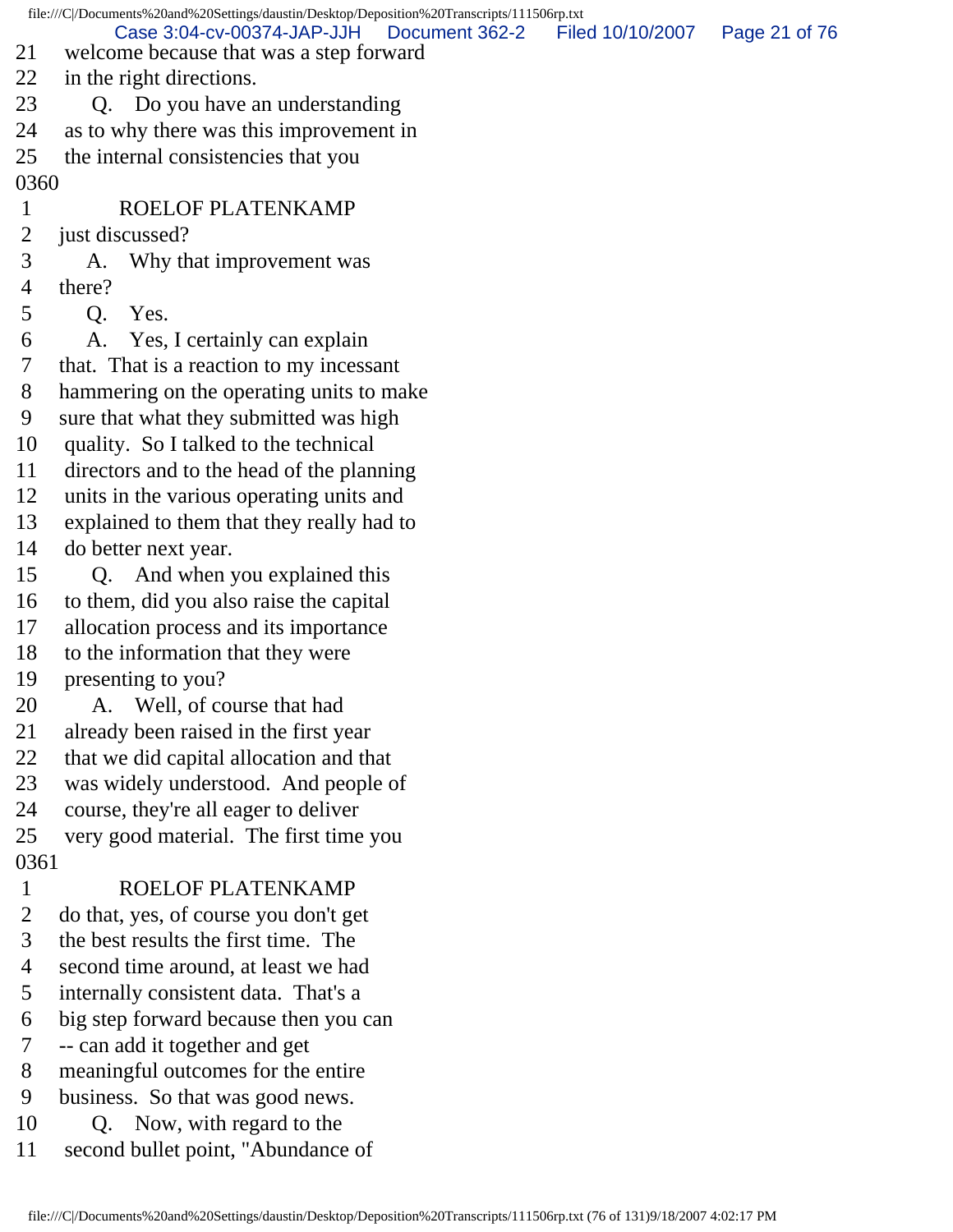21 welcome because that was a step forward
22 in the right directions.
23 Q. Do you have an understanding
24 as to why there was this improvement in
25 the internal consistencies that you
0360
1 ROELOF PLATENKAMP
2 just discussed?
3 A. Why that improvement was
4 there?
5 Q. Yes.
6 A. Yes, I certainly can explain
7 that. That is a reaction to my incessant
8 hammering on the operating units to make
9 sure that what they submitted was high
10 quality. So I talked to the technical
11 directors and to the head of the planning
12 units in the various operating units and
13 explained to them that they really had to
14 do better next year.
15 Q. And when you explained this
16 to them, did you also raise the capital
17 allocation process and its importance
18 to the information that they were
19 presenting to you?
20 A. Well, of course that had
21 already been raised in the first year
22 that we did capital allocation and that
23 was widely understood. And people of
24 course, they're all eager to deliver
25 very good material. The first time you
0361
1 ROELOF PLATENKAMP
2 do that, yes, of course you don't get
3 the best results the first time. The
4 second time around, at least we had
5 internally consistent data. That's a
6 big step forward because then you can
7 -- can add it together and get
8 meaningful outcomes for the entire
9 business. So that was good news.
10 Q. Now, with regard to the
11 second bullet point, "Abundance of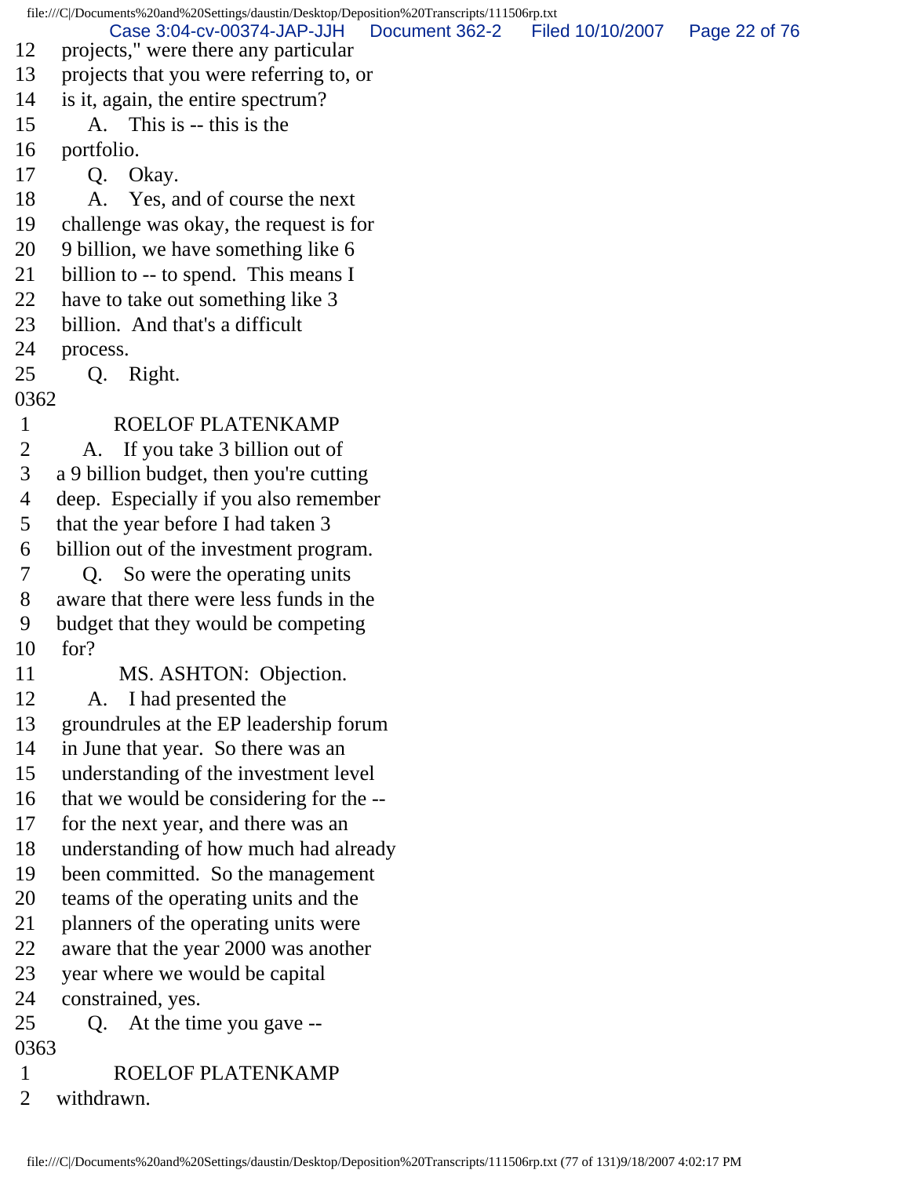12 projects," were there any particular
13 projects that you were referring to, or
14 is it, again, the entire spectrum?
15 A. This is -- this is the
16 portfolio.
17 Q. Okay.
18 A. Yes, and of course the next
19 challenge was okay, the request is for
20 9 billion, we have something like 6
21 billion to -- to spend. This means I
22 have to take out something like 3
23 billion. And that's a difficult
24 process.
25 Q. Right.
0362
1 ROELOF PLATENKAMP
2 A. If you take 3 billion out of
3 a 9 billion budget, then you're cutting
4 deep. Especially if you also remember
5 that the year before I had taken 3
6 billion out of the investment program.
7 Q. So were the operating units
8 aware that there were less funds in the
9 budget that they would be competing
10 for?
11 MS. ASHTON: Objection.
12 A. I had presented the
13 groundrules at the EP leadership forum
14 in June that year. So there was an
15 understanding of the investment level
16 that we would be considering for the --
17 for the next year, and there was an
18 understanding of how much had already
19 been committed. So the management
20 teams of the operating units and the
21 planners of the operating units were
22 aware that the year 2000 was another
23 year where we would be capital
24 constrained, yes.
25 Q. At the time you gave --
0363
1 ROELOF PLATENKAMP
2 withdrawn.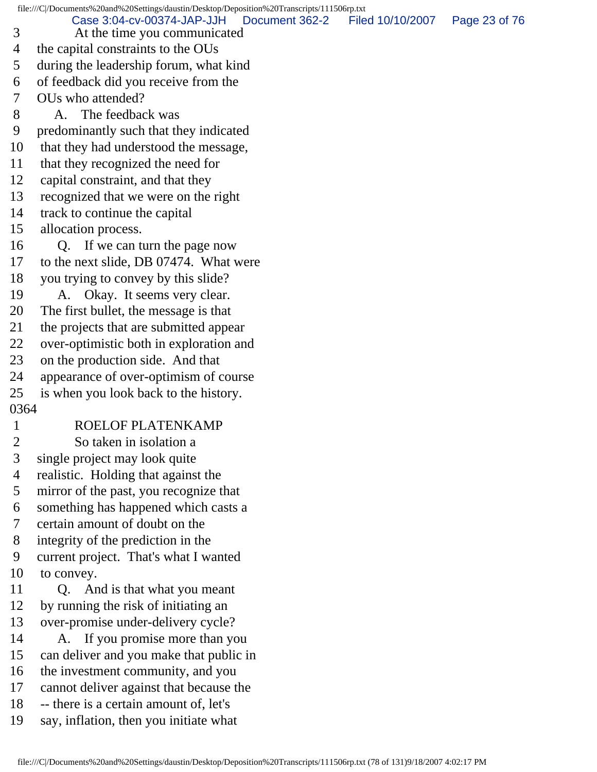3 At the time you communicated
4 the capital constraints to the OUs
5 during the leadership forum, what kind
6 of feedback did you receive from the
7 OUs who attended?
8 A. The feedback was
9 predominantly such that they indicated
10 that they had understood the message,
11 that they recognized the need for
12 capital constraint, and that they
13 recognized that we were on the right
14 track to continue the capital
15 allocation process.
16 Q. If we can turn the page now
17 to the next slide, DB 07474. What were
18 you trying to convey by this slide?
19 A. Okay. It seems very clear.
20 The first bullet, the message is that
21 the projects that are submitted appear
22 over-optimistic both in exploration and
23 on the production side. And that
24 appearance of over-optimism of course
25 is when you look back to the history.

0364

1 ROELOF PLATENKAMP
2 So taken in isolation a
3 single project may look quite
4 realistic. Holding that against the
5 mirror of the past, you recognize that
6 something has happened which casts a
7 certain amount of doubt on the
8 integrity of the prediction in the
9 current project. That's what I wanted
10 to convey.
11 Q. And is that what you meant
12 by running the risk of initiating an
13 over-promise under-delivery cycle?
14 A. If you promise more than you
15 can deliver and you make that public in
16 the investment community, and you
17 cannot deliver against that because the
18 -- there is a certain amount of, let's
19 say, inflation, then you initiate what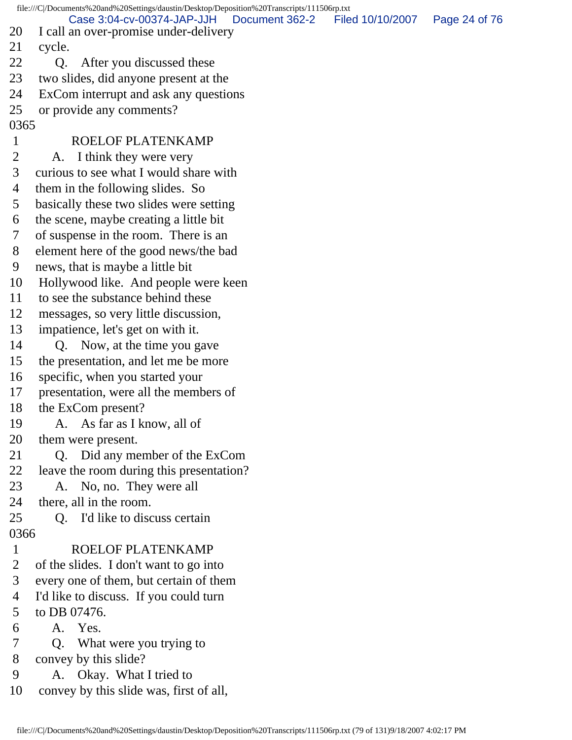20 I call an over-promise under-delivery
21 cycle.
22 Q. After you discussed these
23 two slides, did anyone present at the
24 ExCom interrupt and ask any questions
25 or provide any comments?

0365

1 ROELOF PLATENKAMP
2 A. I think they were very
3 curious to see what I would share with
4 them in the following slides. So
5 basically these two slides were setting
6 the scene, maybe creating a little bit
7 of suspense in the room. There is an
8 element here of the good news/the bad
9 news, that is maybe a little bit
10 Hollywood like. And people were keen
11 to see the substance behind these
12 messages, so very little discussion,
13 impatience, let's get on with it.
14 Q. Now, at the time you gave
15 the presentation, and let me be more
16 specific, when you started your
17 presentation, were all the members of
18 the ExCom present?
19 A. As far as I know, all of
20 them were present.
21 Q. Did any member of the ExCom
22 leave the room during this presentation?
23 A. No, no. They were all
24 there, all in the room.
25 Q. I'd like to discuss certain

0366

1 ROELOF PLATENKAMP
2 of the slides. I don't want to go into
3 every one of them, but certain of them
4 I'd like to discuss. If you could turn
5 to DB 07476.
6 A. Yes.
7 Q. What were you trying to
8 convey by this slide?
9 A. Okay. What I tried to
10 convey by this slide was, first of all,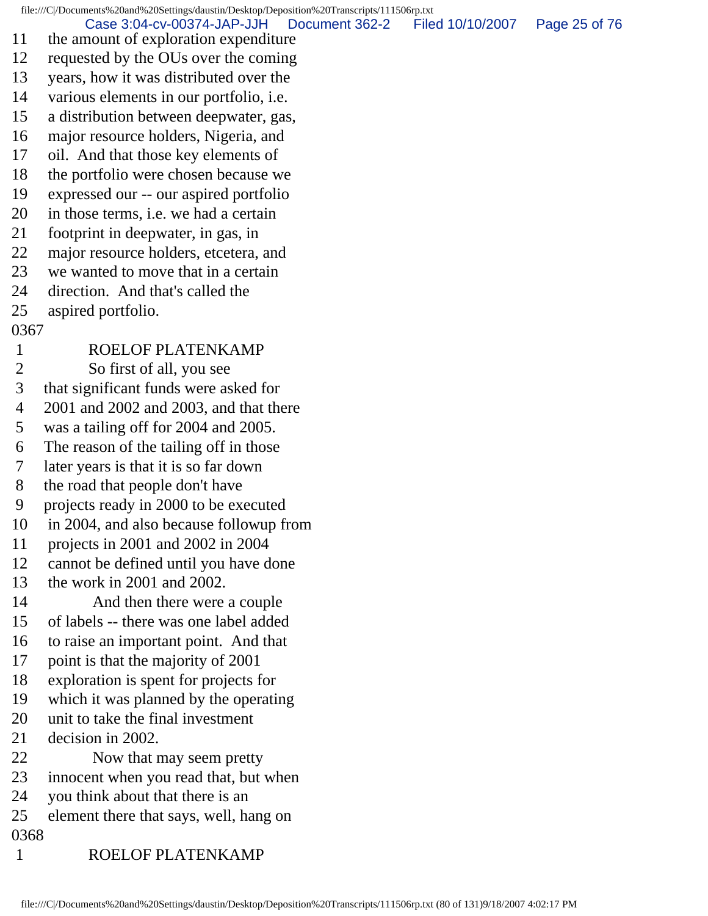11 the amount of exploration expenditure
12 requested by the OUs over the coming
13 years, how it was distributed over the
14 various elements in our portfolio, i.e.
15 a distribution between deepwater, gas,
16 major resource holders, Nigeria, and
17 oil. And that those key elements of
18 the portfolio were chosen because we
19 expressed our -- our aspired portfolio
20 in those terms, i.e. we had a certain
21 footprint in deepwater, in gas, in
22 major resource holders, etcetera, and
23 we wanted to move that in a certain
24 direction. And that's called the
25 aspired portfolio.

0367

1 ROELOF PLATENKAMP
2 So first of all, you see
3 that significant funds were asked for
4 2001 and 2002 and 2003, and that there
5 was a tailing off for 2004 and 2005.
6 The reason of the tailing off in those
7 later years is that it is so far down
8 the road that people don't have
9 projects ready in 2000 to be executed
10 in 2004, and also because followup from
11 projects in 2001 and 2002 in 2004
12 cannot be defined until you have done
13 the work in 2001 and 2002.
14 And then there were a couple
15 of labels -- there was one label added
16 to raise an important point. And that
17 point is that the majority of 2001
18 exploration is spent for projects for
19 which it was planned by the operating
20 unit to take the final investment
21 decision in 2002.
22 Now that may seem pretty
23 innocent when you read that, but when
24 you think about that there is an
25 element there that says, well, hang on

0368

1 ROELOF PLATENKAMP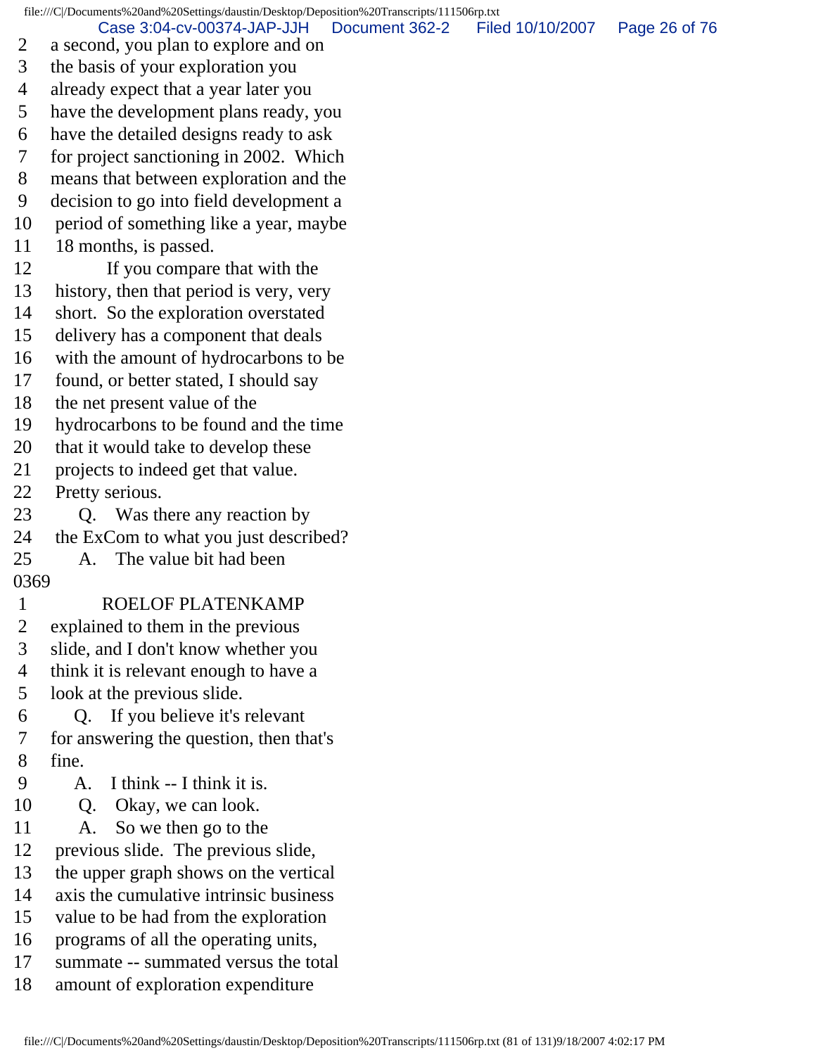2 a second, you plan to explore and on
3 the basis of your exploration you
4 already expect that a year later you
5 have the development plans ready, you
6 have the detailed designs ready to ask
7 for project sanctioning in 2002. Which
8 means that between exploration and the
9 decision to go into field development a
10 period of something like a year, maybe
11 18 months, is passed.
12 If you compare that with the
13 history, then that period is very, very
14 short. So the exploration overstated
15 delivery has a component that deals
16 with the amount of hydrocarbons to be
17 found, or better stated, I should say
18 the net present value of the
19 hydrocarbons to be found and the time
20 that it would take to develop these
21 projects to indeed get that value.
22 Pretty serious.
23 Q. Was there any reaction by
24 the ExCom to what you just described?
25 A. The value bit had been
0369
1 ROELOF PLATENKAMP
2 explained to them in the previous
3 slide, and I don't know whether you
4 think it is relevant enough to have a
5 look at the previous slide.
6 Q. If you believe it's relevant
7 for answering the question, then that's
8 fine.
9 A. I think -- I think it is.
10 Q. Okay, we can look.
11 A. So we then go to the
12 previous slide. The previous slide,
13 the upper graph shows on the vertical
14 axis the cumulative intrinsic business
15 value to be had from the exploration
16 programs of all the operating units,
17 summate -- summated versus the total
18 amount of exploration expenditure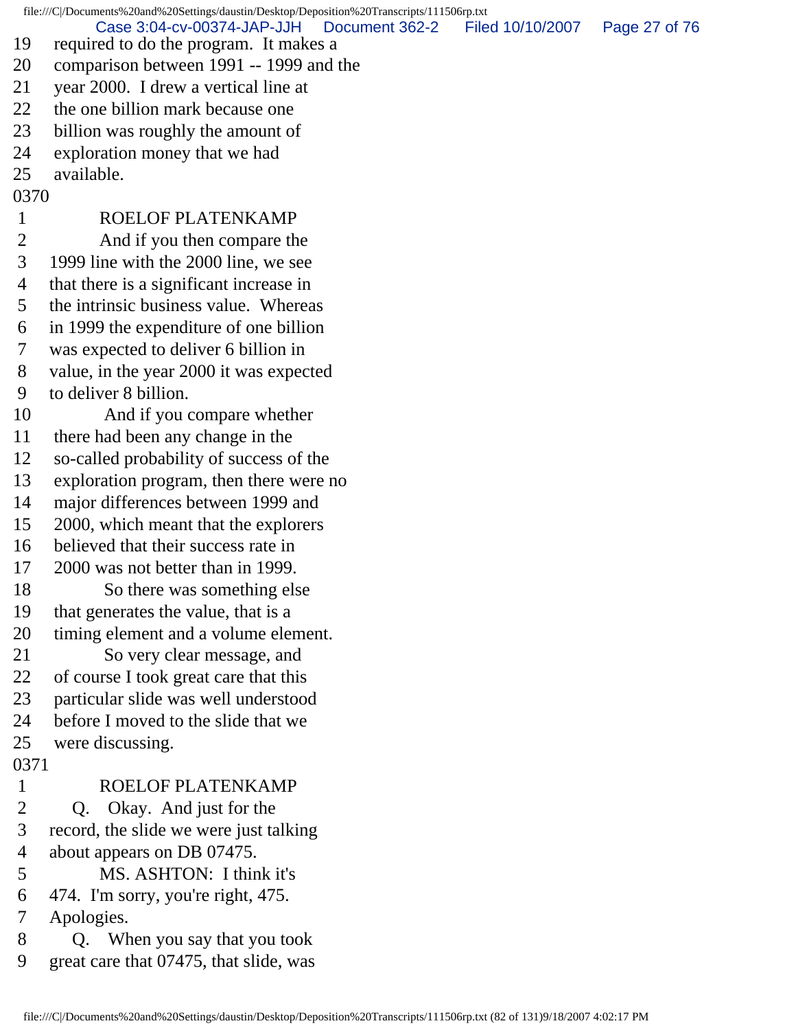19 required to do the program. It makes a
20 comparison between 1991 -- 1999 and the
21 year 2000. I drew a vertical line at
22 the one billion mark because one
23 billion was roughly the amount of
24 exploration money that we had
25 available.

0370

1 ROELOF PLATENKAMP
2 And if you then compare the
3 1999 line with the 2000 line, we see
4 that there is a significant increase in
5 the intrinsic business value. Whereas
6 in 1999 the expenditure of one billion
7 was expected to deliver 6 billion in
8 value, in the year 2000 it was expected
9 to deliver 8 billion.
10 And if you compare whether
11 there had been any change in the
12 so-called probability of success of the
13 exploration program, then there were no
14 major differences between 1999 and
15 2000, which meant that the explorers
16 believed that their success rate in
17 2000 was not better than in 1999.
18 So there was something else
19 that generates the value, that is a
20 timing element and a volume element.
21 So very clear message, and
22 of course I took great care that this
23 particular slide was well understood
24 before I moved to the slide that we
25 were discussing.

0371

1 ROELOF PLATENKAMP
2 Q. Okay. And just for the
3 record, the slide we were just talking
4 about appears on DB 07475.
5 MS. ASHTON: I think it's
6 474. I'm sorry, you're right, 475.
7 Apologies.
8 Q. When you say that you took
9 great care that 07475, that slide, was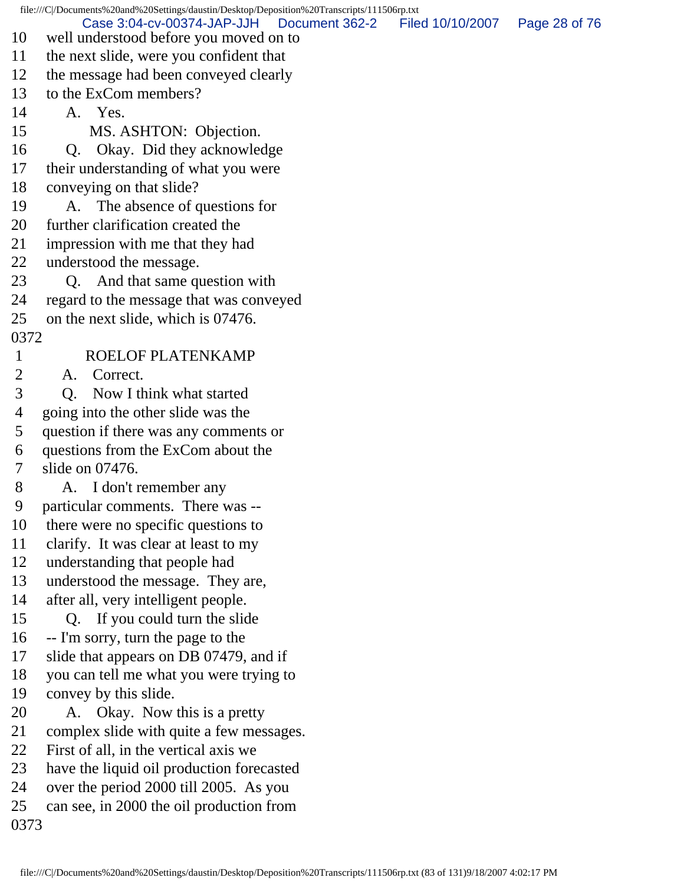10 well understood before you moved on to
11 the next slide, were you confident that
12 the message had been conveyed clearly
13 to the ExCom members?
14 A. Yes.
15 MS. ASHTON: Objection.
16 Q. Okay. Did they acknowledge
17 their understanding of what you were
18 conveying on that slide?
19 A. The absence of questions for
20 further clarification created the
21 impression with me that they had
22 understood the message.
23 Q. And that same question with
24 regard to the message that was conveyed
25 on the next slide, which is 07476.
0372
1 ROELOF PLATENKAMP
2 A. Correct.
3 Q. Now I think what started
4 going into the other slide was the
5 question if there was any comments or
6 questions from the ExCom about the
7 slide on 07476.
8 A. I don't remember any
9 particular comments. There was --
10 there were no specific questions to
11 clarify. It was clear at least to my
12 understanding that people had
13 understood the message. They are,
14 after all, very intelligent people.
15 Q. If you could turn the slide
16 -- I'm sorry, turn the page to the
17 slide that appears on DB 07479, and if
18 you can tell me what you were trying to
19 convey by this slide.
20 A. Okay. Now this is a pretty
21 complex slide with quite a few messages.
22 First of all, in the vertical axis we
23 have the liquid oil production forecasted
24 over the period 2000 till 2005. As you
25 can see, in 2000 the oil production from
0373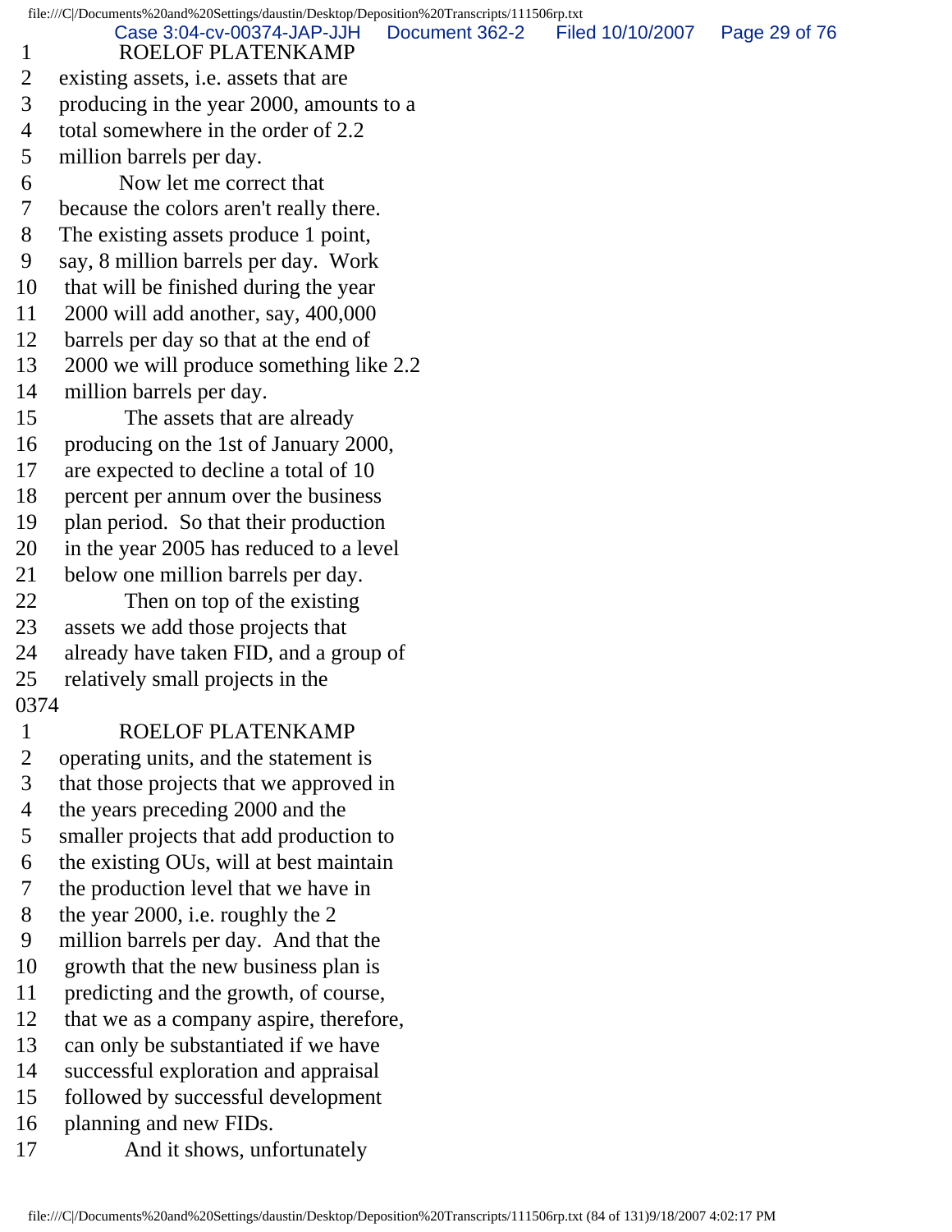1 ROELOF PLATENKAMP
2 existing assets, i.e. assets that are
3 producing in the year 2000, amounts to a
4 total somewhere in the order of 2.2
5 million barrels per day.
6 Now let me correct that
7 because the colors aren't really there.
8 The existing assets produce 1 point,
9 say, 8 million barrels per day. Work
10 that will be finished during the year
11 2000 will add another, say, 400,000
12 barrels per day so that at the end of
13 2000 we will produce something like 2.2
14 million barrels per day.
15 The assets that are already
16 producing on the 1st of January 2000,
17 are expected to decline a total of 10
18 percent per annum over the business
19 plan period. So that their production
20 in the year 2005 has reduced to a level
21 below one million barrels per day.
22 Then on top of the existing
23 assets we add those projects that
24 already have taken FID, and a group of
25 relatively small projects in the

0374

1 ROELOF PLATENKAMP
2 operating units, and the statement is
3 that those projects that we approved in
4 the years preceding 2000 and the
5 smaller projects that add production to
6 the existing OUs, will at best maintain
7 the production level that we have in
8 the year 2000, i.e. roughly the 2
9 million barrels per day. And that the
10 growth that the new business plan is
11 predicting and the growth, of course,
12 that we as a company aspire, therefore,
13 can only be substantiated if we have
14 successful exploration and appraisal
15 followed by successful development
16 planning and new FIDs.
17 And it shows, unfortunately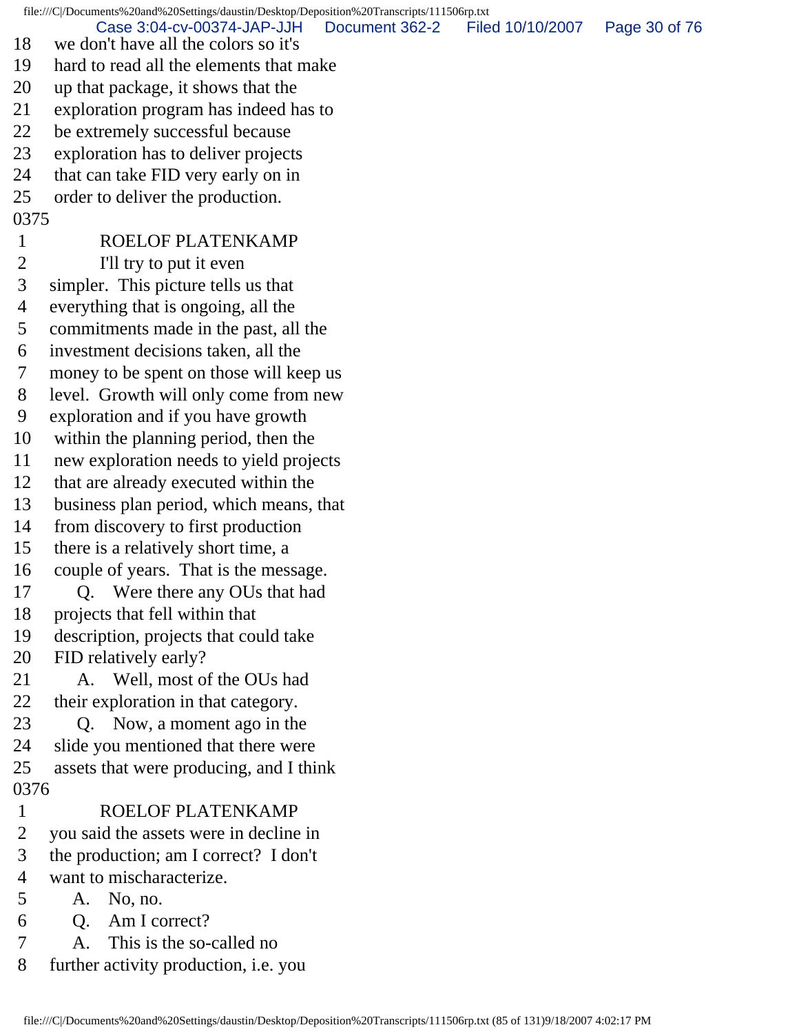18 we don't have all the colors so it's
19 hard to read all the elements that make
20 up that package, it shows that the
21 exploration program has indeed has to
22 be extremely successful because
23 exploration has to deliver projects
24 that can take FID very early on in
25 order to deliver the production.
0375
1 ROELOF PLATENKAMP
2 I'll try to put it even
3 simpler. This picture tells us that
4 everything that is ongoing, all the
5 commitments made in the past, all the
6 investment decisions taken, all the
7 money to be spent on those will keep us
8 level. Growth will only come from new
9 exploration and if you have growth
10 within the planning period, then the
11 new exploration needs to yield projects
12 that are already executed within the
13 business plan period, which means, that
14 from discovery to first production
15 there is a relatively short time, a
16 couple of years. That is the message.
17 Q. Were there any OUs that had
18 projects that fell within that
19 description, projects that could take
20 FID relatively early?
21 A. Well, most of the OUs had
22 their exploration in that category.
23 Q. Now, a moment ago in the
24 slide you mentioned that there were
25 assets that were producing, and I think
0376
1 ROELOF PLATENKAMP
2 you said the assets were in decline in
3 the production; am I correct? I don't
4 want to mischaracterize.
5 A. No, no.
6 Q. Am I correct?
7 A. This is the so-called no
8 further activity production, i.e. you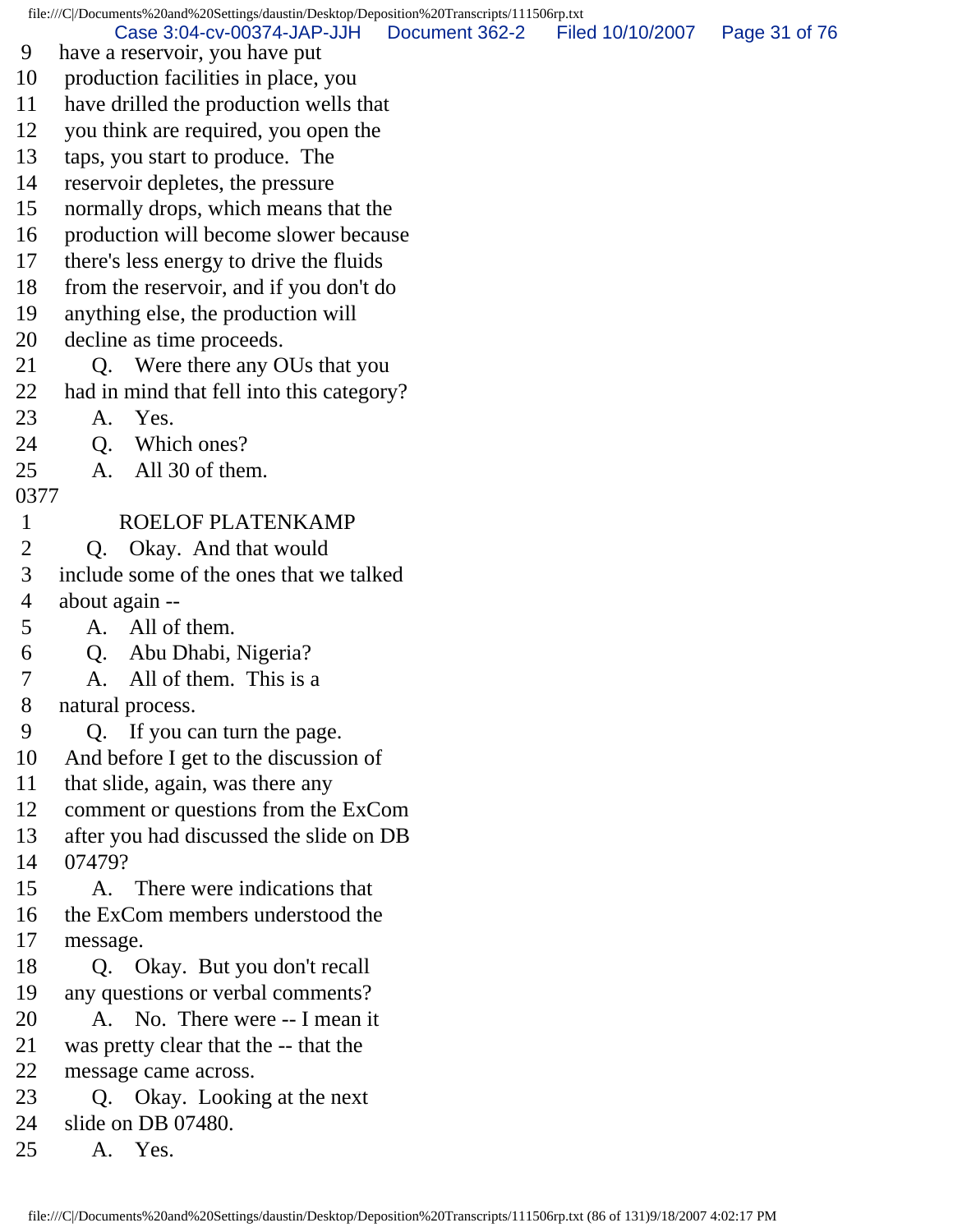9 have a reservoir, you have put
10 production facilities in place, you
11 have drilled the production wells that
12 you think are required, you open the
13 taps, you start to produce. The
14 reservoir depletes, the pressure
15 normally drops, which means that the
16 production will become slower because
17 there's less energy to drive the fluids
18 from the reservoir, and if you don't do
19 anything else, the production will
20 decline as time proceeds.
21 Q. Were there any OUs that you
22 had in mind that fell into this category?
23 A. Yes.
24 Q. Which ones?
25 A. All 30 of them.

0377

1 ROELOF PLATENKAMP
2 Q. Okay. And that would
3 include some of the ones that we talked
4 about again --
5 A. All of them.
6 Q. Abu Dhabi, Nigeria?
7 A. All of them. This is a
8 natural process.
9 Q. If you can turn the page.
10 And before I get to the discussion of
11 that slide, again, was there any
12 comment or questions from the ExCom
13 after you had discussed the slide on DB
14 07479?
15 A. There were indications that
16 the ExCom members understood the
17 message.
18 Q. Okay. But you don't recall
19 any questions or verbal comments?
20 A. No. There were -- I mean it
21 was pretty clear that the -- that the
22 message came across.
23 Q. Okay. Looking at the next
24 slide on DB 07480.
25 A. Yes.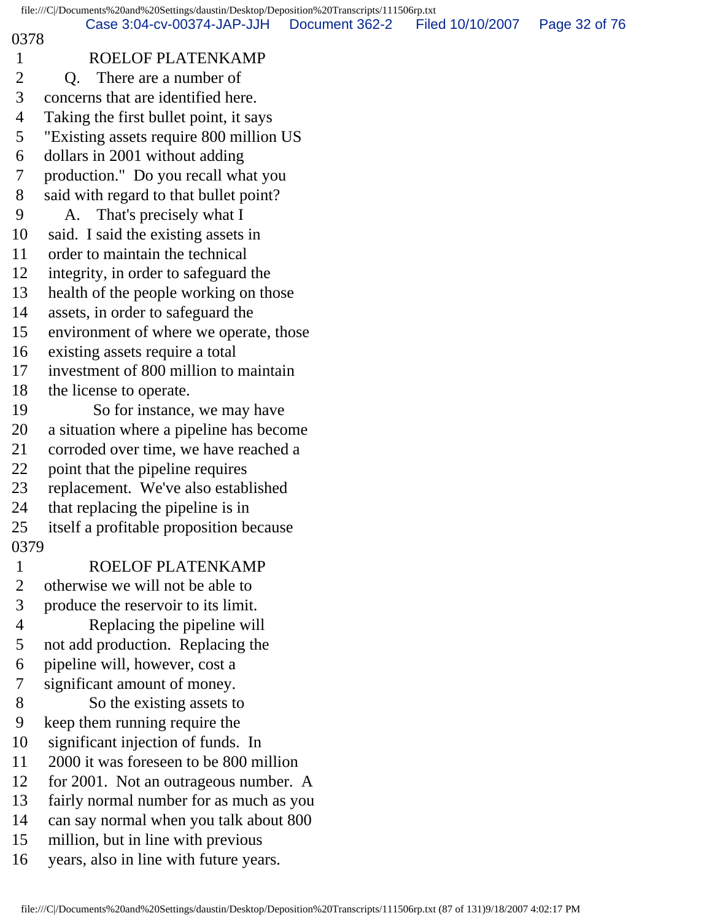0378

1 ROELOF PLATENKAMP
2 Q. There are a number of
3 concerns that are identified here.
4 Taking the first bullet point, it says
5 "Existing assets require 800 million US
6 dollars in 2001 without adding
7 production." Do you recall what you
8 said with regard to that bullet point?
9 A. That's precisely what I
10 said. I said the existing assets in
11 order to maintain the technical
12 integrity, in order to safeguard the
13 health of the people working on those
14 assets, in order to safeguard the
15 environment of where we operate, those
16 existing assets require a total
17 investment of 800 million to maintain
18 the license to operate.
19 So for instance, we may have
20 a situation where a pipeline has become
21 corroded over time, we have reached a
22 point that the pipeline requires
23 replacement. We've also established
24 that replacing the pipeline is in
25 itself a profitable proposition because

0379

1 ROELOF PLATENKAMP
2 otherwise we will not be able to
3 produce the reservoir to its limit.
4 Replacing the pipeline will
5 not add production. Replacing the
6 pipeline will, however, cost a
7 significant amount of money.
8 So the existing assets to
9 keep them running require the
10 significant injection of funds. In
11 2000 it was foreseen to be 800 million
12 for 2001. Not an outrageous number. A
13 fairly normal number for as much as you
14 can say normal when you talk about 800
15 million, but in line with previous
16 years, also in line with future years.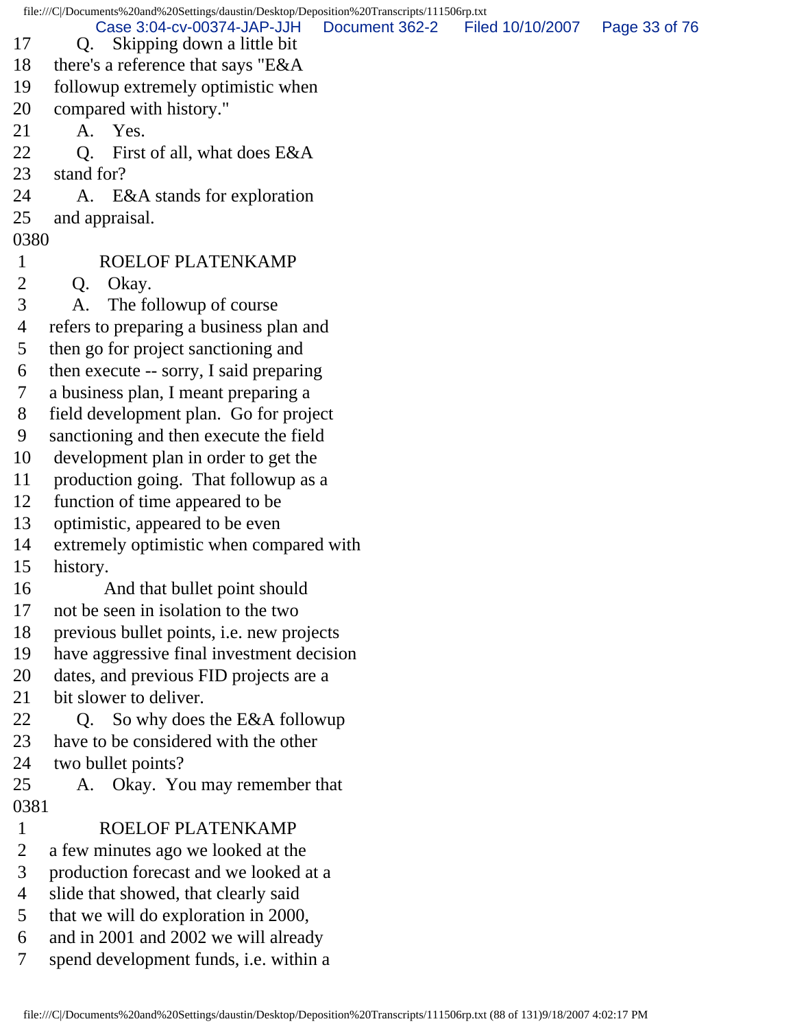17 Q. Skipping down a little bit
18 there's a reference that says "E&A
19 followup extremely optimistic when
20 compared with history."
21 A. Yes.
22 Q. First of all, what does E&A
23 stand for?
24 A. E&A stands for exploration
25 and appraisal.

0380

1 ROELOF PLATENKAMP
2 Q. Okay.
3 A. The followup of course
4 refers to preparing a business plan and
5 then go for project sanctioning and
6 then execute -- sorry, I said preparing
7 a business plan, I meant preparing a
8 field development plan. Go for project
9 sanctioning and then execute the field
10 development plan in order to get the
11 production going. That followup as a
12 function of time appeared to be
13 optimistic, appeared to be even
14 extremely optimistic when compared with
15 history.
16 And that bullet point should
17 not be seen in isolation to the two
18 previous bullet points, i.e. new projects
19 have aggressive final investment decision
20 dates, and previous FID projects are a
21 bit slower to deliver.
22 Q. So why does the E&A followup
23 have to be considered with the other
24 two bullet points?
25 A. Okay. You may remember that

0381

1 ROELOF PLATENKAMP
2 a few minutes ago we looked at the
3 production forecast and we looked at a
4 slide that showed, that clearly said
5 that we will do exploration in 2000,
6 and in 2001 and 2002 we will already
7 spend development funds, i.e. within a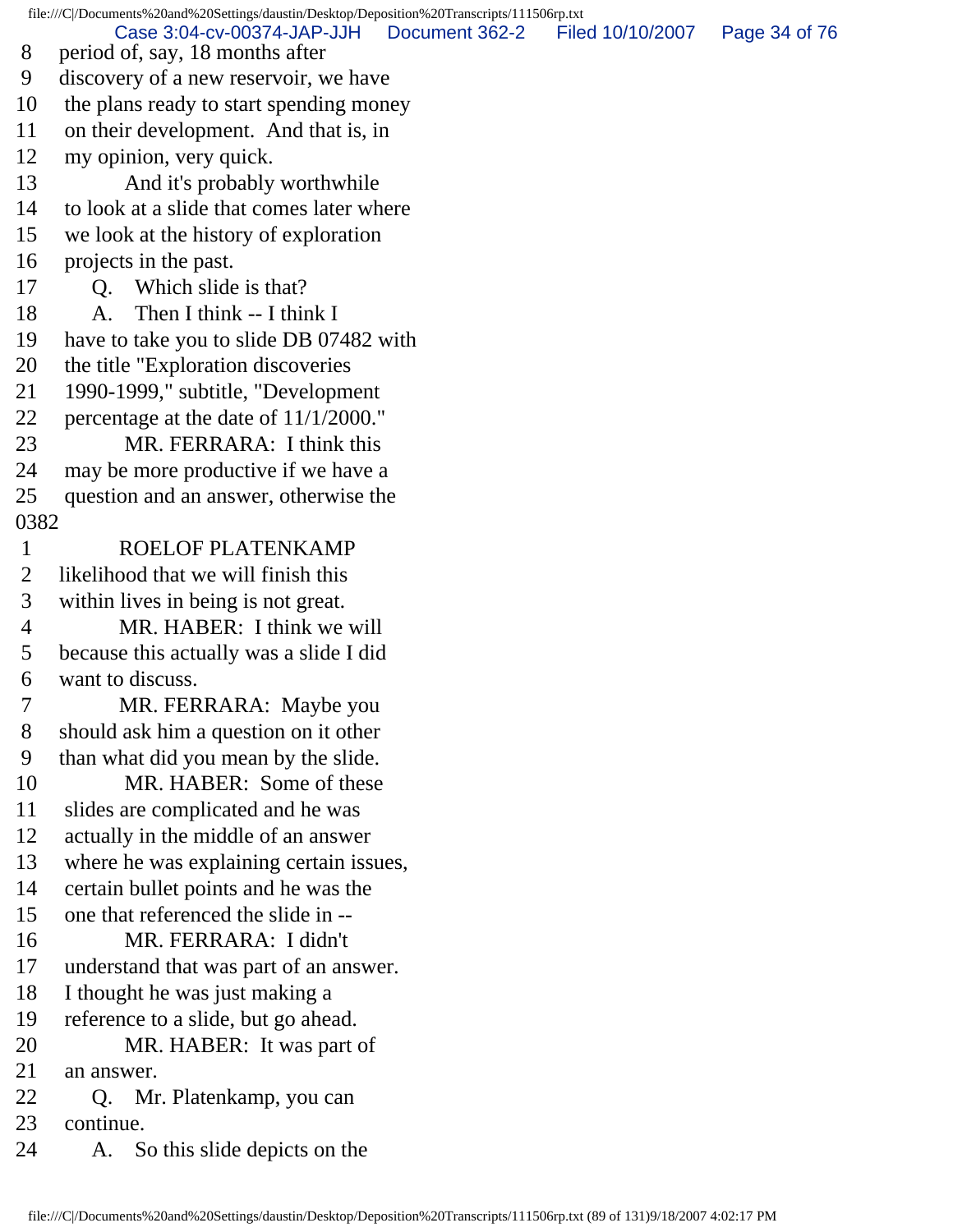8 period of, say, 18 months after
9 discovery of a new reservoir, we have
10 the plans ready to start spending money
11 on their development. And that is, in
12 my opinion, very quick.
13 And it's probably worthwhile
14 to look at a slide that comes later where
15 we look at the history of exploration
16 projects in the past.
17 Q. Which slide is that?
18 A. Then I think -- I think I
19 have to take you to slide DB 07482 with
20 the title "Exploration discoveries
21 1990-1999," subtitle, "Development
22 percentage at the date of 11/1/2000."
23 MR. FERRARA: I think this
24 may be more productive if we have a
25 question and an answer, otherwise the
0382
1 ROELOF PLATENKAMP
2 likelihood that we will finish this
3 within lives in being is not great.
4 MR. HABER: I think we will
5 because this actually was a slide I did
6 want to discuss.
7 MR. FERRARA: Maybe you
8 should ask him a question on it other
9 than what did you mean by the slide.
10 MR. HABER: Some of these
11 slides are complicated and he was
12 actually in the middle of an answer
13 where he was explaining certain issues,
14 certain bullet points and he was the
15 one that referenced the slide in --
16 MR. FERRARA: I didn't
17 understand that was part of an answer.
18 I thought he was just making a
19 reference to a slide, but go ahead.
20 MR. HABER: It was part of
21 an answer.
22 Q. Mr. Platenkamp, you can
23 continue.
24 A. So this slide depicts on the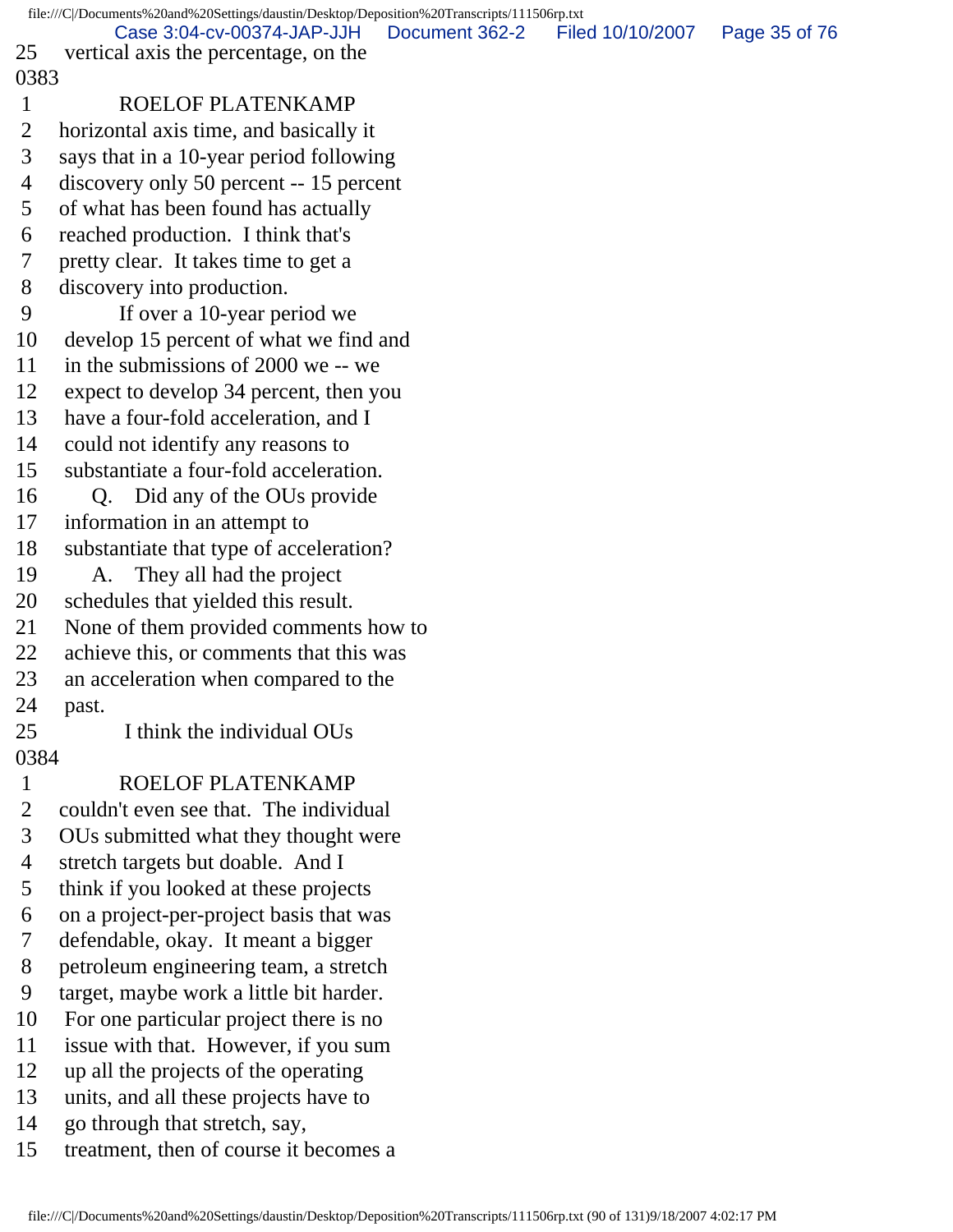25 vertical axis the percentage, on the

0383

1 ROELOF PLATENKAMP

2 horizontal axis time, and basically it

3 says that in a 10-year period following

4 discovery only 50 percent -- 15 percent

5 of what has been found has actually

6 reached production. I think that's

7 pretty clear. It takes time to get a

8 discovery into production.

9 If over a 10-year period we

10 develop 15 percent of what we find and

11 in the submissions of 2000 we -- we

12 expect to develop 34 percent, then you

13 have a four-fold acceleration, and I

14 could not identify any reasons to

15 substantiate a four-fold acceleration.

16 Q. Did any of the OUs provide

17 information in an attempt to

18 substantiate that type of acceleration?

19 A. They all had the project

20 schedules that yielded this result.

21 None of them provided comments how to

22 achieve this, or comments that this was

23 an acceleration when compared to the

24 past.

25 I think the individual OUs

0384

1 ROELOF PLATENKAMP

2 couldn't even see that. The individual

3 OUs submitted what they thought were

4 stretch targets but doable. And I

5 think if you looked at these projects

6 on a project-per-project basis that was

7 defendable, okay. It meant a bigger

8 petroleum engineering team, a stretch

9 target, maybe work a little bit harder.

10 For one particular project there is no

11 issue with that. However, if you sum

12 up all the projects of the operating

13 units, and all these projects have to

14 go through that stretch, say,

15 treatment, then of course it becomes a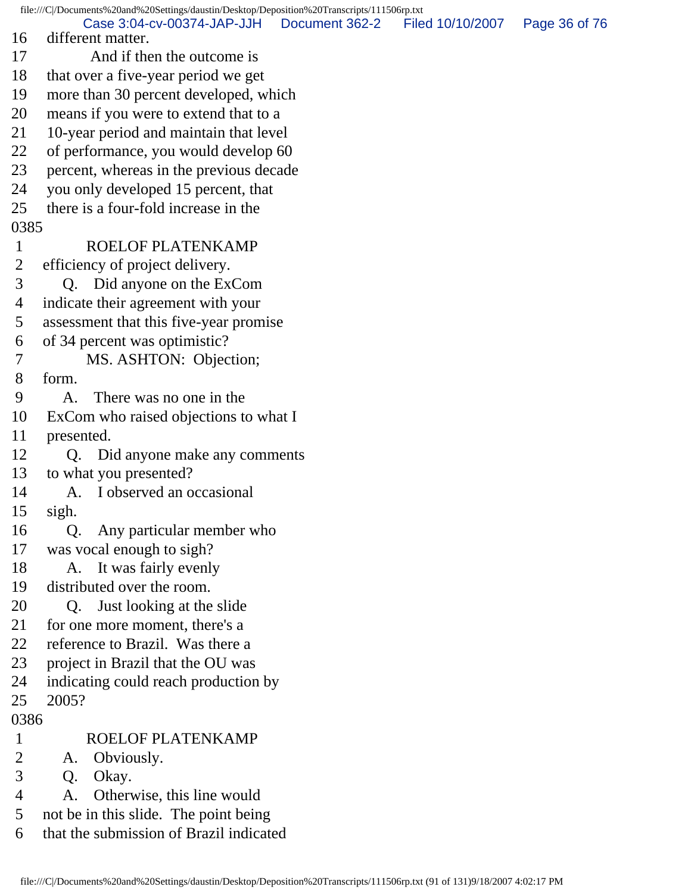16 different matter.
17 And if then the outcome is
18 that over a five-year period we get
19 more than 30 percent developed, which
20 means if you were to extend that to a
21 10-year period and maintain that level
22 of performance, you would develop 60
23 percent, whereas in the previous decade
24 you only developed 15 percent, that
25 there is a four-fold increase in the
0385
1 ROELOF PLATENKAMP
2 efficiency of project delivery.
3 Q. Did anyone on the ExCom
4 indicate their agreement with your
5 assessment that this five-year promise
6 of 34 percent was optimistic?
7 MS. ASHTON: Objection;
8 form.
9 A. There was no one in the
10 ExCom who raised objections to what I
11 presented.
12 Q. Did anyone make any comments
13 to what you presented?
14 A. I observed an occasional
15 sigh.
16 Q. Any particular member who
17 was vocal enough to sigh?
18 A. It was fairly evenly
19 distributed over the room.
20 Q. Just looking at the slide
21 for one more moment, there's a
22 reference to Brazil. Was there a
23 project in Brazil that the OU was
24 indicating could reach production by
25 2005?
0386
1 ROELOF PLATENKAMP
2 A. Obviously.
3 Q. Okay.
4 A. Otherwise, this line would
5 not be in this slide. The point being
6 that the submission of Brazil indicated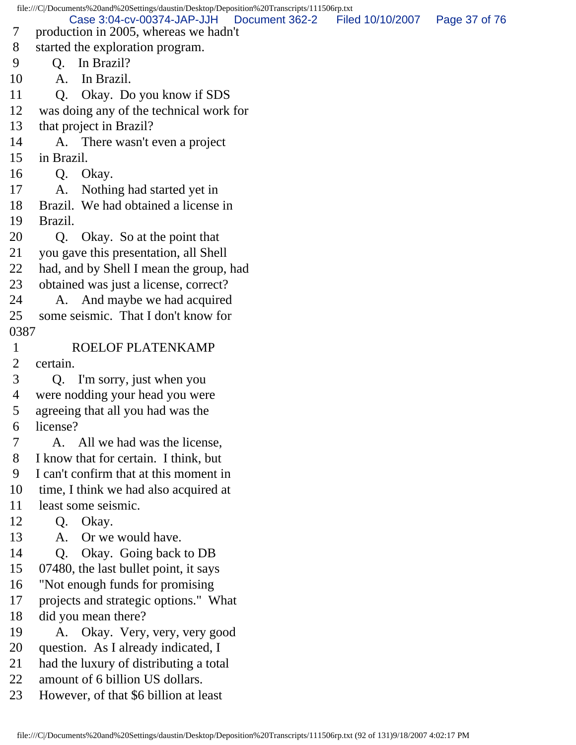7 production in 2005, whereas we hadn't
8 started the exploration program.
9 Q. In Brazil?
10 A. In Brazil.
11 Q. Okay. Do you know if SDS
12 was doing any of the technical work for
13 that project in Brazil?
14 A. There wasn't even a project
15 in Brazil.
16 Q. Okay.
17 A. Nothing had started yet in
18 Brazil. We had obtained a license in
19 Brazil.
20 Q. Okay. So at the point that
21 you gave this presentation, all Shell
22 had, and by Shell I mean the group, had
23 obtained was just a license, correct?
24 A. And maybe we had acquired
25 some seismic. That I don't know for
0387
1 ROELOF PLATENKAMP
2 certain.
3 Q. I'm sorry, just when you
4 were nodding your head you were
5 agreeing that all you had was the
6 license?
7 A. All we had was the license,
8 I know that for certain. I think, but
9 I can't confirm that at this moment in
10 time, I think we had also acquired at
11 least some seismic.
12 Q. Okay.
13 A. Or we would have.
14 Q. Okay. Going back to DB
15 07480, the last bullet point, it says
16 "Not enough funds for promising
17 projects and strategic options." What
18 did you mean there?
19 A. Okay. Very, very, very good
20 question. As I already indicated, I
21 had the luxury of distributing a total
22 amount of 6 billion US dollars.
23 However, of that $6 billion at least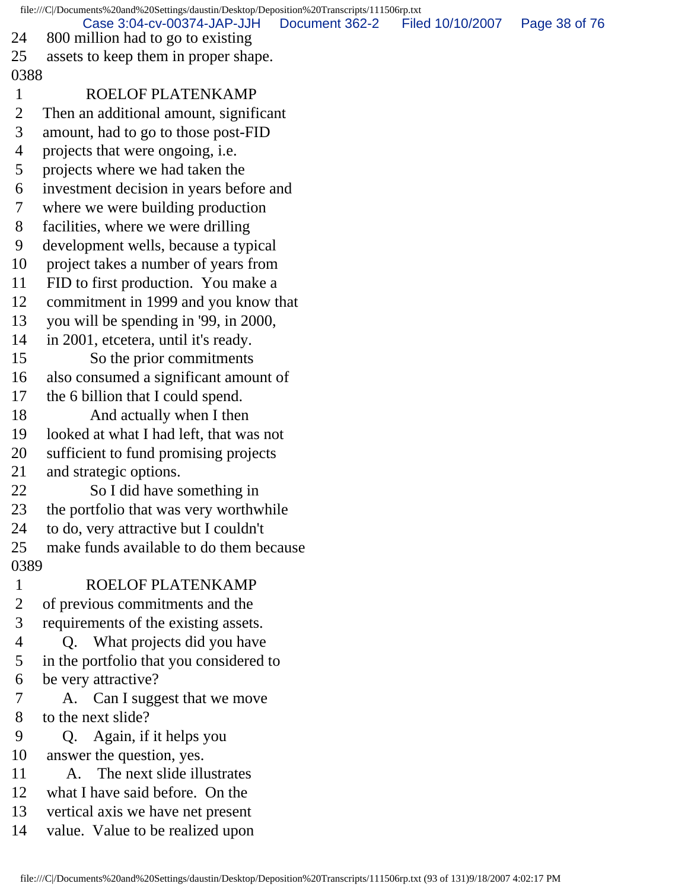24 800 million had to go to existing
25 assets to keep them in proper shape.
0388
1 ROELOF PLATENKAMP
2 Then an additional amount, significant
3 amount, had to go to those post-FID
4 projects that were ongoing, i.e.
5 projects where we had taken the
6 investment decision in years before and
7 where we were building production
8 facilities, where we were drilling
9 development wells, because a typical
10 project takes a number of years from
11 FID to first production. You make a
12 commitment in 1999 and you know that
13 you will be spending in '99, in 2000,
14 in 2001, etcetera, until it's ready.
15 So the prior commitments
16 also consumed a significant amount of
17 the 6 billion that I could spend.
18 And actually when I then
19 looked at what I had left, that was not
20 sufficient to fund promising projects
21 and strategic options.
22 So I did have something in
23 the portfolio that was very worthwhile
24 to do, very attractive but I couldn't
25 make funds available to do them because
0389
1 ROELOF PLATENKAMP
2 of previous commitments and the
3 requirements of the existing assets.
4 Q. What projects did you have
5 in the portfolio that you considered to
6 be very attractive?
7 A. Can I suggest that we move
8 to the next slide?
9 Q. Again, if it helps you
10 answer the question, yes.
11 A. The next slide illustrates
12 what I have said before. On the
13 vertical axis we have net present
14 value. Value to be realized upon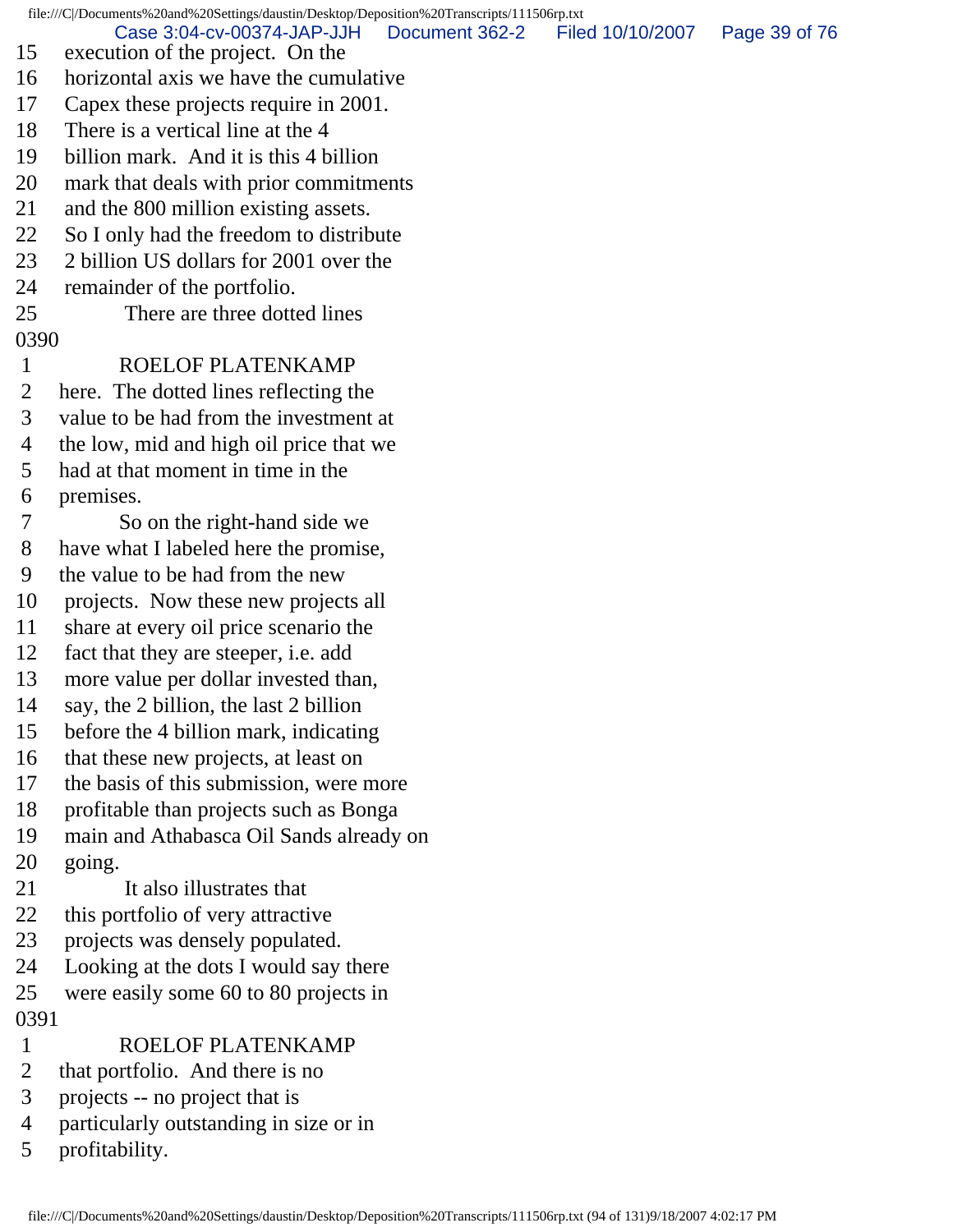15 execution of the project. On the
16 horizontal axis we have the cumulative
17 Capex these projects require in 2001.
18 There is a vertical line at the 4
19 billion mark. And it is this 4 billion
20 mark that deals with prior commitments
21 and the 800 million existing assets.
22 So I only had the freedom to distribute
23 2 billion US dollars for 2001 over the
24 remainder of the portfolio.
25 There are three dotted lines

0390

1 ROELOF PLATENKAMP
2 here. The dotted lines reflecting the
3 value to be had from the investment at
4 the low, mid and high oil price that we
5 had at that moment in time in the
6 premises.
7 So on the right-hand side we
8 have what I labeled here the promise,
9 the value to be had from the new
10 projects. Now these new projects all
11 share at every oil price scenario the
12 fact that they are steeper, i.e. add
13 more value per dollar invested than,
14 say, the 2 billion, the last 2 billion
15 before the 4 billion mark, indicating
16 that these new projects, at least on
17 the basis of this submission, were more
18 profitable than projects such as Bonga
19 main and Athabasca Oil Sands already on
20 going.
21 It also illustrates that
22 this portfolio of very attractive
23 projects was densely populated.
24 Looking at the dots I would say there
25 were easily some 60 to 80 projects in

0391

1 ROELOF PLATENKAMP
2 that portfolio. And there is no
3 projects -- no project that is
4 particularly outstanding in size or in
5 profitability.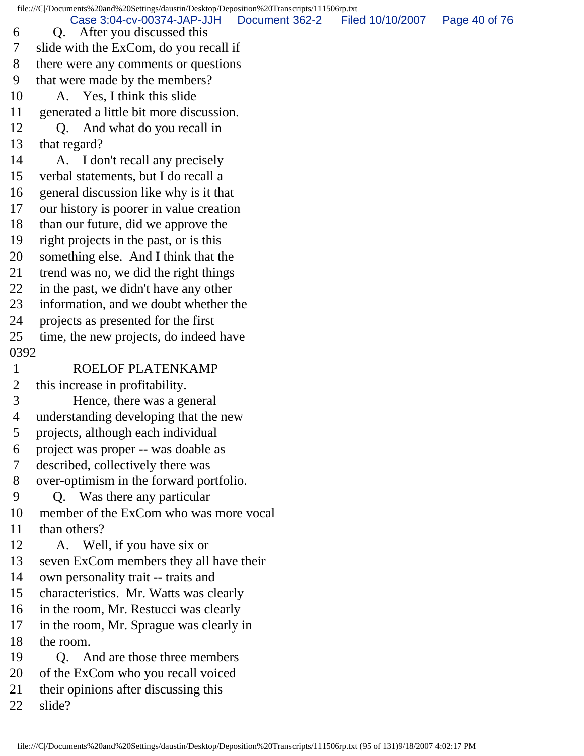6 Q. After you discussed this
7 slide with the ExCom, do you recall if
8 there were any comments or questions
9 that were made by the members?
10 A. Yes, I think this slide
11 generated a little bit more discussion.
12 Q. And what do you recall in
13 that regard?
14 A. I don't recall any precisely
15 verbal statements, but I do recall a
16 general discussion like why is it that
17 our history is poorer in value creation
18 than our future, did we approve the
19 right projects in the past, or is this
20 something else. And I think that the
21 trend was no, we did the right things
22 in the past, we didn't have any other
23 information, and we doubt whether the
24 projects as presented for the first
25 time, the new projects, do indeed have

0392

1 ROELOF PLATENKAMP
2 this increase in profitability.
3 Hence, there was a general
4 understanding developing that the new
5 projects, although each individual
6 project was proper -- was doable as
7 described, collectively there was
8 over-optimism in the forward portfolio.
9 Q. Was there any particular
10 member of the ExCom who was more vocal
11 than others?
12 A. Well, if you have six or
13 seven ExCom members they all have their
14 own personality trait -- traits and
15 characteristics. Mr. Watts was clearly
16 in the room, Mr. Restucci was clearly
17 in the room, Mr. Sprague was clearly in
18 the room.
19 Q. And are those three members
20 of the ExCom who you recall voiced
21 their opinions after discussing this
22 slide?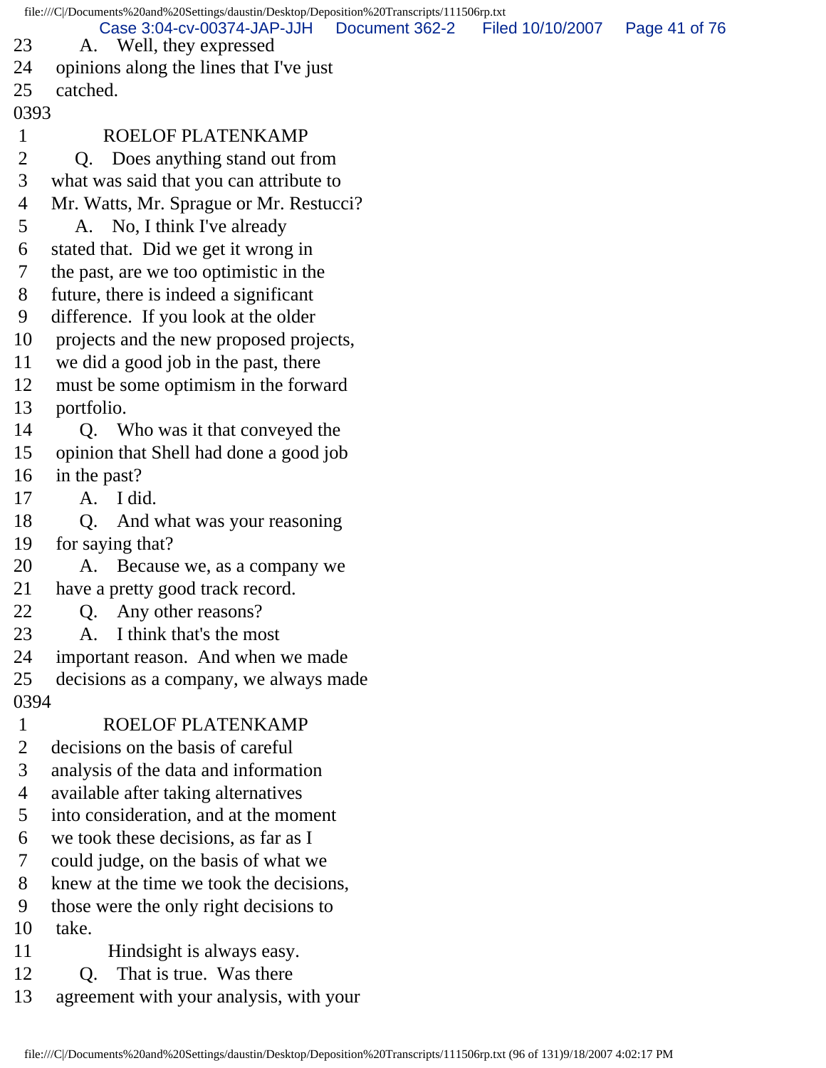23 A. Well, they expressed
24 opinions along the lines that I've just
25 catched.

0393

1 ROELOF PLATENKAMP
2 Q. Does anything stand out from
3 what was said that you can attribute to
4 Mr. Watts, Mr. Sprague or Mr. Restucci?
5 A. No, I think I've already
6 stated that. Did we get it wrong in
7 the past, are we too optimistic in the
8 future, there is indeed a significant
9 difference. If you look at the older
10 projects and the new proposed projects,
11 we did a good job in the past, there
12 must be some optimism in the forward
13 portfolio.
14 Q. Who was it that conveyed the
15 opinion that Shell had done a good job
16 in the past?
17 A. I did.
18 Q. And what was your reasoning
19 for saying that?
20 A. Because we, as a company we
21 have a pretty good track record.
22 Q. Any other reasons?
23 A. I think that's the most
24 important reason. And when we made
25 decisions as a company, we always made

0394

1 ROELOF PLATENKAMP
2 decisions on the basis of careful
3 analysis of the data and information
4 available after taking alternatives
5 into consideration, and at the moment
6 we took these decisions, as far as I
7 could judge, on the basis of what we
8 knew at the time we took the decisions,
9 those were the only right decisions to
10 take.
11 Hindsight is always easy.
12 Q. That is true. Was there
13 agreement with your analysis, with your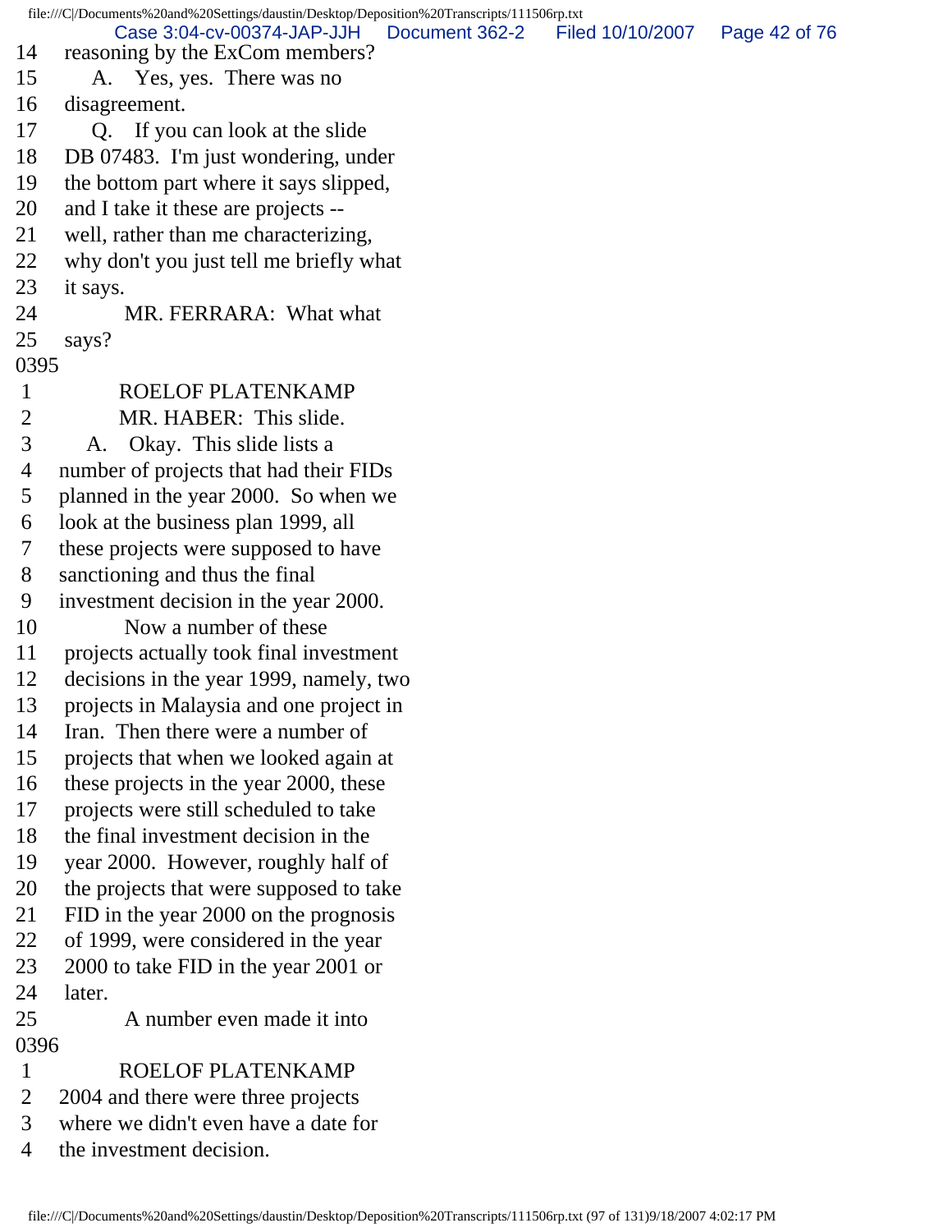14 reasoning by the ExCom members?
15 A. Yes, yes. There was no
16 disagreement.
17 Q. If you can look at the slide
18 DB 07483. I'm just wondering, under
19 the bottom part where it says slipped,
20 and I take it these are projects --
21 well, rather than me characterizing,
22 why don't you just tell me briefly what
23 it says.
24 MR. FERRARA: What what
25 says?
0395
1 ROELOF PLATENKAMP
2 MR. HABER: This slide.
3 A. Okay. This slide lists a
4 number of projects that had their FIDs
5 planned in the year 2000. So when we
6 look at the business plan 1999, all
7 these projects were supposed to have
8 sanctioning and thus the final
9 investment decision in the year 2000.
10 Now a number of these
11 projects actually took final investment
12 decisions in the year 1999, namely, two
13 projects in Malaysia and one project in
14 Iran. Then there were a number of
15 projects that when we looked again at
16 these projects in the year 2000, these
17 projects were still scheduled to take
18 the final investment decision in the
19 year 2000. However, roughly half of
20 the projects that were supposed to take
21 FID in the year 2000 on the prognosis
22 of 1999, were considered in the year
23 2000 to take FID in the year 2001 or
24 later.
25 A number even made it into
0396
1 ROELOF PLATENKAMP
2 2004 and there were three projects
3 where we didn't even have a date for
4 the investment decision.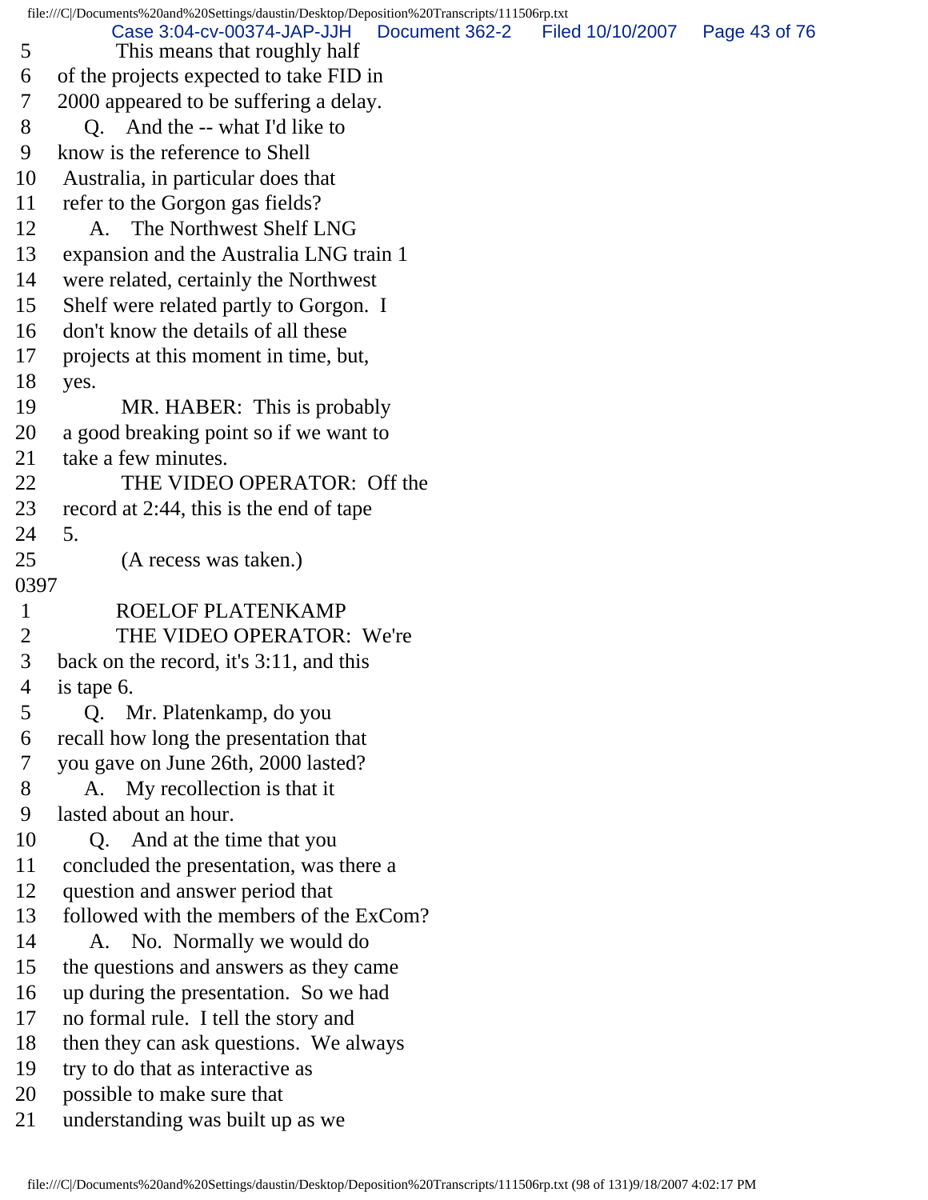5 This means that roughly half
6 of the projects expected to take FID in
7 2000 appeared to be suffering a delay.
8 Q. And the -- what I'd like to
9 know is the reference to Shell
10 Australia, in particular does that
11 refer to the Gorgon gas fields?
12 A. The Northwest Shelf LNG
13 expansion and the Australia LNG train 1
14 were related, certainly the Northwest
15 Shelf were related partly to Gorgon. I
16 don't know the details of all these
17 projects at this moment in time, but,
18 yes.
19 MR. HABER: This is probably
20 a good breaking point so if we want to
21 take a few minutes.
22 THE VIDEO OPERATOR: Off the
23 record at 2:44, this is the end of tape
24 5.
25 (A recess was taken.)
0397
1 ROELOF PLATENKAMP
2 THE VIDEO OPERATOR: We're
3 back on the record, it's 3:11, and this
4 is tape 6.
5 Q. Mr. Platenkamp, do you
6 recall how long the presentation that
7 you gave on June 26th, 2000 lasted?
8 A. My recollection is that it
9 lasted about an hour.
10 Q. And at the time that you
11 concluded the presentation, was there a
12 question and answer period that
13 followed with the members of the ExCom?
14 A. No. Normally we would do
15 the questions and answers as they came
16 up during the presentation. So we had
17 no formal rule. I tell the story and
18 then they can ask questions. We always
19 try to do that as interactive as
20 possible to make sure that
21 understanding was built up as we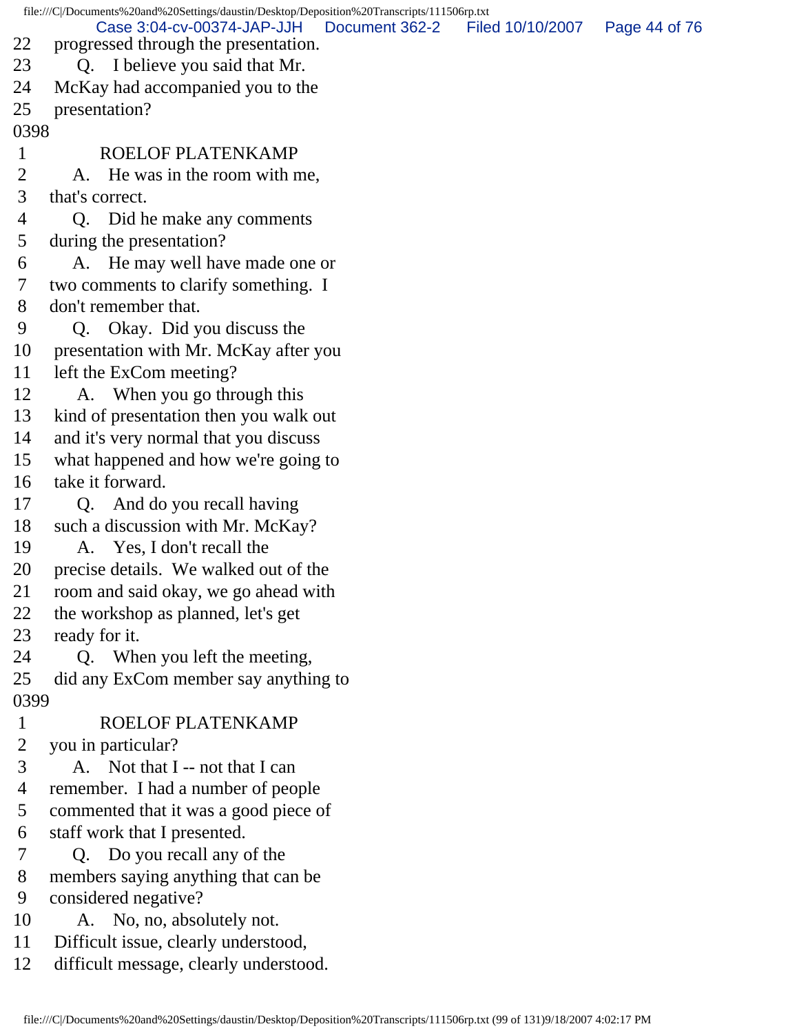22 progressed through the presentation.
23 Q. I believe you said that Mr.
24 McKay had accompanied you to the
25 presentation?
0398
1 ROELOF PLATENKAMP
2 A. He was in the room with me,
3 that's correct.
4 Q. Did he make any comments
5 during the presentation?
6 A. He may well have made one or
7 two comments to clarify something. I
8 don't remember that.
9 Q. Okay. Did you discuss the
10 presentation with Mr. McKay after you
11 left the ExCom meeting?
12 A. When you go through this
13 kind of presentation then you walk out
14 and it's very normal that you discuss
15 what happened and how we're going to
16 take it forward.
17 Q. And do you recall having
18 such a discussion with Mr. McKay?
19 A. Yes, I don't recall the
20 precise details. We walked out of the
21 room and said okay, we go ahead with
22 the workshop as planned, let's get
23 ready for it.
24 Q. When you left the meeting,
25 did any ExCom member say anything to
0399
1 ROELOF PLATENKAMP
2 you in particular?
3 A. Not that I -- not that I can
4 remember. I had a number of people
5 commented that it was a good piece of
6 staff work that I presented.
7 Q. Do you recall any of the
8 members saying anything that can be
9 considered negative?
10 A. No, no, absolutely not.
11 Difficult issue, clearly understood,
12 difficult message, clearly understood.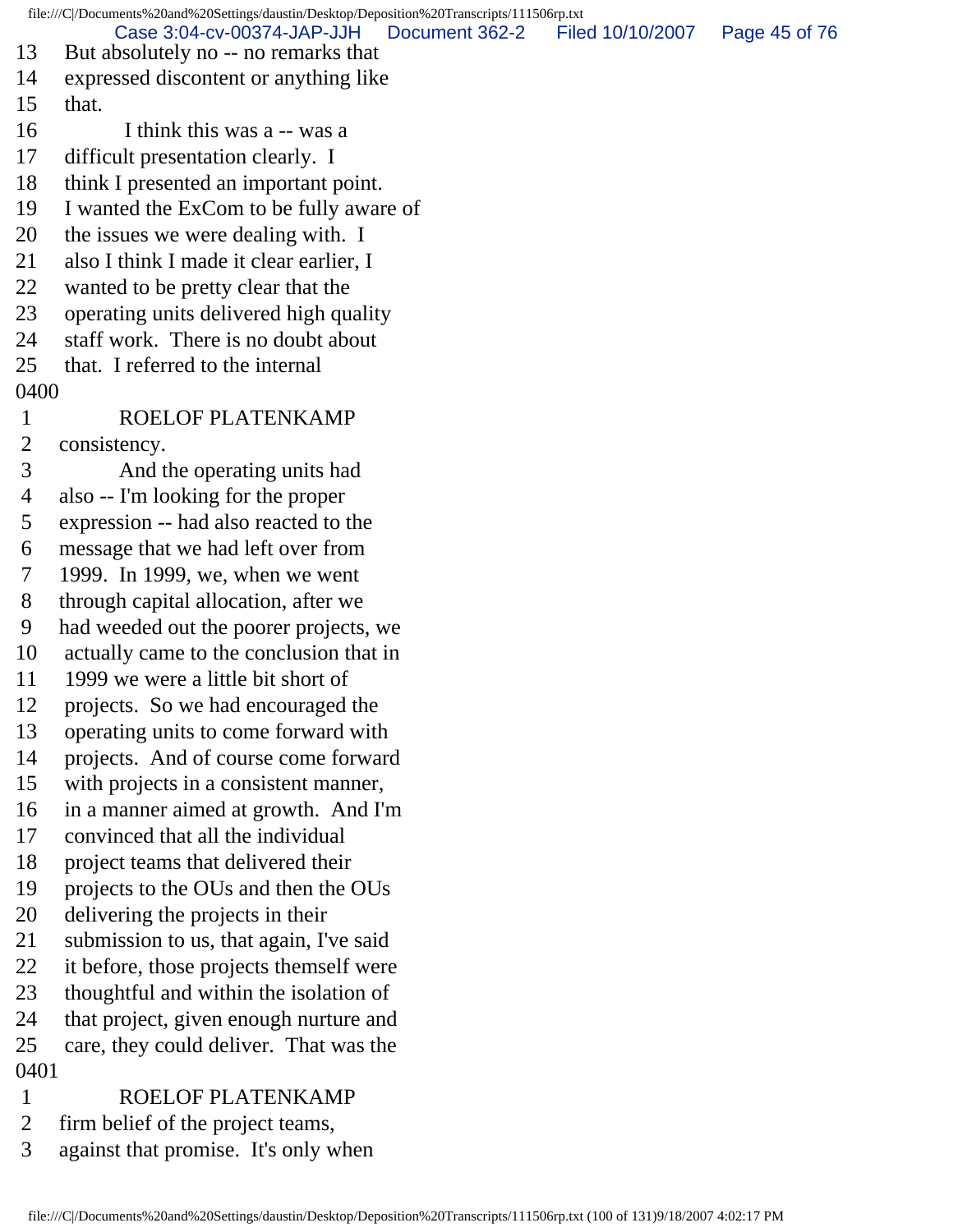13 But absolutely no -- no remarks that
14 expressed discontent or anything like
15 that.
16 I think this was a -- was a
17 difficult presentation clearly. I
18 think I presented an important point.
19 I wanted the ExCom to be fully aware of
20 the issues we were dealing with. I
21 also I think I made it clear earlier, I
22 wanted to be pretty clear that the
23 operating units delivered high quality
24 staff work. There is no doubt about
25 that. I referred to the internal

0400

1 ROELOF PLATENKAMP
2 consistency.
3 And the operating units had
4 also -- I'm looking for the proper
5 expression -- had also reacted to the
6 message that we had left over from
7 1999. In 1999, we, when we went
8 through capital allocation, after we
9 had weeded out the poorer projects, we
10 actually came to the conclusion that in
11 1999 we were a little bit short of
12 projects. So we had encouraged the
13 operating units to come forward with
14 projects. And of course come forward
15 with projects in a consistent manner,
16 in a manner aimed at growth. And I'm
17 convinced that all the individual
18 project teams that delivered their
19 projects to the OUs and then the OUs
20 delivering the projects in their
21 submission to us, that again, I've said
22 it before, those projects themself were
23 thoughtful and within the isolation of
24 that project, given enough nurture and
25 care, they could deliver. That was the

0401

1 ROELOF PLATENKAMP
2 firm belief of the project teams,
3 against that promise. It's only when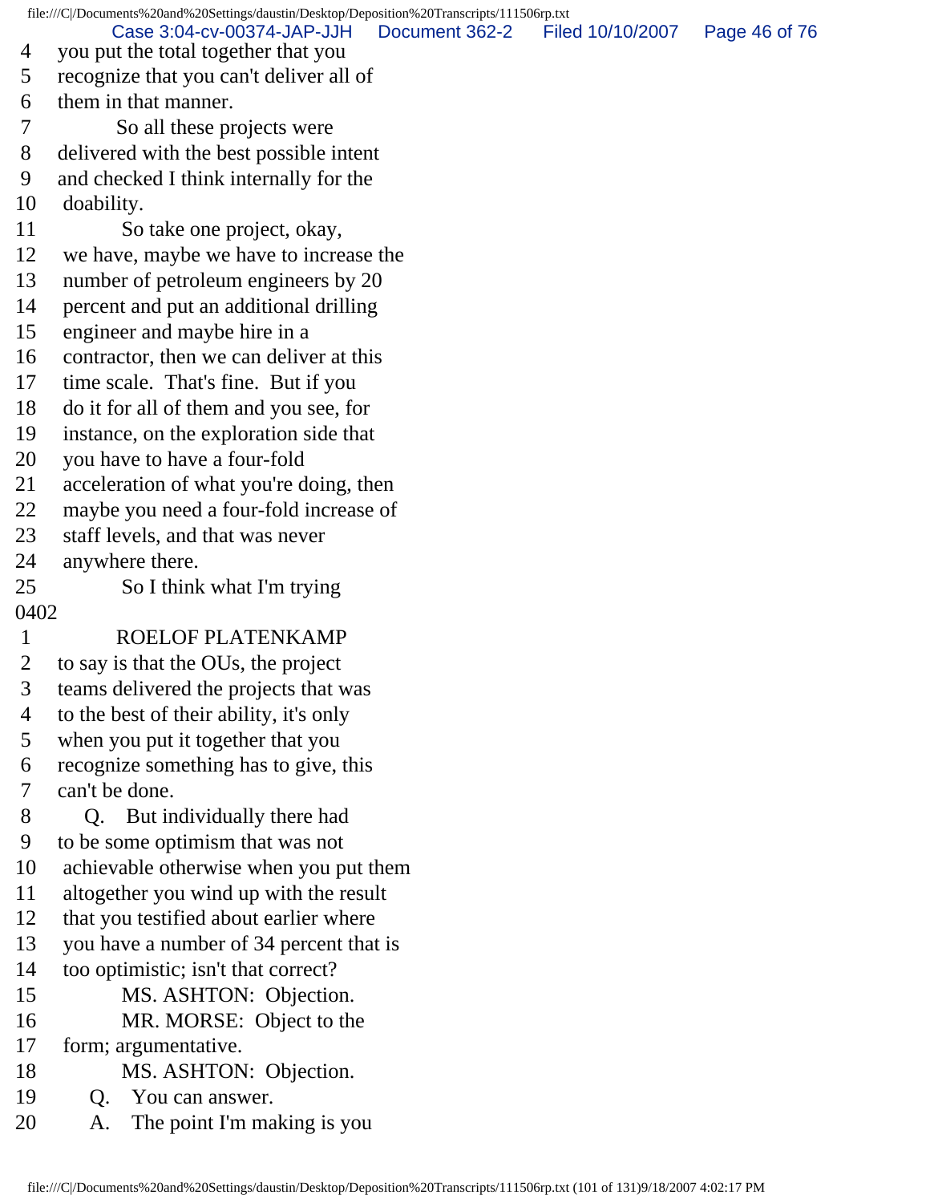4 you put the total together that you
5 recognize that you can't deliver all of
6 them in that manner.
7 So all these projects were
8 delivered with the best possible intent
9 and checked I think internally for the
10 doability.
11 So take one project, okay,
12 we have, maybe we have to increase the
13 number of petroleum engineers by 20
14 percent and put an additional drilling
15 engineer and maybe hire in a
16 contractor, then we can deliver at this
17 time scale. That's fine. But if you
18 do it for all of them and you see, for
19 instance, on the exploration side that
20 you have to have a four-fold
21 acceleration of what you're doing, then
22 maybe you need a four-fold increase of
23 staff levels, and that was never
24 anywhere there.
25 So I think what I'm trying

0402

1 ROELOF PLATENKAMP
2 to say is that the OUs, the project
3 teams delivered the projects that was
4 to the best of their ability, it's only
5 when you put it together that you
6 recognize something has to give, this
7 can't be done.
8 Q. But individually there had
9 to be some optimism that was not
10 achievable otherwise when you put them
11 altogether you wind up with the result
12 that you testified about earlier where
13 you have a number of 34 percent that is
14 too optimistic; isn't that correct?
15 MS. ASHTON: Objection.
16 MR. MORSE: Object to the
17 form; argumentative.
18 MS. ASHTON: Objection.
19 Q. You can answer.
20 A. The point I'm making is you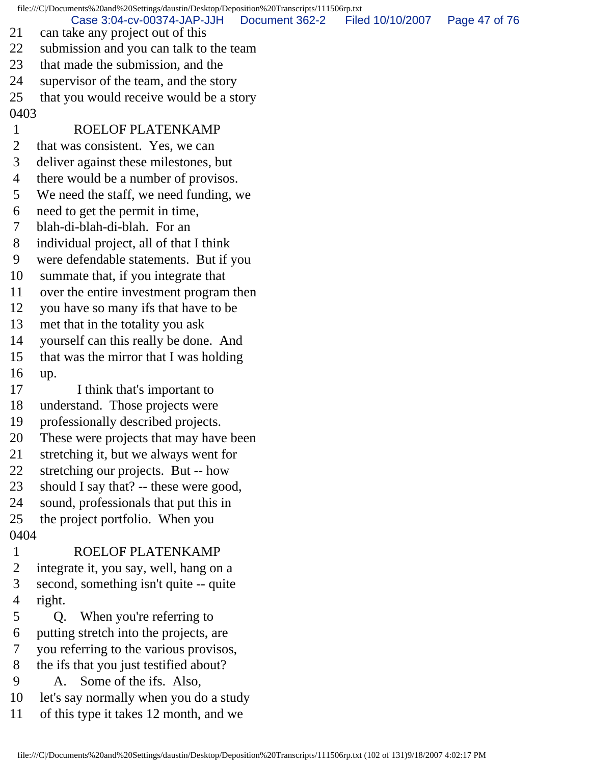21 can take any project out of this
22 submission and you can talk to the team
23 that made the submission, and the
24 supervisor of the team, and the story
25 that you would receive would be a story

0403

1 ROELOF PLATENKAMP
2 that was consistent. Yes, we can
3 deliver against these milestones, but
4 there would be a number of provisos.
5 We need the staff, we need funding, we
6 need to get the permit in time,
7 blah-di-blah-di-blah. For an
8 individual project, all of that I think
9 were defendable statements. But if you
10 summate that, if you integrate that
11 over the entire investment program then
12 you have so many ifs that have to be
13 met that in the totality you ask
14 yourself can this really be done. And
15 that was the mirror that I was holding
16 up.
17 I think that's important to
18 understand. Those projects were
19 professionally described projects.
20 These were projects that may have been
21 stretching it, but we always went for
22 stretching our projects. But -- how
23 should I say that? -- these were good,
24 sound, professionals that put this in
25 the project portfolio. When you

0404

1 ROELOF PLATENKAMP
2 integrate it, you say, well, hang on a
3 second, something isn't quite -- quite
4 right.
5 Q. When you're referring to
6 putting stretch into the projects, are
7 you referring to the various provisos,
8 the ifs that you just testified about?
9 A. Some of the ifs. Also,
10 let's say normally when you do a study
11 of this type it takes 12 month, and we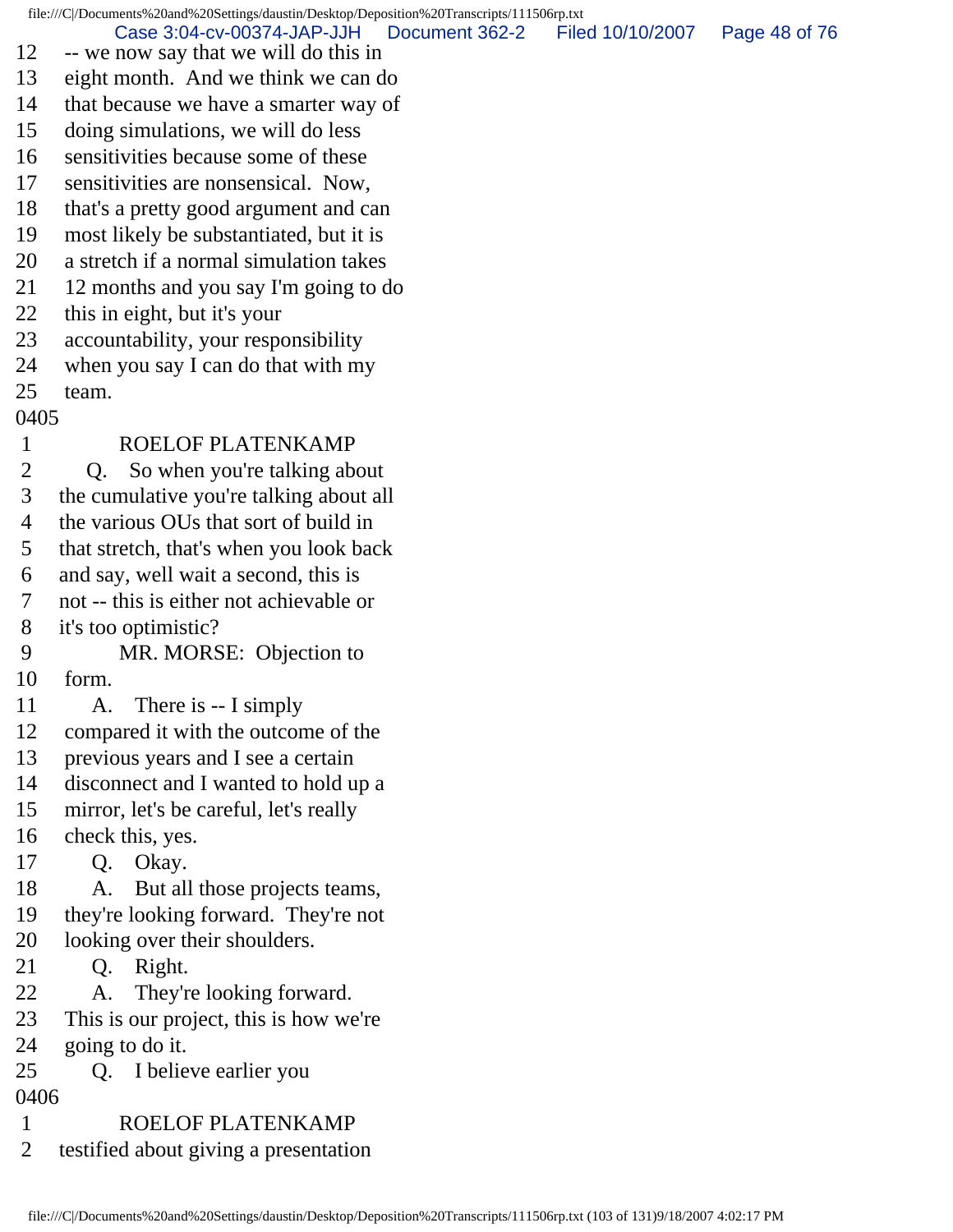12 -- we now say that we will do this in
13 eight month. And we think we can do
14 that because we have a smarter way of
15 doing simulations, we will do less
16 sensitivities because some of these
17 sensitivities are nonsensical. Now,
18 that's a pretty good argument and can
19 most likely be substantiated, but it is
20 a stretch if a normal simulation takes
21 12 months and you say I'm going to do
22 this in eight, but it's your
23 accountability, your responsibility
24 when you say I can do that with my
25 team.

0405

1 ROELOF PLATENKAMP
2 Q. So when you're talking about
3 the cumulative you're talking about all
4 the various OUs that sort of build in
5 that stretch, that's when you look back
6 and say, well wait a second, this is
7 not -- this is either not achievable or
8 it's too optimistic?
9 MR. MORSE: Objection to
10 form.
11 A. There is -- I simply
12 compared it with the outcome of the
13 previous years and I see a certain
14 disconnect and I wanted to hold up a
15 mirror, let's be careful, let's really
16 check this, yes.
17 Q. Okay.
18 A. But all those projects teams,
19 they're looking forward. They're not
20 looking over their shoulders.
21 Q. Right.
22 A. They're looking forward.
23 This is our project, this is how we're
24 going to do it.
25 Q. I believe earlier you

0406

1 ROELOF PLATENKAMP
2 testified about giving a presentation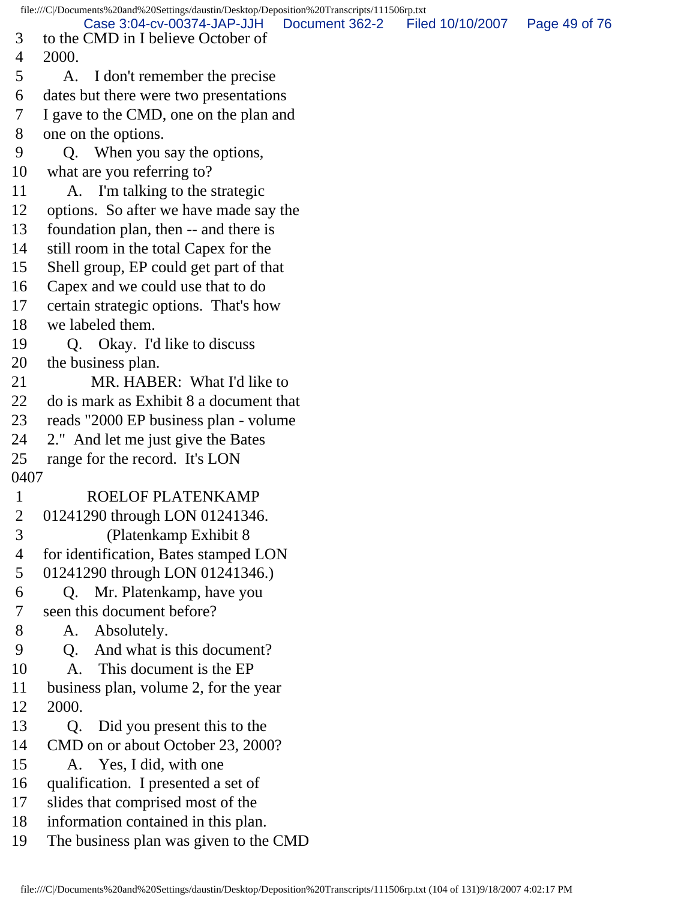3 to the CMD in I believe October of
4 2000.
5 A. I don't remember the precise
6 dates but there were two presentations
7 I gave to the CMD, one on the plan and
8 one on the options.
9 Q. When you say the options,
10 what are you referring to?
11 A. I'm talking to the strategic
12 options. So after we have made say the
13 foundation plan, then -- and there is
14 still room in the total Capex for the
15 Shell group, EP could get part of that
16 Capex and we could use that to do
17 certain strategic options. That's how
18 we labeled them.
19 Q. Okay. I'd like to discuss
20 the business plan.
21 MR. HABER: What I'd like to
22 do is mark as Exhibit 8 a document that
23 reads "2000 EP business plan - volume
24 2." And let me just give the Bates
25 range for the record. It's LON
0407
1 ROELOF PLATENKAMP
2 01241290 through LON 01241346.
3 (Platenkamp Exhibit 8
4 for identification, Bates stamped LON
5 01241290 through LON 01241346.)
6 Q. Mr. Platenkamp, have you
7 seen this document before?
8 A. Absolutely.
9 Q. And what is this document?
10 A. This document is the EP
11 business plan, volume 2, for the year
12 2000.
13 Q. Did you present this to the
14 CMD on or about October 23, 2000?
15 A. Yes, I did, with one
16 qualification. I presented a set of
17 slides that comprised most of the
18 information contained in this plan.
19 The business plan was given to the CMD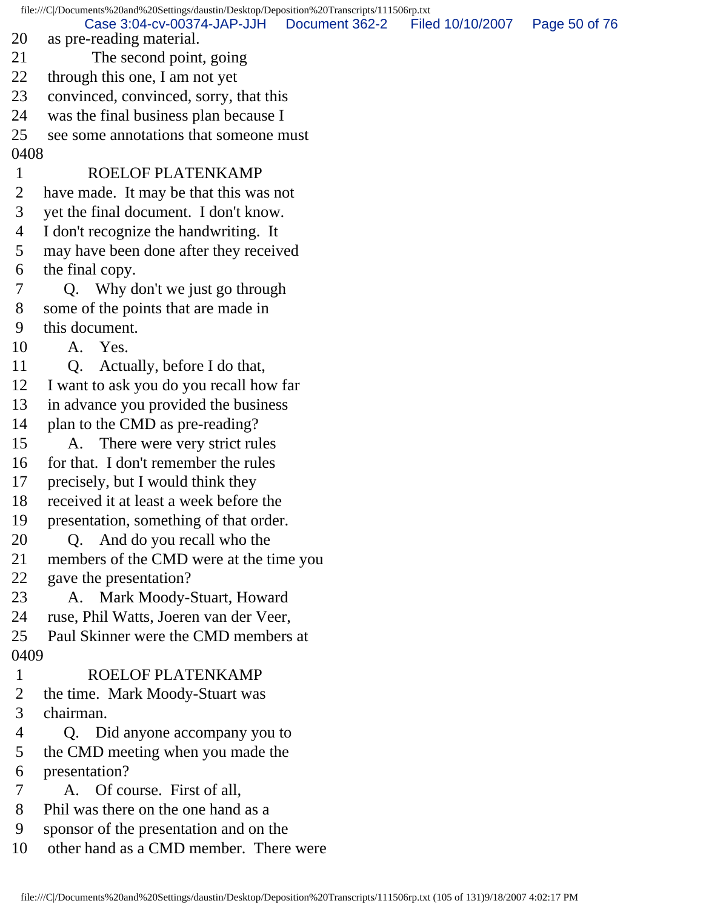20 as pre-reading material.
21 The second point, going
22 through this one, I am not yet
23 convinced, convinced, sorry, that this
24 was the final business plan because I
25 see some annotations that someone must
0408
1 ROELOF PLATENKAMP
2 have made. It may be that this was not
3 yet the final document. I don't know.
4 I don't recognize the handwriting. It
5 may have been done after they received
6 the final copy.
7 Q. Why don't we just go through
8 some of the points that are made in
9 this document.
10 A. Yes.
11 Q. Actually, before I do that,
12 I want to ask you do you recall how far
13 in advance you provided the business
14 plan to the CMD as pre-reading?
15 A. There were very strict rules
16 for that. I don't remember the rules
17 precisely, but I would think they
18 received it at least a week before the
19 presentation, something of that order.
20 Q. And do you recall who the
21 members of the CMD were at the time you
22 gave the presentation?
23 A. Mark Moody-Stuart, Howard
24 ruse, Phil Watts, Joeren van der Veer,
25 Paul Skinner were the CMD members at
0409
1 ROELOF PLATENKAMP
2 the time. Mark Moody-Stuart was
3 chairman.
4 Q. Did anyone accompany you to
5 the CMD meeting when you made the
6 presentation?
7 A. Of course. First of all,
8 Phil was there on the one hand as a
9 sponsor of the presentation and on the
10 other hand as a CMD member. There were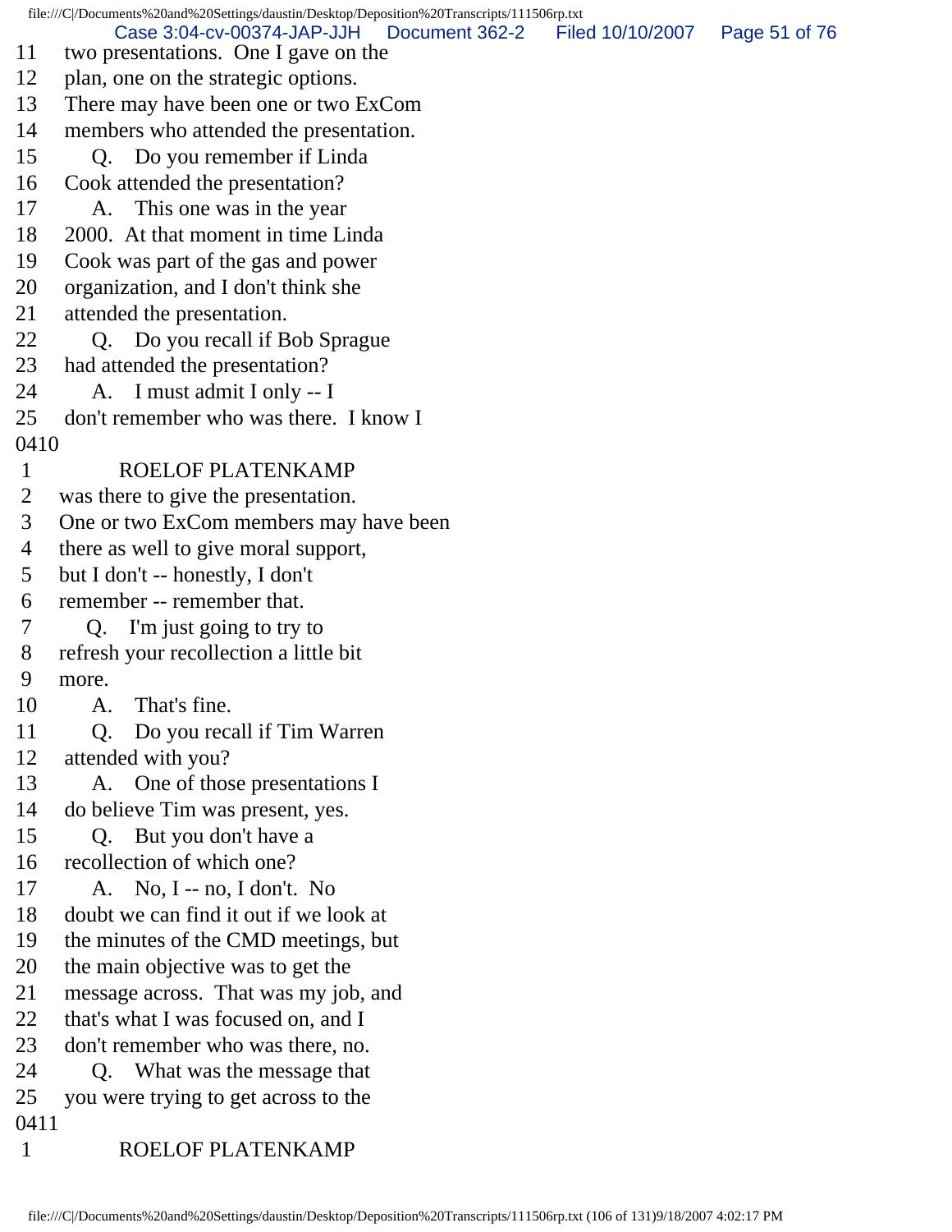11 two presentations. One I gave on the
12 plan, one on the strategic options.
13 There may have been one or two ExCom
14 members who attended the presentation.
15 Q. Do you remember if Linda
16 Cook attended the presentation?
17 A. This one was in the year
18 2000. At that moment in time Linda
19 Cook was part of the gas and power
20 organization, and I don't think she
21 attended the presentation.
22 Q. Do you recall if Bob Sprague
23 had attended the presentation?
24 A. I must admit I only -- I
25 don't remember who was there. I know I

0410

1 ROELOF PLATENKAMP
2 was there to give the presentation.
3 One or two ExCom members may have been
4 there as well to give moral support,
5 but I don't -- honestly, I don't
6 remember -- remember that.
7 Q. I'm just going to try to
8 refresh your recollection a little bit
9 more.
10 A. That's fine.
11 Q. Do you recall if Tim Warren
12 attended with you?
13 A. One of those presentations I
14 do believe Tim was present, yes.
15 Q. But you don't have a
16 recollection of which one?
17 A. No, I -- no, I don't. No
18 doubt we can find it out if we look at
19 the minutes of the CMD meetings, but
20 the main objective was to get the
21 message across. That was my job, and
22 that's what I was focused on, and I
23 don't remember who was there, no.
24 Q. What was the message that
25 you were trying to get across to the

0411

1 ROELOF PLATENKAMP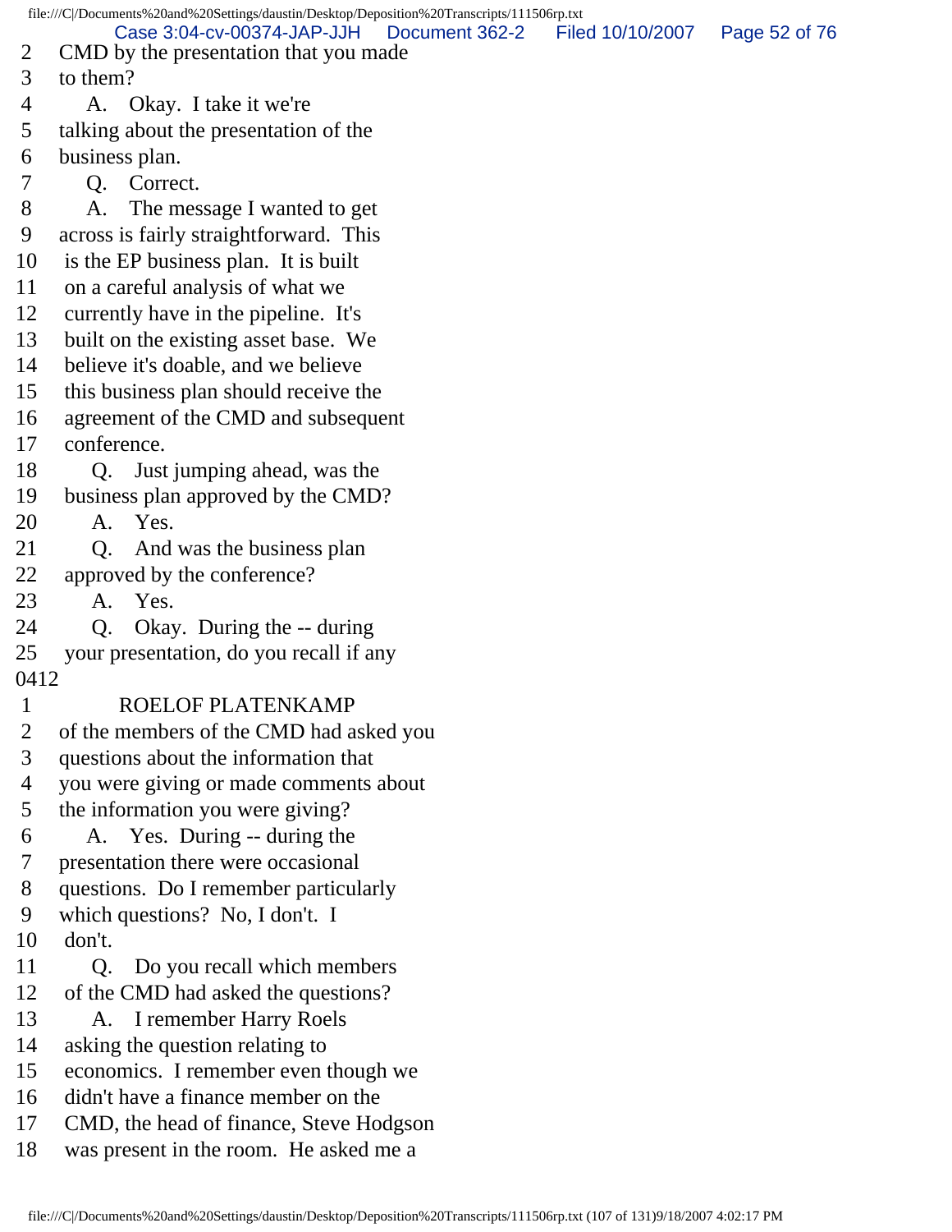2 CMD by the presentation that you made
3 to them?
4 A. Okay. I take it we're
5 talking about the presentation of the
6 business plan.
7 Q. Correct.
8 A. The message I wanted to get
9 across is fairly straightforward. This
10 is the EP business plan. It is built
11 on a careful analysis of what we
12 currently have in the pipeline. It's
13 built on the existing asset base. We
14 believe it's doable, and we believe
15 this business plan should receive the
16 agreement of the CMD and subsequent
17 conference.
18 Q. Just jumping ahead, was the
19 business plan approved by the CMD?
20 A. Yes.
21 Q. And was the business plan
22 approved by the conference?
23 A. Yes.
24 Q. Okay. During the -- during
25 your presentation, do you recall if any
0412
1 ROELOF PLATENKAMP
2 of the members of the CMD had asked you
3 questions about the information that
4 you were giving or made comments about
5 the information you were giving?
6 A. Yes. During -- during the
7 presentation there were occasional
8 questions. Do I remember particularly
9 which questions? No, I don't. I
10 don't.
11 Q. Do you recall which members
12 of the CMD had asked the questions?
13 A. I remember Harry Roels
14 asking the question relating to
15 economics. I remember even though we
16 didn't have a finance member on the
17 CMD, the head of finance, Steve Hodgson
18 was present in the room. He asked me a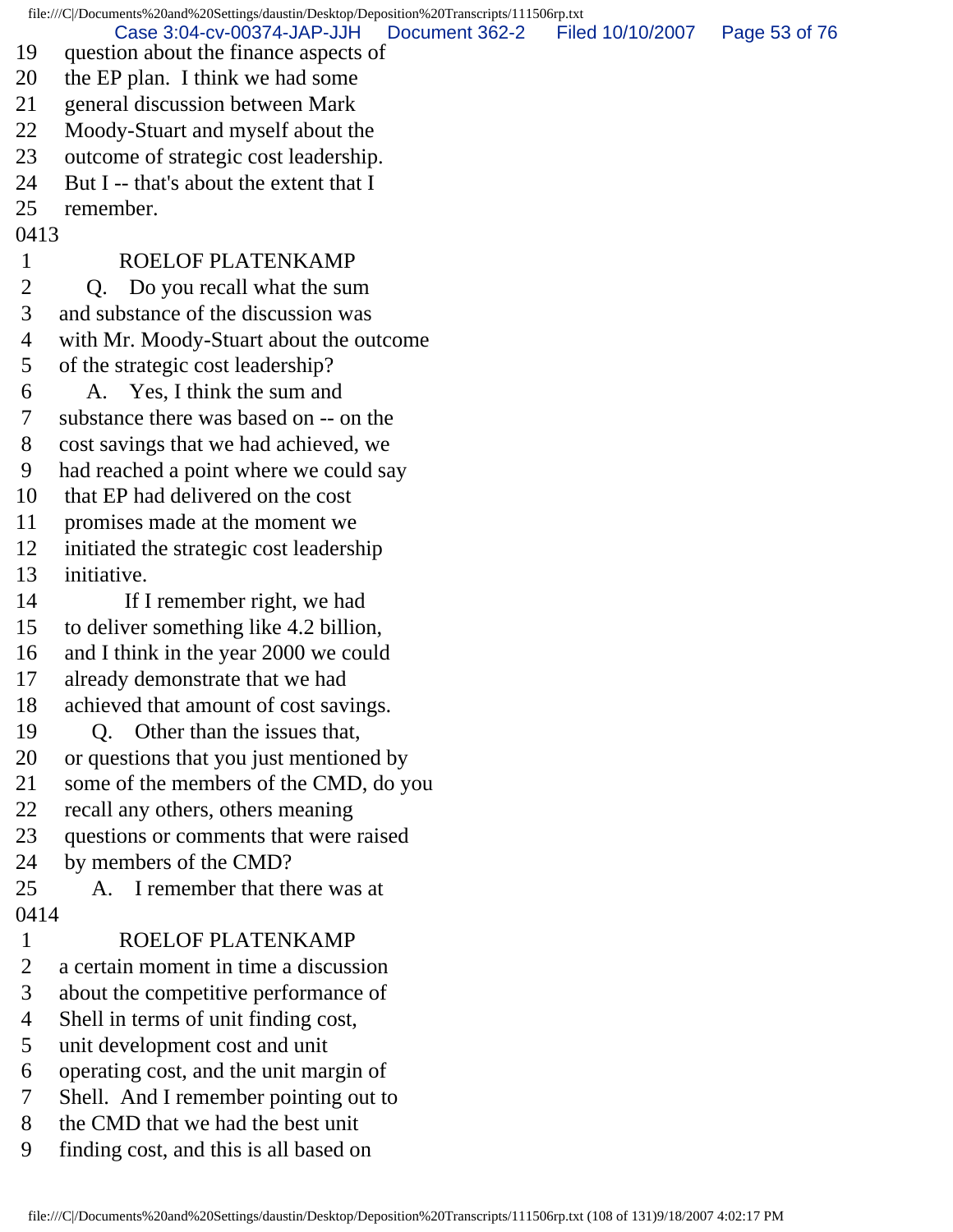19 question about the finance aspects of
20 the EP plan. I think we had some
21 general discussion between Mark
22 Moody-Stuart and myself about the
23 outcome of strategic cost leadership.
24 But I -- that's about the extent that I
25 remember.

0413

1 ROELOF PLATENKAMP
2 Q. Do you recall what the sum
3 and substance of the discussion was
4 with Mr. Moody-Stuart about the outcome
5 of the strategic cost leadership?
6 A. Yes, I think the sum and
7 substance there was based on -- on the
8 cost savings that we had achieved, we
9 had reached a point where we could say
10 that EP had delivered on the cost
11 promises made at the moment we
12 initiated the strategic cost leadership
13 initiative.
14 If I remember right, we had
15 to deliver something like 4.2 billion,
16 and I think in the year 2000 we could
17 already demonstrate that we had
18 achieved that amount of cost savings.
19 Q. Other than the issues that,
20 or questions that you just mentioned by
21 some of the members of the CMD, do you
22 recall any others, others meaning
23 questions or comments that were raised
24 by members of the CMD?
25 A. I remember that there was at

0414

1 ROELOF PLATENKAMP
2 a certain moment in time a discussion
3 about the competitive performance of
4 Shell in terms of unit finding cost,
5 unit development cost and unit
6 operating cost, and the unit margin of
7 Shell. And I remember pointing out to
8 the CMD that we had the best unit
9 finding cost, and this is all based on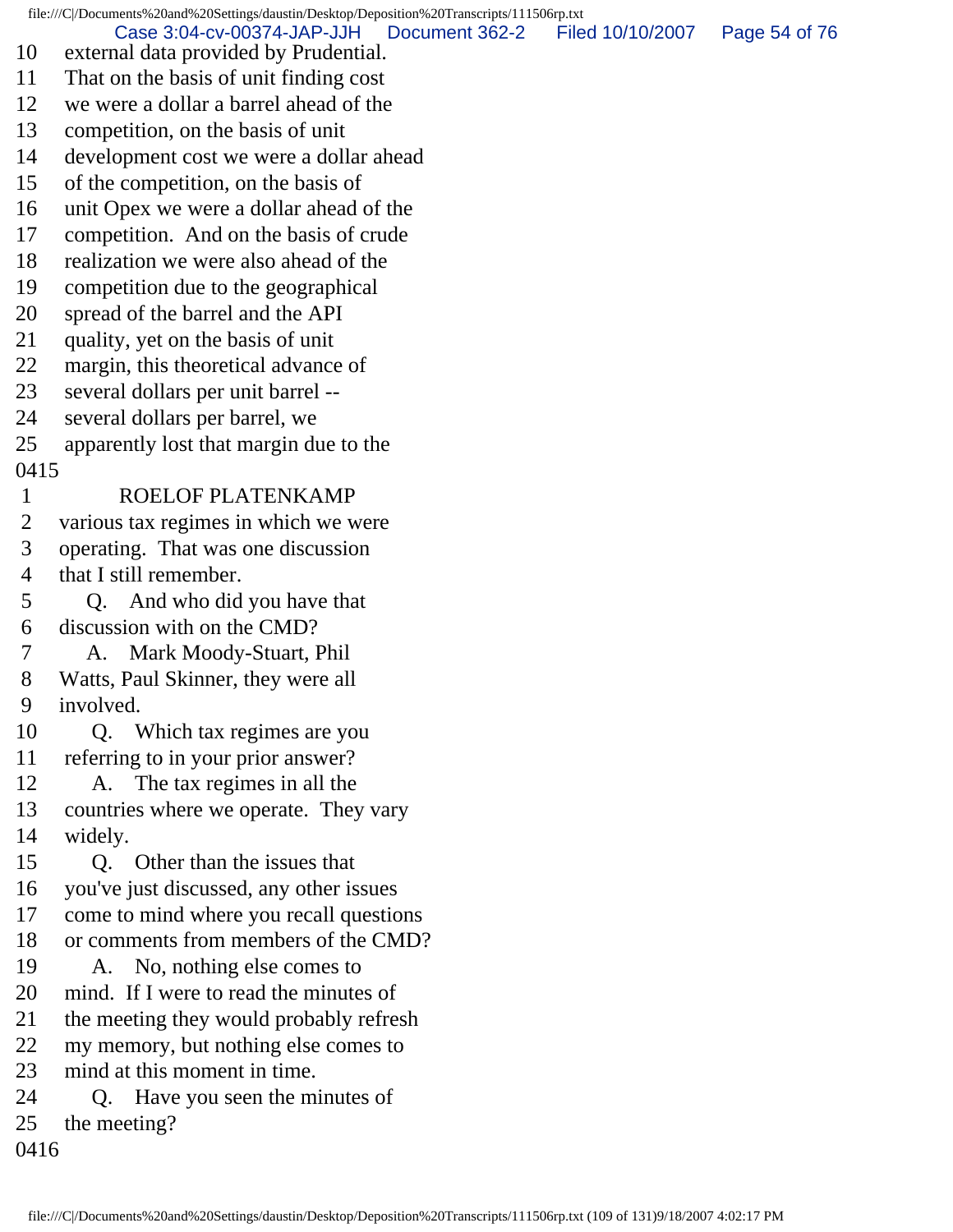10 external data provided by Prudential.
11 That on the basis of unit finding cost
12 we were a dollar a barrel ahead of the
13 competition, on the basis of unit
14 development cost we were a dollar ahead
15 of the competition, on the basis of
16 unit Opex we were a dollar ahead of the
17 competition. And on the basis of crude
18 realization we were also ahead of the
19 competition due to the geographical
20 spread of the barrel and the API
21 quality, yet on the basis of unit
22 margin, this theoretical advance of
23 several dollars per unit barrel --
24 several dollars per barrel, we
25 apparently lost that margin due to the

0415

1 ROELOF PLATENKAMP
2 various tax regimes in which we were
3 operating. That was one discussion
4 that I still remember.
5 Q. And who did you have that
6 discussion with on the CMD?
7 A. Mark Moody-Stuart, Phil
8 Watts, Paul Skinner, they were all
9 involved.
10 Q. Which tax regimes are you
11 referring to in your prior answer?
12 A. The tax regimes in all the
13 countries where we operate. They vary
14 widely.
15 Q. Other than the issues that
16 you've just discussed, any other issues
17 come to mind where you recall questions
18 or comments from members of the CMD?
19 A. No, nothing else comes to
20 mind. If I were to read the minutes of
21 the meeting they would probably refresh
22 my memory, but nothing else comes to
23 mind at this moment in time.
24 Q. Have you seen the minutes of
25 the meeting?

0416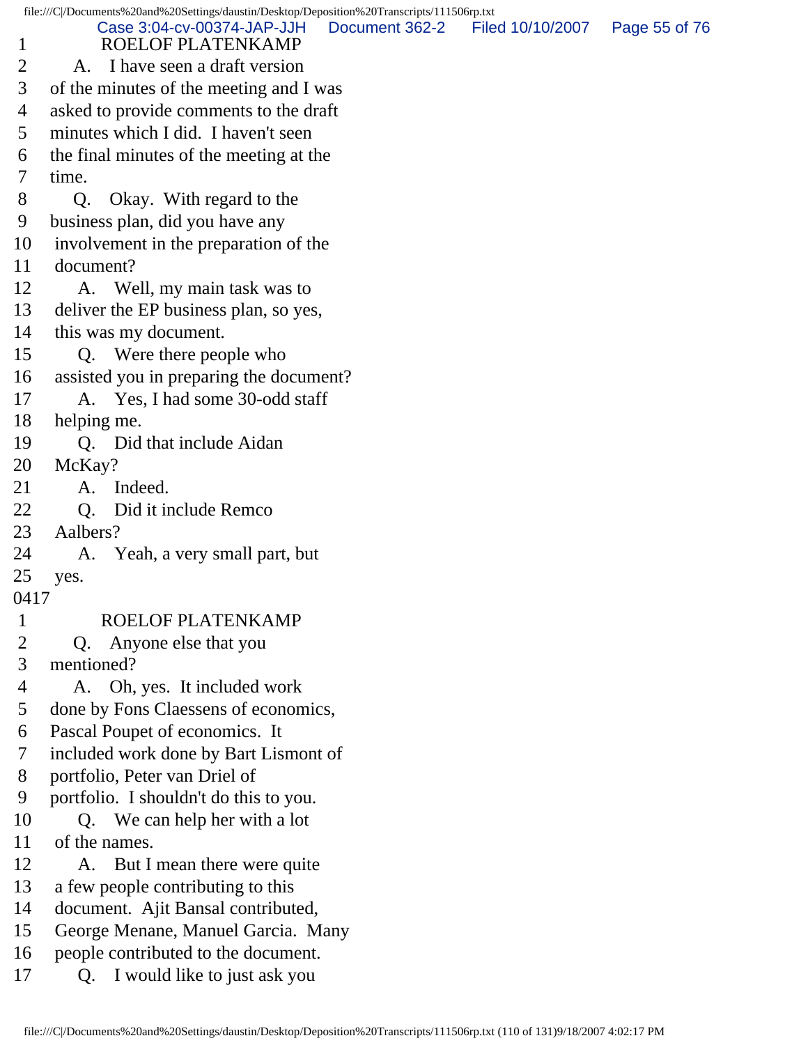1 ROELOF PLATENKAMP
2 A. I have seen a draft version
3 of the minutes of the meeting and I was
4 asked to provide comments to the draft
5 minutes which I did. I haven't seen
6 the final minutes of the meeting at the
7 time.
8 Q. Okay. With regard to the
9 business plan, did you have any
10 involvement in the preparation of the
11 document?
12 A. Well, my main task was to
13 deliver the EP business plan, so yes,
14 this was my document.
15 Q. Were there people who
16 assisted you in preparing the document?
17 A. Yes, I had some 30-odd staff
18 helping me.
19 Q. Did that include Aidan
20 McKay?
21 A. Indeed.
22 Q. Did it include Remco
23 Aalbers?
24 A. Yeah, a very small part, but
25 yes.

0417

1 ROELOF PLATENKAMP
2 Q. Anyone else that you
3 mentioned?
4 A. Oh, yes. It included work
5 done by Fons Claessens of economics,
6 Pascal Poupet of economics. It
7 included work done by Bart Lismont of
8 portfolio, Peter van Driel of
9 portfolio. I shouldn't do this to you.
10 Q. We can help her with a lot
11 of the names.
12 A. But I mean there were quite
13 a few people contributing to this
14 document. Ajit Bansal contributed,
15 George Menane, Manuel Garcia. Many
16 people contributed to the document.
17 Q. I would like to just ask you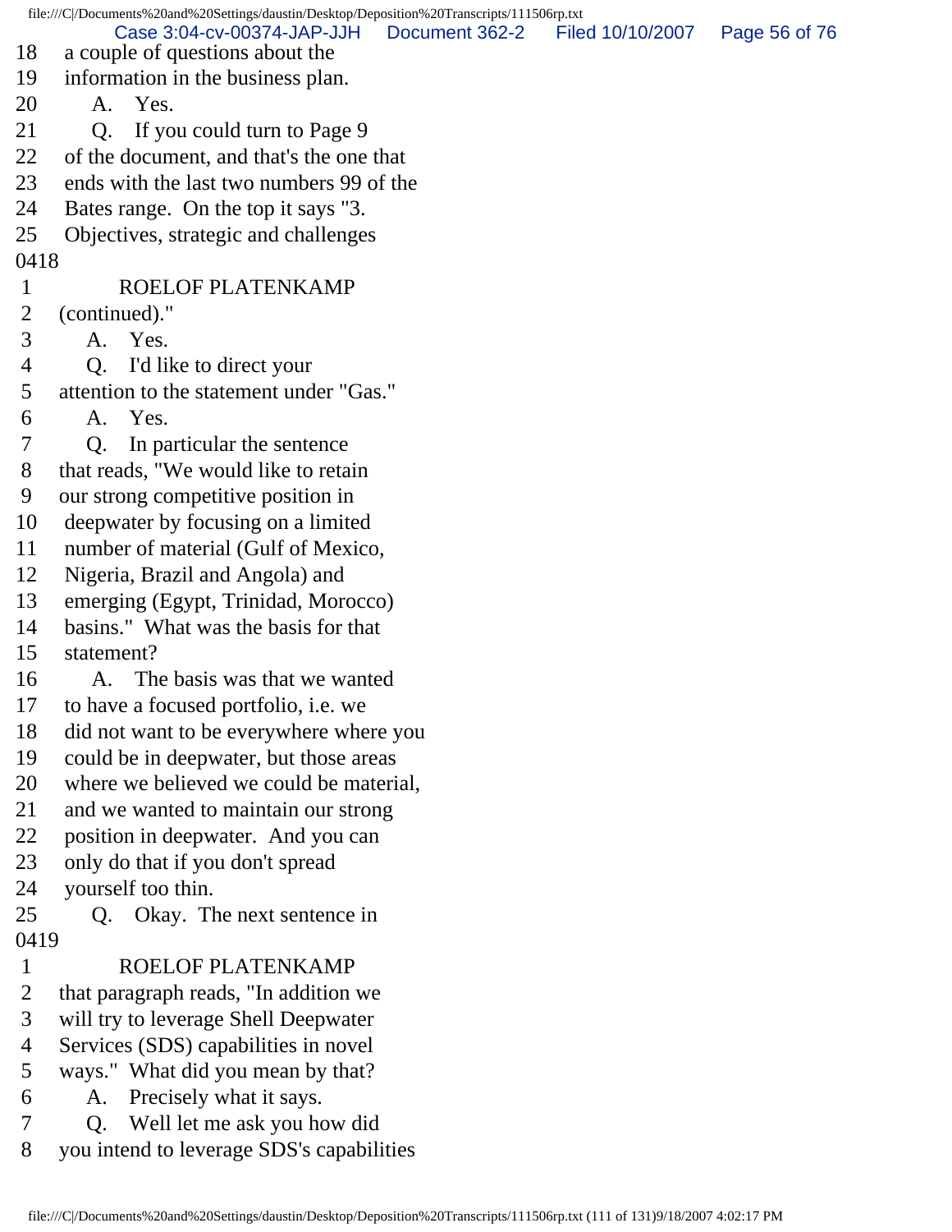18 a couple of questions about the
19 information in the business plan.
20 A. Yes.
21 Q. If you could turn to Page 9
22 of the document, and that's the one that
23 ends with the last two numbers 99 of the
24 Bates range. On the top it says "3.
25 Objectives, strategic and challenges
0418
1 ROELOF PLATENKAMP
2 (continued)."
3 A. Yes.
4 Q. I'd like to direct your
5 attention to the statement under "Gas."
6 A. Yes.
7 Q. In particular the sentence
8 that reads, "We would like to retain
9 our strong competitive position in
10 deepwater by focusing on a limited
11 number of material (Gulf of Mexico,
12 Nigeria, Brazil and Angola) and
13 emerging (Egypt, Trinidad, Morocco)
14 basins." What was the basis for that
15 statement?
16 A. The basis was that we wanted
17 to have a focused portfolio, i.e. we
18 did not want to be everywhere where you
19 could be in deepwater, but those areas
20 where we believed we could be material,
21 and we wanted to maintain our strong
22 position in deepwater. And you can
23 only do that if you don't spread
24 yourself too thin.
25 Q. Okay. The next sentence in
0419
1 ROELOF PLATENKAMP
2 that paragraph reads, "In addition we
3 will try to leverage Shell Deepwater
4 Services (SDS) capabilities in novel
5 ways." What did you mean by that?
6 A. Precisely what it says.
7 Q. Well let me ask you how did
8 you intend to leverage SDS's capabilities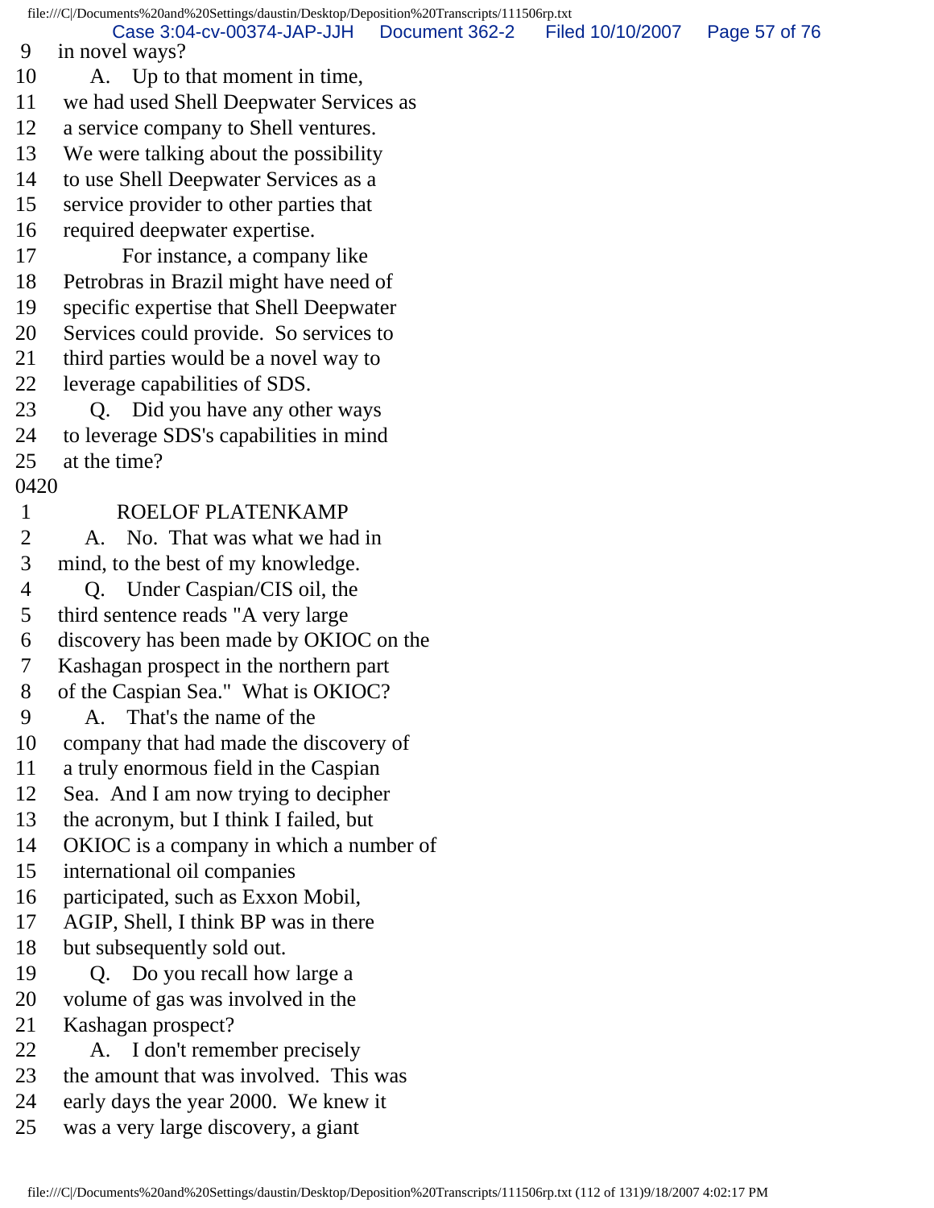9 in novel ways?
10 A. Up to that moment in time,
11 we had used Shell Deepwater Services as
12 a service company to Shell ventures.
13 We were talking about the possibility
14 to use Shell Deepwater Services as a
15 service provider to other parties that
16 required deepwater expertise.
17 For instance, a company like
18 Petrobras in Brazil might have need of
19 specific expertise that Shell Deepwater
20 Services could provide. So services to
21 third parties would be a novel way to
22 leverage capabilities of SDS.
23 Q. Did you have any other ways
24 to leverage SDS's capabilities in mind
25 at the time?

0420

1 ROELOF PLATENKAMP
2 A. No. That was what we had in
3 mind, to the best of my knowledge.
4 Q. Under Caspian/CIS oil, the
5 third sentence reads "A very large
6 discovery has been made by OKIOC on the
7 Kashagan prospect in the northern part
8 of the Caspian Sea." What is OKIOC?
9 A. That's the name of the
10 company that had made the discovery of
11 a truly enormous field in the Caspian
12 Sea. And I am now trying to decipher
13 the acronym, but I think I failed, but
14 OKIOC is a company in which a number of
15 international oil companies
16 participated, such as Exxon Mobil,
17 AGIP, Shell, I think BP was in there
18 but subsequently sold out.
19 Q. Do you recall how large a
20 volume of gas was involved in the
21 Kashagan prospect?
22 A. I don't remember precisely
23 the amount that was involved. This was
24 early days the year 2000. We knew it
25 was a very large discovery, a giant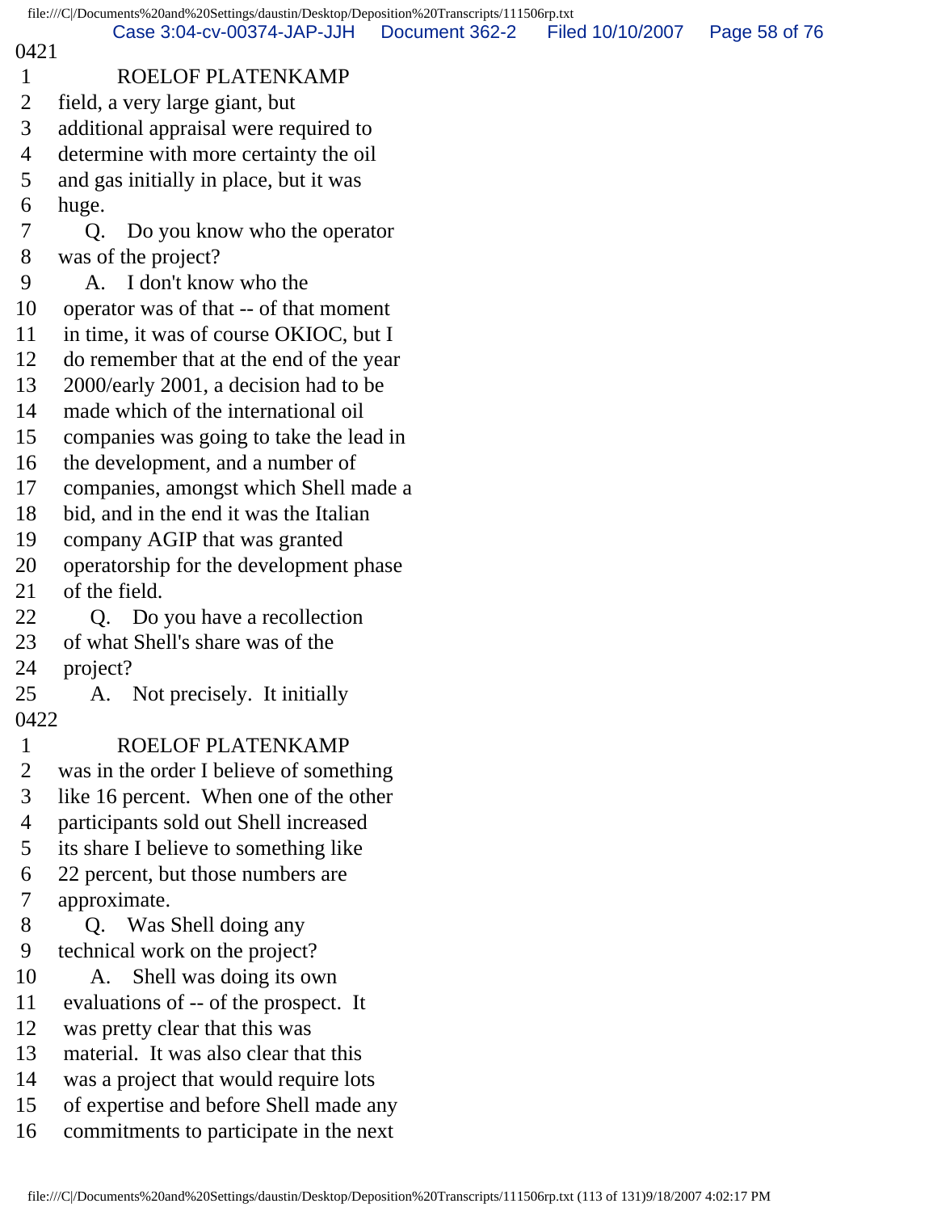0421

1 ROELOF PLATENKAMP

2 field, a very large giant, but

3 additional appraisal were required to

4 determine with more certainty the oil

5 and gas initially in place, but it was

6 huge.

7 Q. Do you know who the operator

8 was of the project?

9 A. I don't know who the

10 operator was of that -- of that moment

11 in time, it was of course OKIOC, but I

12 do remember that at the end of the year

13 2000/early 2001, a decision had to be

14 made which of the international oil

15 companies was going to take the lead in

16 the development, and a number of

17 companies, amongst which Shell made a

18 bid, and in the end it was the Italian

19 company AGIP that was granted

20 operatorship for the development phase

21 of the field.

22 Q. Do you have a recollection

23 of what Shell's share was of the

24 project?

25 A. Not precisely. It initially

0422

1 ROELOF PLATENKAMP

2 was in the order I believe of something

3 like 16 percent. When one of the other

4 participants sold out Shell increased

5 its share I believe to something like

6 22 percent, but those numbers are

7 approximate.

8 Q. Was Shell doing any

9 technical work on the project?

10 A. Shell was doing its own

11 evaluations of -- of the prospect. It

12 was pretty clear that this was

13 material. It was also clear that this

14 was a project that would require lots

15 of expertise and before Shell made any

16 commitments to participate in the next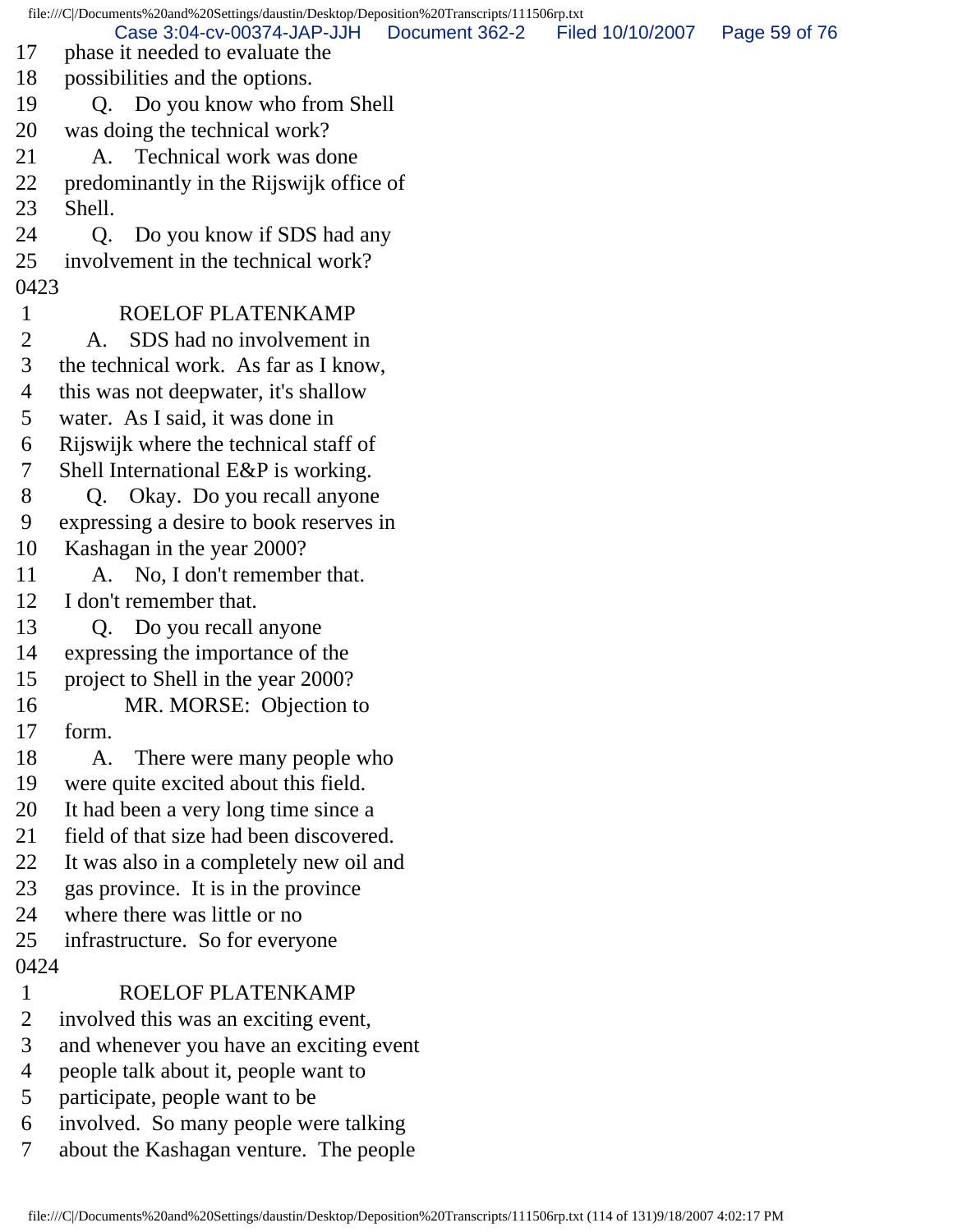17 phase it needed to evaluate the
18 possibilities and the options.
19 Q. Do you know who from Shell
20 was doing the technical work?
21 A. Technical work was done
22 predominantly in the Rijswijk office of
23 Shell.
24 Q. Do you know if SDS had any
25 involvement in the technical work?
0423
1 ROELOF PLATENKAMP
2 A. SDS had no involvement in
3 the technical work. As far as I know,
4 this was not deepwater, it's shallow
5 water. As I said, it was done in
6 Rijswijk where the technical staff of
7 Shell International E&P is working.
8 Q. Okay. Do you recall anyone
9 expressing a desire to book reserves in
10 Kashagan in the year 2000?
11 A. No, I don't remember that.
12 I don't remember that.
13 Q. Do you recall anyone
14 expressing the importance of the
15 project to Shell in the year 2000?
16 MR. MORSE: Objection to
17 form.
18 A. There were many people who
19 were quite excited about this field.
20 It had been a very long time since a
21 field of that size had been discovered.
22 It was also in a completely new oil and
23 gas province. It is in the province
24 where there was little or no
25 infrastructure. So for everyone
0424
1 ROELOF PLATENKAMP
2 involved this was an exciting event,
3 and whenever you have an exciting event
4 people talk about it, people want to
5 participate, people want to be
6 involved. So many people were talking
7 about the Kashagan venture. The people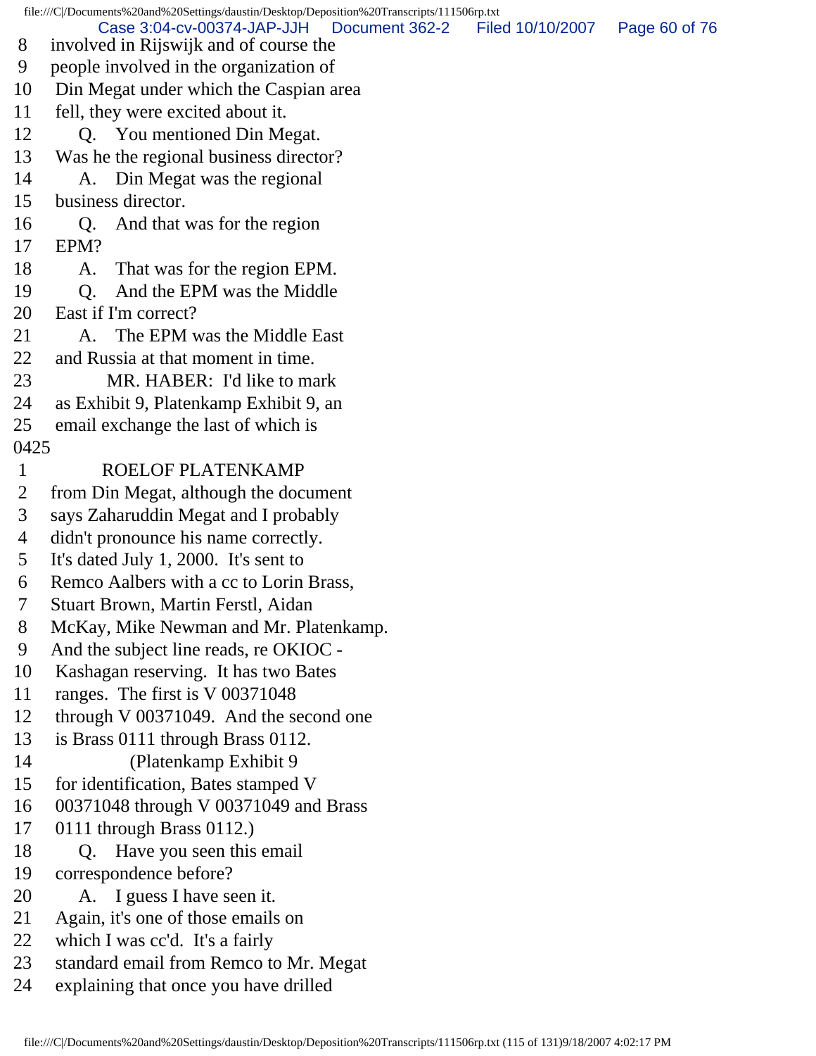8 involved in Rijswijk and of course the
9 people involved in the organization of
10 Din Megat under which the Caspian area
11 fell, they were excited about it.
12 Q. You mentioned Din Megat.
13 Was he the regional business director?
14 A. Din Megat was the regional
15 business director.
16 Q. And that was for the region
17 EPM?
18 A. That was for the region EPM.
19 Q. And the EPM was the Middle
20 East if I'm correct?
21 A. The EPM was the Middle East
22 and Russia at that moment in time.
23 MR. HABER: I'd like to mark
24 as Exhibit 9, Platenkamp Exhibit 9, an
25 email exchange the last of which is
0425
1 ROELOF PLATENKAMP
2 from Din Megat, although the document
3 says Zaharuddin Megat and I probably
4 didn't pronounce his name correctly.
5 It's dated July 1, 2000. It's sent to
6 Remco Aalbers with a cc to Lorin Brass,
7 Stuart Brown, Martin Ferstl, Aidan
8 McKay, Mike Newman and Mr. Platenkamp.
9 And the subject line reads, re OKIOC -
10 Kashagan reserving. It has two Bates
11 ranges. The first is V 00371048
12 through V 00371049. And the second one
13 is Brass 0111 through Brass 0112.
14 (Platenkamp Exhibit 9
15 for identification, Bates stamped V
16 00371048 through V 00371049 and Brass
17 0111 through Brass 0112.)
18 Q. Have you seen this email
19 correspondence before?
20 A. I guess I have seen it.
21 Again, it's one of those emails on
22 which I was cc'd. It's a fairly
23 standard email from Remco to Mr. Megat
24 explaining that once you have drilled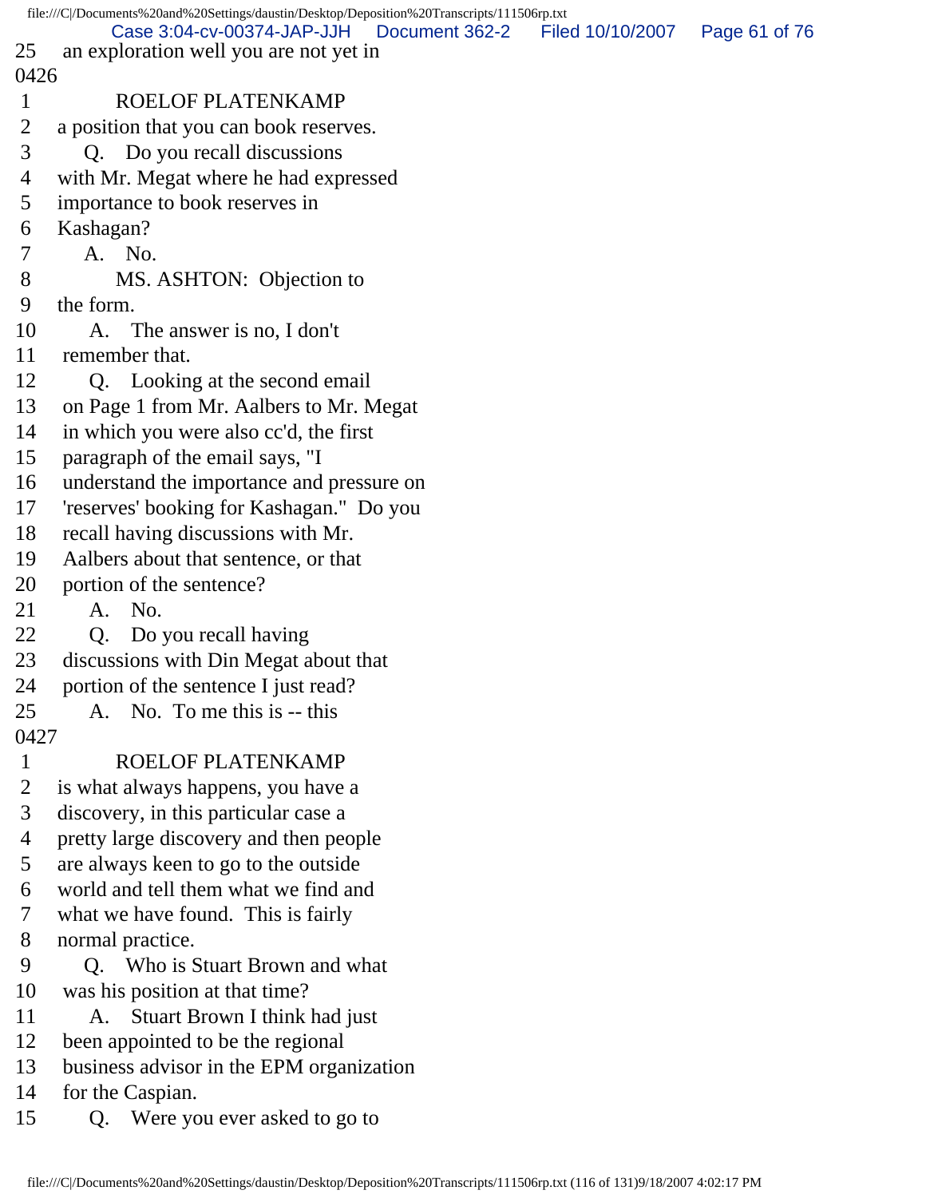25 an exploration well you are not yet in
0426
1 ROELOF PLATENKAMP
2 a position that you can book reserves.
3 Q. Do you recall discussions
4 with Mr. Megat where he had expressed
5 importance to book reserves in
6 Kashagan?
7 A. No.
8 MS. ASHTON: Objection to
9 the form.
10 A. The answer is no, I don't
11 remember that.
12 Q. Looking at the second email
13 on Page 1 from Mr. Aalbers to Mr. Megat
14 in which you were also cc'd, the first
15 paragraph of the email says, "I
16 understand the importance and pressure on
17 'reserves' booking for Kashagan." Do you
18 recall having discussions with Mr.
19 Aalbers about that sentence, or that
20 portion of the sentence?
21 A. No.
22 Q. Do you recall having
23 discussions with Din Megat about that
24 portion of the sentence I just read?
25 A. No. To me this is -- this
0427
1 ROELOF PLATENKAMP
2 is what always happens, you have a
3 discovery, in this particular case a
4 pretty large discovery and then people
5 are always keen to go to the outside
6 world and tell them what we find and
7 what we have found. This is fairly
8 normal practice.
9 Q. Who is Stuart Brown and what
10 was his position at that time?
11 A. Stuart Brown I think had just
12 been appointed to be the regional
13 business advisor in the EPM organization
14 for the Caspian.
15 Q. Were you ever asked to go to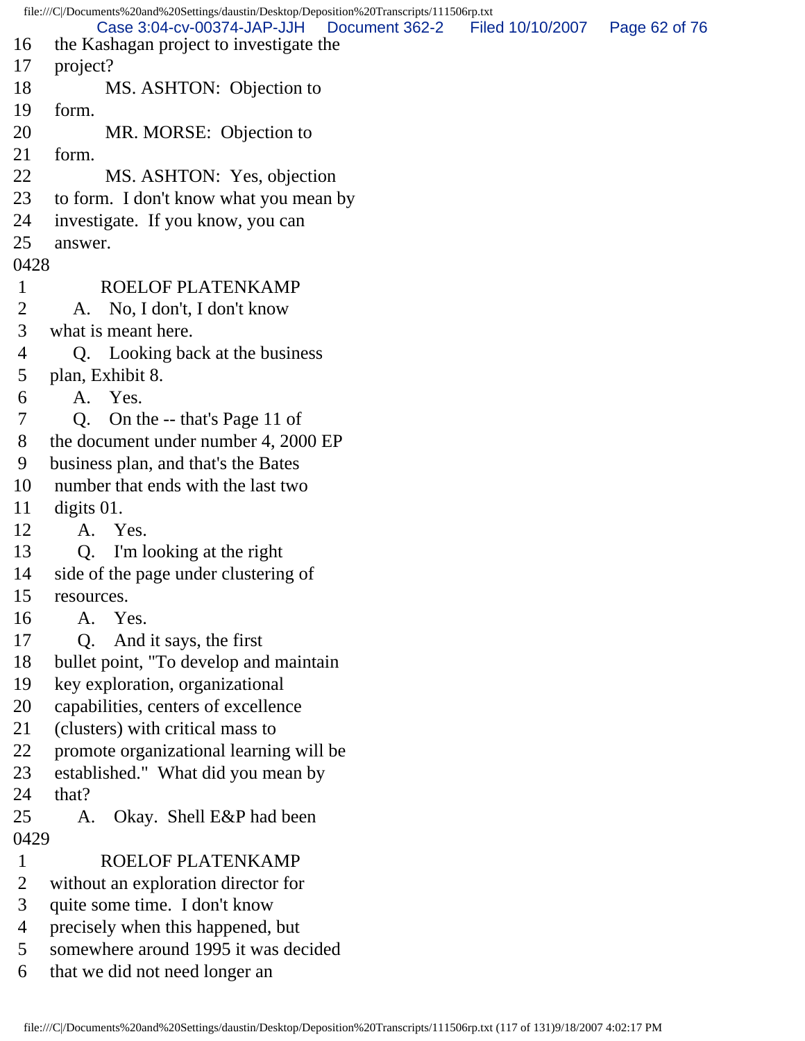16 the Kashagan project to investigate the
17 project?
18 MS. ASHTON: Objection to
19 form.
20 MR. MORSE: Objection to
21 form.
22 MS. ASHTON: Yes, objection
23 to form. I don't know what you mean by
24 investigate. If you know, you can
25 answer.

0428

1 ROELOF PLATENKAMP
2 A. No, I don't, I don't know
3 what is meant here.
4 Q. Looking back at the business
5 plan, Exhibit 8.
6 A. Yes.
7 Q. On the -- that's Page 11 of
8 the document under number 4, 2000 EP
9 business plan, and that's the Bates
10 number that ends with the last two
11 digits 01.
12 A. Yes.
13 Q. I'm looking at the right
14 side of the page under clustering of
15 resources.
16 A. Yes.
17 Q. And it says, the first
18 bullet point, "To develop and maintain
19 key exploration, organizational
20 capabilities, centers of excellence
21 (clusters) with critical mass to
22 promote organizational learning will be
23 established." What did you mean by
24 that?
25 A. Okay. Shell E&P had been

0429

1 ROELOF PLATENKAMP
2 without an exploration director for
3 quite some time. I don't know
4 precisely when this happened, but
5 somewhere around 1995 it was decided
6 that we did not need longer an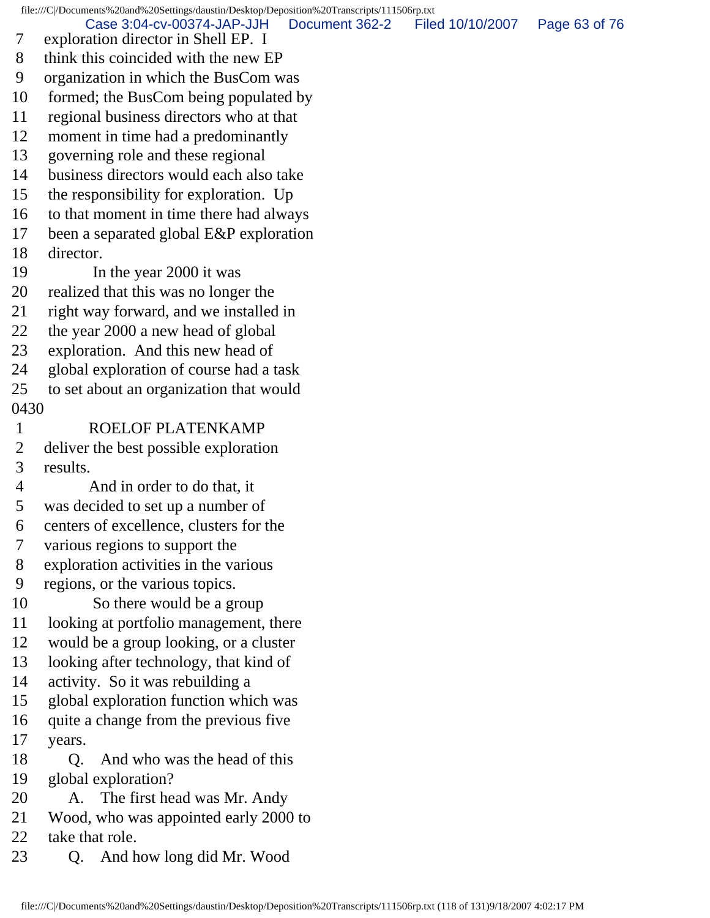7 exploration director in Shell EP. I
8 think this coincided with the new EP
9 organization in which the BusCom was
10 formed; the BusCom being populated by
11 regional business directors who at that
12 moment in time had a predominantly
13 governing role and these regional
14 business directors would each also take
15 the responsibility for exploration. Up
16 to that moment in time there had always
17 been a separated global E&P exploration
18 director.
19 In the year 2000 it was
20 realized that this was no longer the
21 right way forward, and we installed in
22 the year 2000 a new head of global
23 exploration. And this new head of
24 global exploration of course had a task
25 to set about an organization that would
0430
1 ROELOF PLATENKAMP
2 deliver the best possible exploration
3 results.
4 And in order to do that, it
5 was decided to set up a number of
6 centers of excellence, clusters for the
7 various regions to support the
8 exploration activities in the various
9 regions, or the various topics.
10 So there would be a group
11 looking at portfolio management, there
12 would be a group looking, or a cluster
13 looking after technology, that kind of
14 activity. So it was rebuilding a
15 global exploration function which was
16 quite a change from the previous five
17 years.
18 Q. And who was the head of this
19 global exploration?
20 A. The first head was Mr. Andy
21 Wood, who was appointed early 2000 to
22 take that role.
23 Q. And how long did Mr. Wood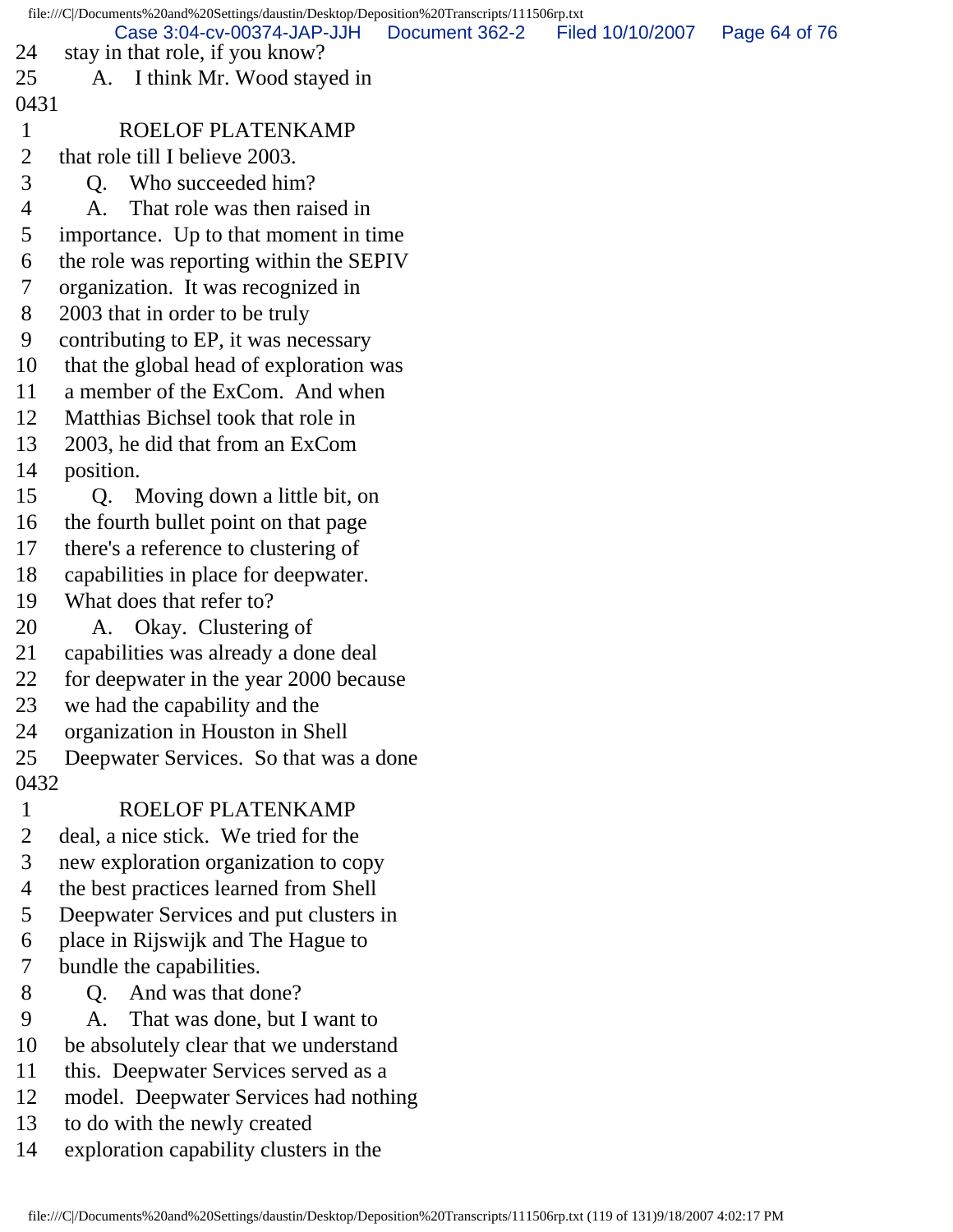24 stay in that role, if you know?
25 A. I think Mr. Wood stayed in
0431
1 ROELOF PLATENKAMP
2 that role till I believe 2003.
3 Q. Who succeeded him?
4 A. That role was then raised in
5 importance. Up to that moment in time
6 the role was reporting within the SEPIV
7 organization. It was recognized in
8 2003 that in order to be truly
9 contributing to EP, it was necessary
10 that the global head of exploration was
11 a member of the ExCom. And when
12 Matthias Bichsel took that role in
13 2003, he did that from an ExCom
14 position.
15 Q. Moving down a little bit, on
16 the fourth bullet point on that page
17 there's a reference to clustering of
18 capabilities in place for deepwater.
19 What does that refer to?
20 A. Okay. Clustering of
21 capabilities was already a done deal
22 for deepwater in the year 2000 because
23 we had the capability and the
24 organization in Houston in Shell
25 Deepwater Services. So that was a done
0432
1 ROELOF PLATENKAMP
2 deal, a nice stick. We tried for the
3 new exploration organization to copy
4 the best practices learned from Shell
5 Deepwater Services and put clusters in
6 place in Rijswijk and The Hague to
7 bundle the capabilities.
8 Q. And was that done?
9 A. That was done, but I want to
10 be absolutely clear that we understand
11 this. Deepwater Services served as a
12 model. Deepwater Services had nothing
13 to do with the newly created
14 exploration capability clusters in the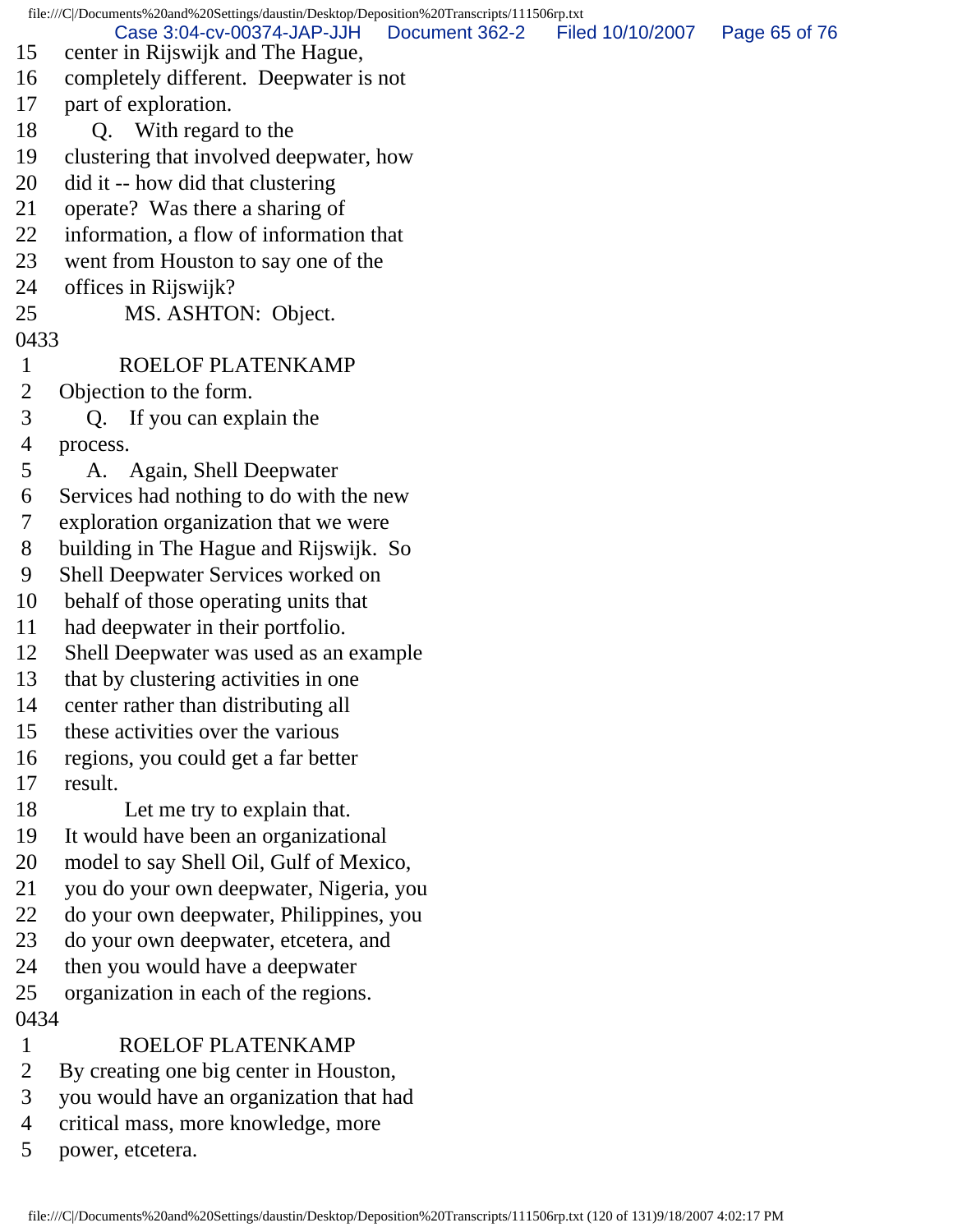15 center in Rijswijk and The Hague,
16 completely different. Deepwater is not
17 part of exploration.
18 Q. With regard to the
19 clustering that involved deepwater, how
20 did it -- how did that clustering
21 operate? Was there a sharing of
22 information, a flow of information that
23 went from Houston to say one of the
24 offices in Rijswijk?
25 MS. ASHTON: Object.

0433

1 ROELOF PLATENKAMP
2 Objection to the form.
3 Q. If you can explain the
4 process.
5 A. Again, Shell Deepwater
6 Services had nothing to do with the new
7 exploration organization that we were
8 building in The Hague and Rijswijk. So
9 Shell Deepwater Services worked on
10 behalf of those operating units that
11 had deepwater in their portfolio.
12 Shell Deepwater was used as an example
13 that by clustering activities in one
14 center rather than distributing all
15 these activities over the various
16 regions, you could get a far better
17 result.
18 Let me try to explain that.
19 It would have been an organizational
20 model to say Shell Oil, Gulf of Mexico,
21 you do your own deepwater, Nigeria, you
22 do your own deepwater, Philippines, you
23 do your own deepwater, etcetera, and
24 then you would have a deepwater
25 organization in each of the regions.

0434

1 ROELOF PLATENKAMP
2 By creating one big center in Houston,
3 you would have an organization that had
4 critical mass, more knowledge, more
5 power, etcetera.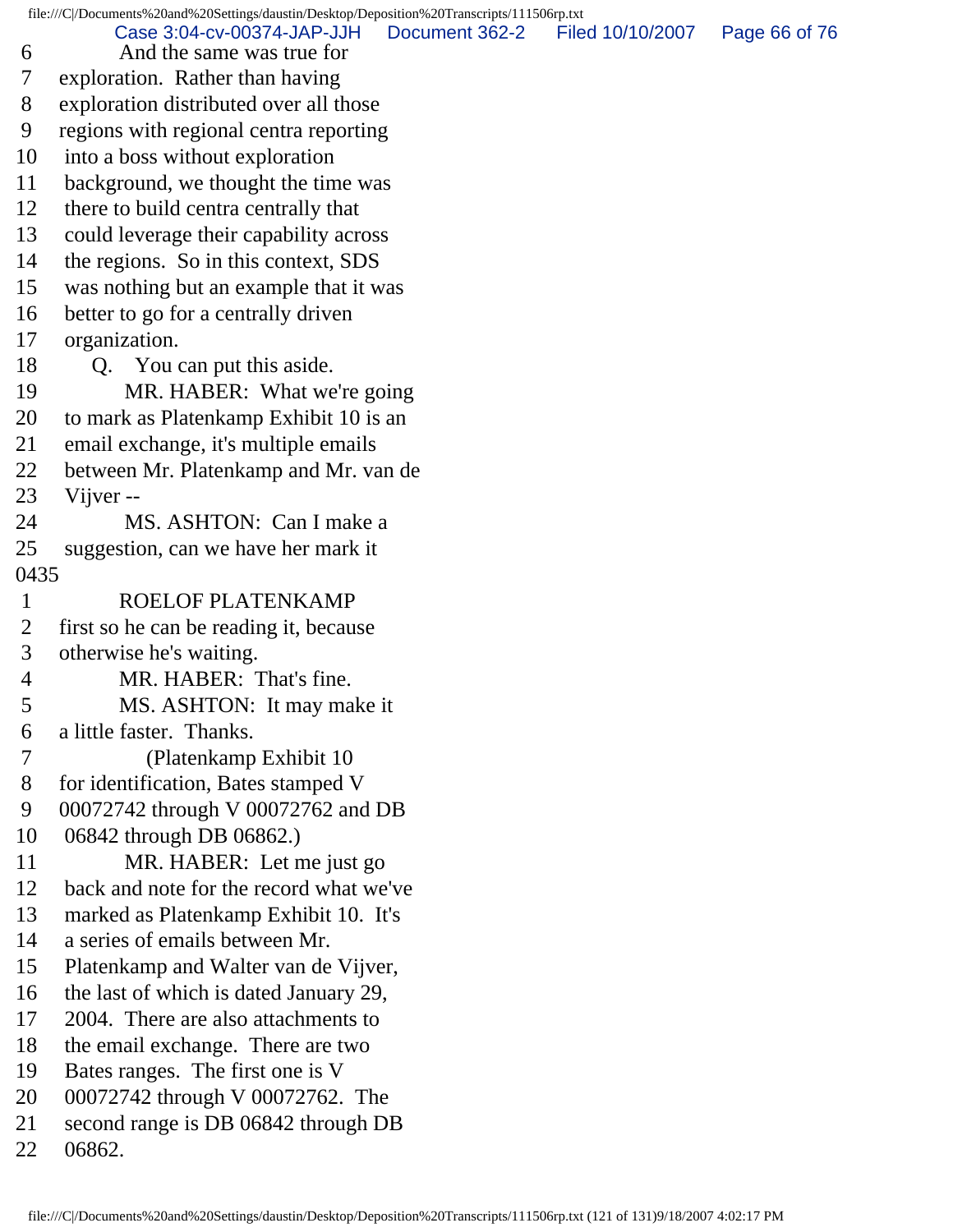6 And the same was true for
7 exploration. Rather than having
8 exploration distributed over all those
9 regions with regional centra reporting
10 into a boss without exploration
11 background, we thought the time was
12 there to build centra centrally that
13 could leverage their capability across
14 the regions. So in this context, SDS
15 was nothing but an example that it was
16 better to go for a centrally driven
17 organization.
18 Q. You can put this aside.
19 MR. HABER: What we're going
20 to mark as Platenkamp Exhibit 10 is an
21 email exchange, it's multiple emails
22 between Mr. Platenkamp and Mr. van de
23 Vijver --
24 MS. ASHTON: Can I make a
25 suggestion, can we have her mark it

0435

1 ROELOF PLATENKAMP
2 first so he can be reading it, because
3 otherwise he's waiting.
4 MR. HABER: That's fine.
5 MS. ASHTON: It may make it
6 a little faster. Thanks.
7 (Platenkamp Exhibit 10
8 for identification, Bates stamped V
9 00072742 through V 00072762 and DB
10 06842 through DB 06862.)
11 MR. HABER: Let me just go
12 back and note for the record what we've
13 marked as Platenkamp Exhibit 10. It's
14 a series of emails between Mr.
15 Platenkamp and Walter van de Vijver,
16 the last of which is dated January 29,
17 2004. There are also attachments to
18 the email exchange. There are two
19 Bates ranges. The first one is V
20 00072742 through V 00072762. The
21 second range is DB 06842 through DB
22 06862.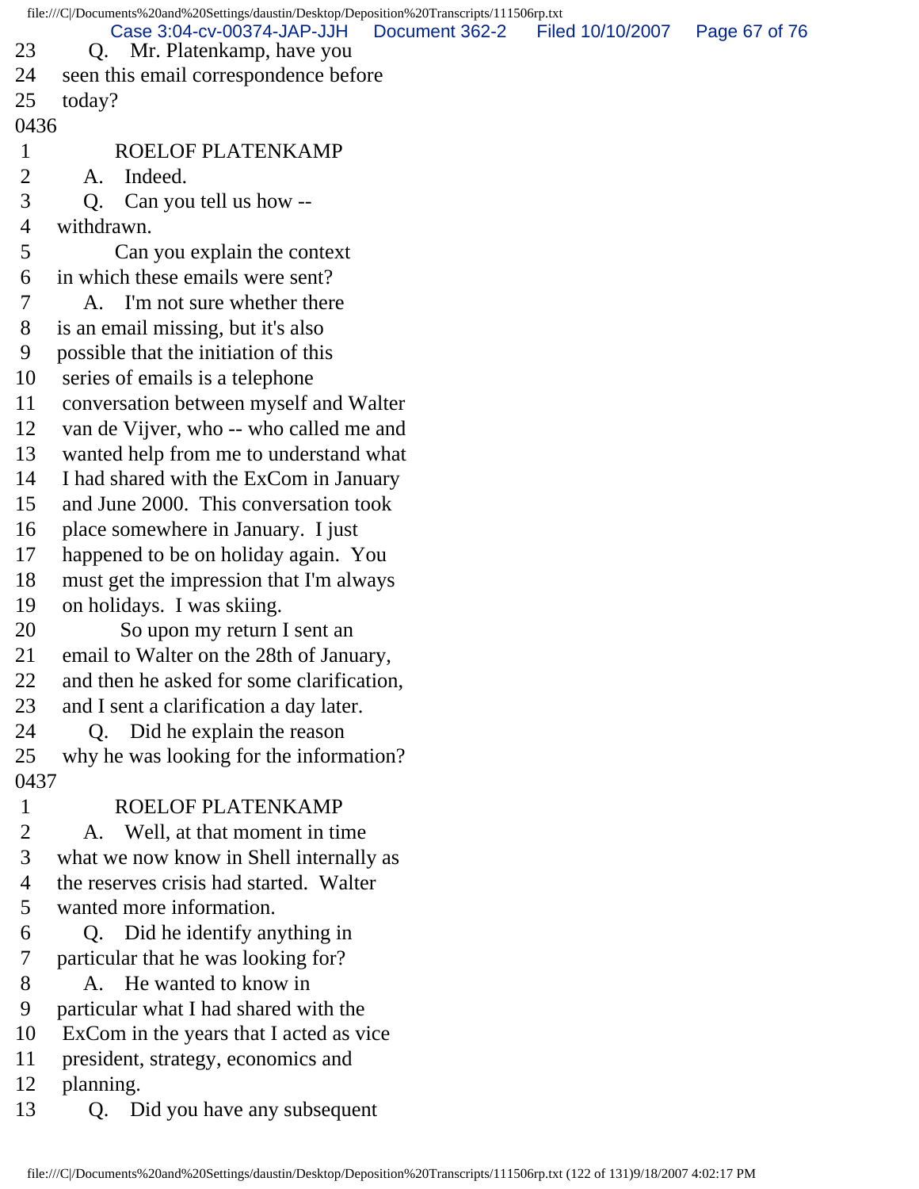23 Q. Mr. Platenkamp, have you
24 seen this email correspondence before
25 today?

0436

1 ROELOF PLATENKAMP
2 A. Indeed.
3 Q. Can you tell us how --
4 withdrawn.
5 Can you explain the context
6 in which these emails were sent?
7 A. I'm not sure whether there
8 is an email missing, but it's also
9 possible that the initiation of this
10 series of emails is a telephone
11 conversation between myself and Walter
12 van de Vijver, who -- who called me and
13 wanted help from me to understand what
14 I had shared with the ExCom in January
15 and June 2000. This conversation took
16 place somewhere in January. I just
17 happened to be on holiday again. You
18 must get the impression that I'm always
19 on holidays. I was skiing.
20 So upon my return I sent an
21 email to Walter on the 28th of January,
22 and then he asked for some clarification,
23 and I sent a clarification a day later.
24 Q. Did he explain the reason
25 why he was looking for the information?

0437

1 ROELOF PLATENKAMP
2 A. Well, at that moment in time
3 what we now know in Shell internally as
4 the reserves crisis had started. Walter
5 wanted more information.
6 Q. Did he identify anything in
7 particular that he was looking for?
8 A. He wanted to know in
9 particular what I had shared with the
10 ExCom in the years that I acted as vice
11 president, strategy, economics and
12 planning.
13 Q. Did you have any subsequent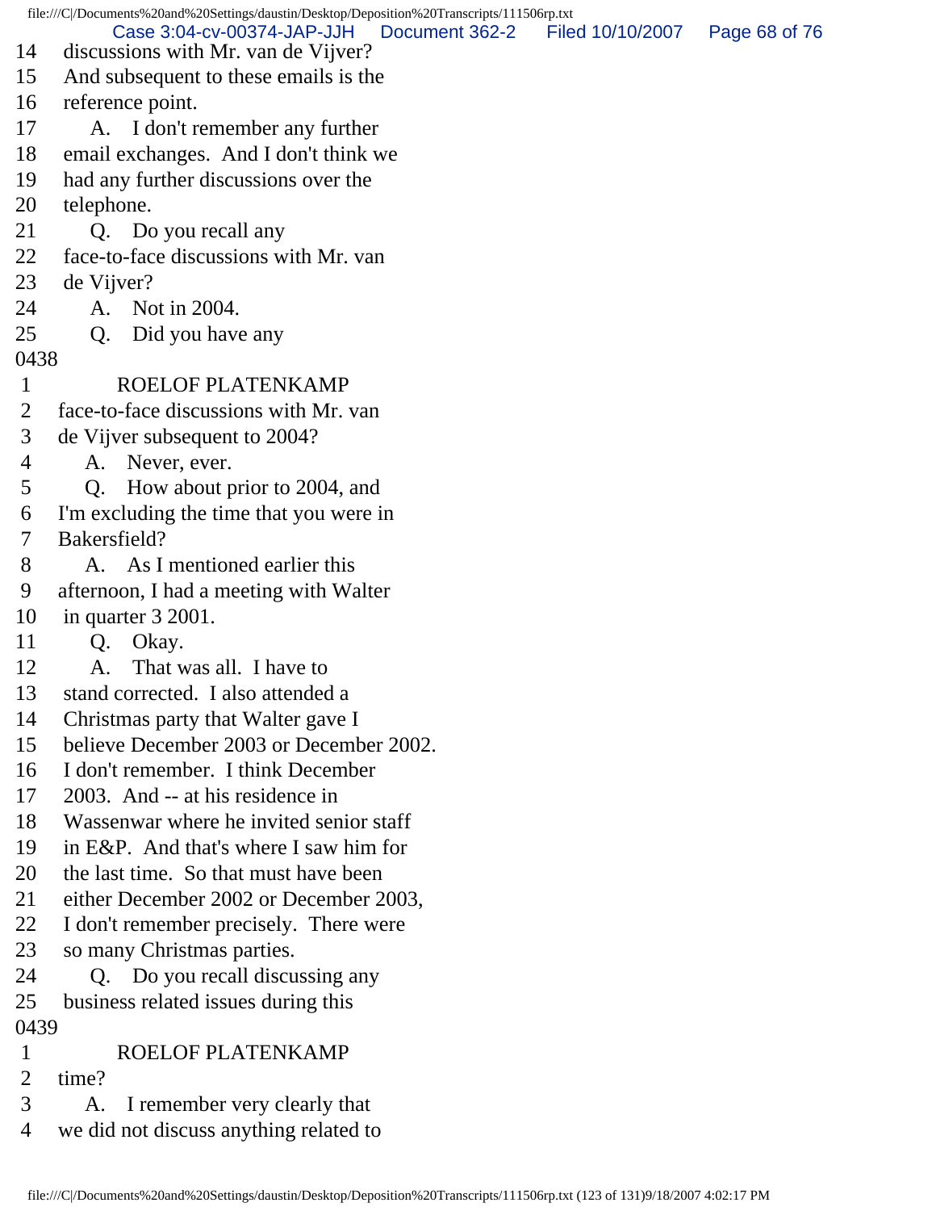14 discussions with Mr. van de Vijver?
15 And subsequent to these emails is the
16 reference point.
17 A. I don't remember any further
18 email exchanges. And I don't think we
19 had any further discussions over the
20 telephone.
21 Q. Do you recall any
22 face-to-face discussions with Mr. van
23 de Vijver?
24 A. Not in 2004.
25 Q. Did you have any

0438

1 ROELOF PLATENKAMP
2 face-to-face discussions with Mr. van
3 de Vijver subsequent to 2004?
4 A. Never, ever.
5 Q. How about prior to 2004, and
6 I'm excluding the time that you were in
7 Bakersfield?
8 A. As I mentioned earlier this
9 afternoon, I had a meeting with Walter
10 in quarter 3 2001.
11 Q. Okay.
12 A. That was all. I have to
13 stand corrected. I also attended a
14 Christmas party that Walter gave I
15 believe December 2003 or December 2002.
16 I don't remember. I think December
17 2003. And -- at his residence in
18 Wassenwar where he invited senior staff
19 in E&P. And that's where I saw him for
20 the last time. So that must have been
21 either December 2002 or December 2003,
22 I don't remember precisely. There were
23 so many Christmas parties.
24 Q. Do you recall discussing any
25 business related issues during this

0439

1 ROELOF PLATENKAMP
2 time?
3 A. I remember very clearly that
4 we did not discuss anything related to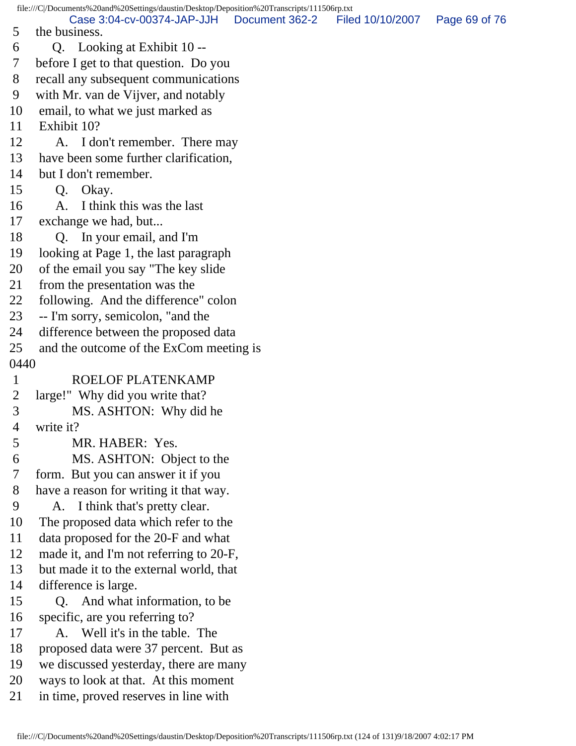5 the business.
6 Q. Looking at Exhibit 10 --
7 before I get to that question. Do you
8 recall any subsequent communications
9 with Mr. van de Vijver, and notably
10 email, to what we just marked as
11 Exhibit 10?
12 A. I don't remember. There may
13 have been some further clarification,
14 but I don't remember.
15 Q. Okay.
16 A. I think this was the last
17 exchange we had, but...
18 Q. In your email, and I'm
19 looking at Page 1, the last paragraph
20 of the email you say "The key slide
21 from the presentation was the
22 following. And the difference" colon
23 -- I'm sorry, semicolon, "and the
24 difference between the proposed data
25 and the outcome of the ExCom meeting is
0440
1 ROELOF PLATENKAMP
2 large!" Why did you write that?
3 MS. ASHTON: Why did he
4 write it?
5 MR. HABER: Yes.
6 MS. ASHTON: Object to the
7 form. But you can answer it if you
8 have a reason for writing it that way.
9 A. I think that's pretty clear.
10 The proposed data which refer to the
11 data proposed for the 20-F and what
12 made it, and I'm not referring to 20-F,
13 but made it to the external world, that
14 difference is large.
15 Q. And what information, to be
16 specific, are you referring to?
17 A. Well it's in the table. The
18 proposed data were 37 percent. But as
19 we discussed yesterday, there are many
20 ways to look at that. At this moment
21 in time, proved reserves in line with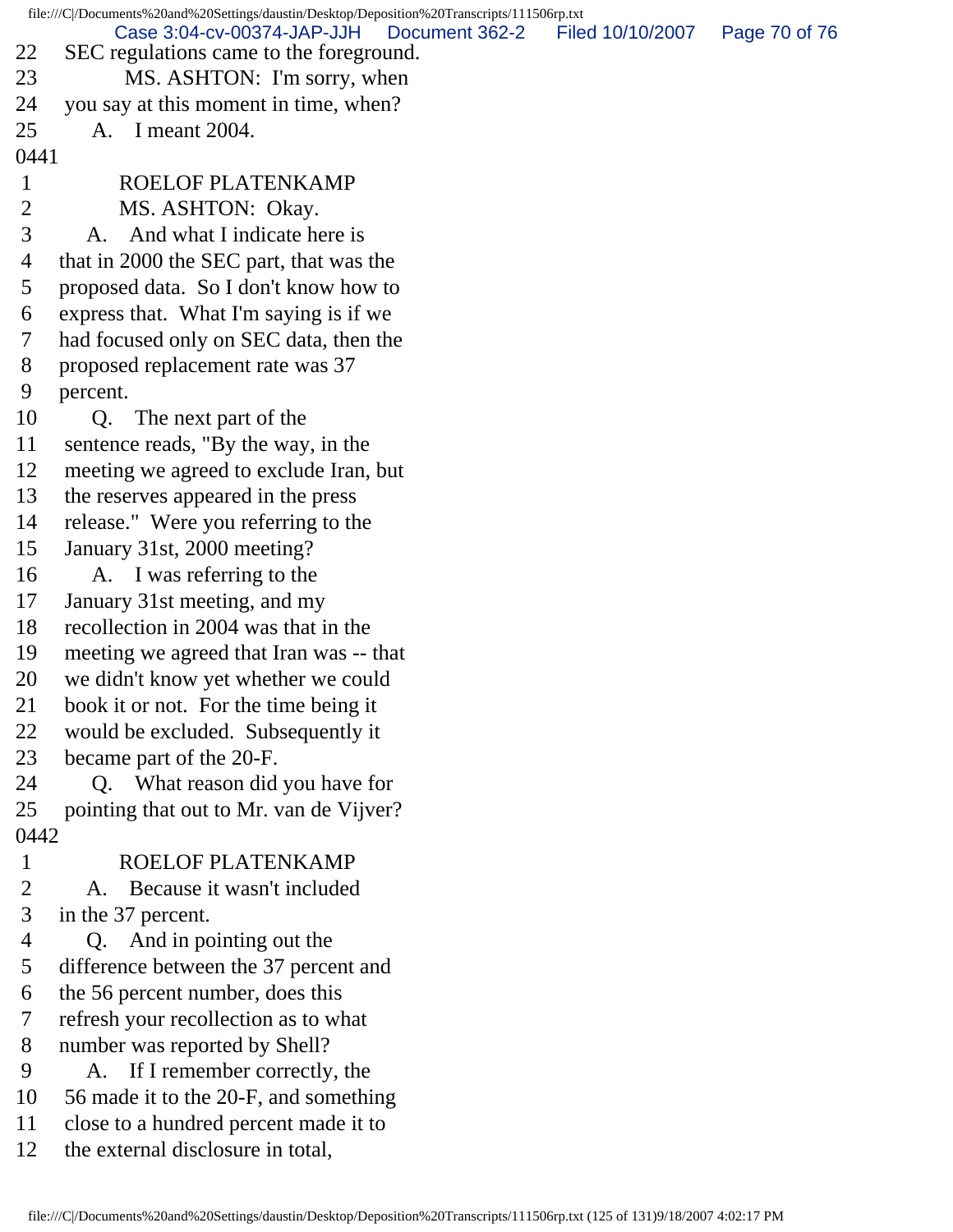22 SEC regulations came to the foreground.
23 MS. ASHTON: I'm sorry, when
24 you say at this moment in time, when?
25 A. I meant 2004.

0441

1 ROELOF PLATENKAMP
2 MS. ASHTON: Okay.
3 A. And what I indicate here is
4 that in 2000 the SEC part, that was the
5 proposed data. So I don't know how to
6 express that. What I'm saying is if we
7 had focused only on SEC data, then the
8 proposed replacement rate was 37
9 percent.
10 Q. The next part of the
11 sentence reads, "By the way, in the
12 meeting we agreed to exclude Iran, but
13 the reserves appeared in the press
14 release." Were you referring to the
15 January 31st, 2000 meeting?
16 A. I was referring to the
17 January 31st meeting, and my
18 recollection in 2004 was that in the
19 meeting we agreed that Iran was -- that
20 we didn't know yet whether we could
21 book it or not. For the time being it
22 would be excluded. Subsequently it
23 became part of the 20-F.
24 Q. What reason did you have for
25 pointing that out to Mr. van de Vijver?

0442

1 ROELOF PLATENKAMP
2 A. Because it wasn't included
3 in the 37 percent.
4 Q. And in pointing out the
5 difference between the 37 percent and
6 the 56 percent number, does this
7 refresh your recollection as to what
8 number was reported by Shell?
9 A. If I remember correctly, the
10 56 made it to the 20-F, and something
11 close to a hundred percent made it to
12 the external disclosure in total,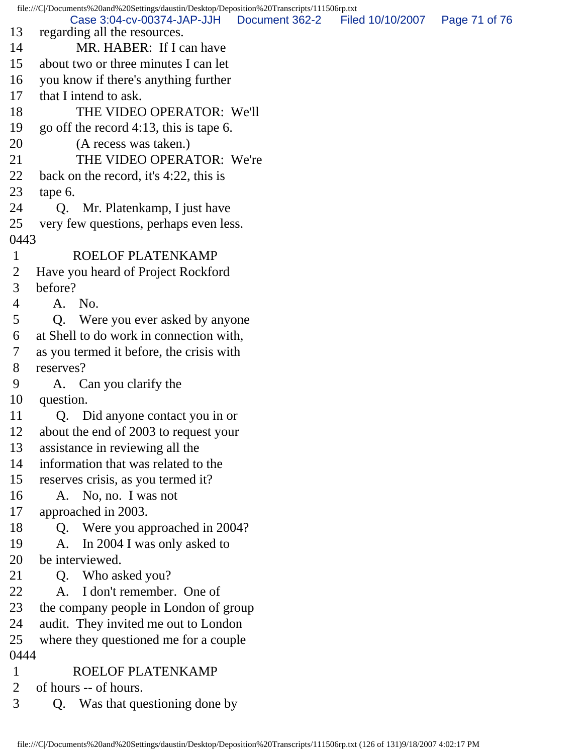13 regarding all the resources.
14 MR. HABER: If I can have
15 about two or three minutes I can let
16 you know if there's anything further
17 that I intend to ask.
18 THE VIDEO OPERATOR: We'll
19 go off the record 4:13, this is tape 6.
20 (A recess was taken.)
21 THE VIDEO OPERATOR: We're
22 back on the record, it's 4:22, this is
23 tape 6.
24 Q. Mr. Platenkamp, I just have
25 very few questions, perhaps even less.
0443
1 ROELOF PLATENKAMP
2 Have you heard of Project Rockford
3 before?
4 A. No.
5 Q. Were you ever asked by anyone
6 at Shell to do work in connection with,
7 as you termed it before, the crisis with
8 reserves?
9 A. Can you clarify the
10 question.
11 Q. Did anyone contact you in or
12 about the end of 2003 to request your
13 assistance in reviewing all the
14 information that was related to the
15 reserves crisis, as you termed it?
16 A. No, no. I was not
17 approached in 2003.
18 Q. Were you approached in 2004?
19 A. In 2004 I was only asked to
20 be interviewed.
21 Q. Who asked you?
22 A. I don't remember. One of
23 the company people in London of group
24 audit. They invited me out to London
25 where they questioned me for a couple
0444
1 ROELOF PLATENKAMP
2 of hours -- of hours.
3 Q. Was that questioning done by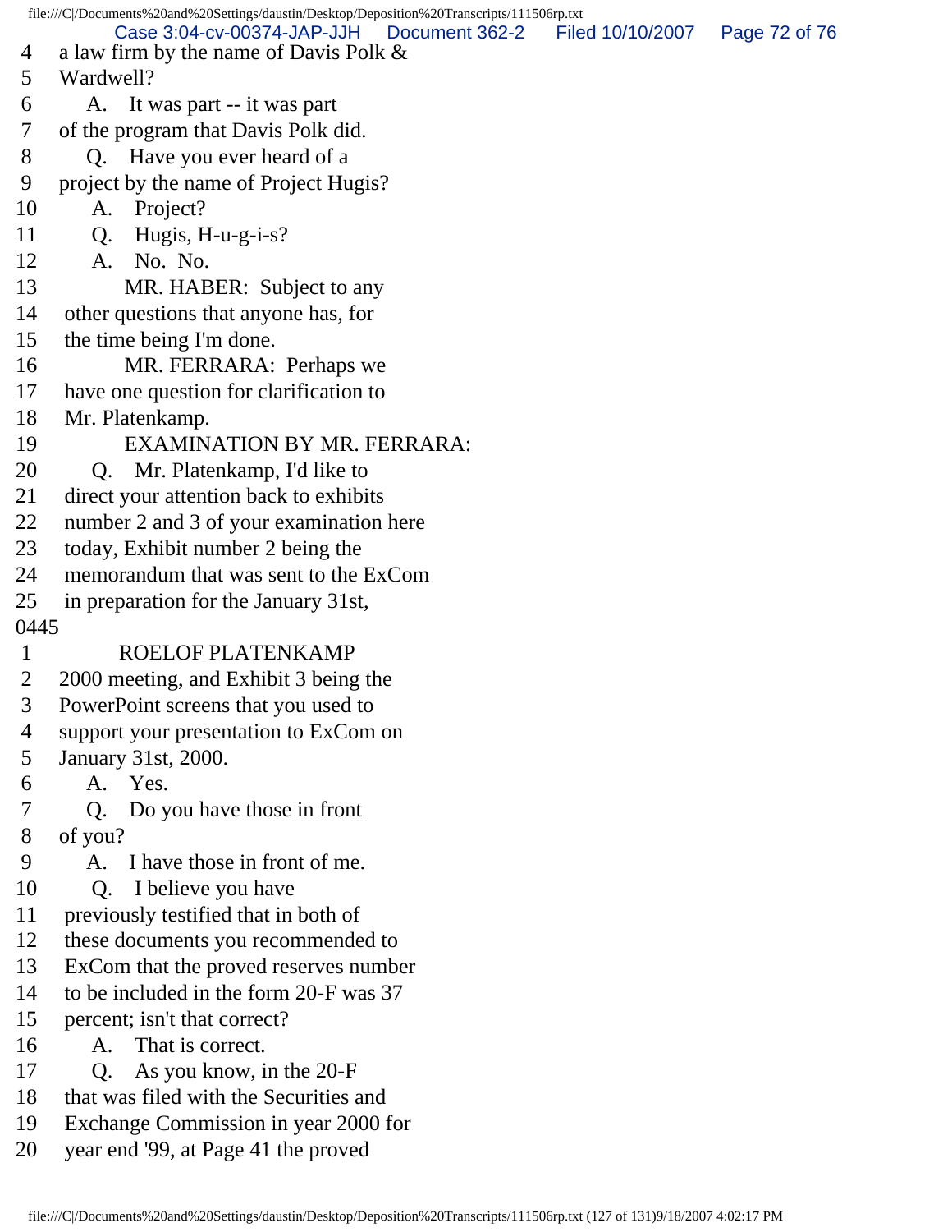4 a law firm by the name of Davis Polk &
5 Wardwell?
6 A. It was part -- it was part
7 of the program that Davis Polk did.
8 Q. Have you ever heard of a
9 project by the name of Project Hugis?
10 A. Project?
11 Q. Hugis, H-u-g-i-s?
12 A. No. No.
13 MR. HABER: Subject to any
14 other questions that anyone has, for
15 the time being I'm done.
16 MR. FERRARA: Perhaps we
17 have one question for clarification to
18 Mr. Platenkamp.
19 EXAMINATION BY MR. FERRARA:
20 Q. Mr. Platenkamp, I'd like to
21 direct your attention back to exhibits
22 number 2 and 3 of your examination here
23 today, Exhibit number 2 being the
24 memorandum that was sent to the ExCom
25 in preparation for the January 31st,
0445
1 ROELOF PLATENKAMP
2 2000 meeting, and Exhibit 3 being the
3 PowerPoint screens that you used to
4 support your presentation to ExCom on
5 January 31st, 2000.
6 A. Yes.
7 Q. Do you have those in front
8 of you?
9 A. I have those in front of me.
10 Q. I believe you have
11 previously testified that in both of
12 these documents you recommended to
13 ExCom that the proved reserves number
14 to be included in the form 20-F was 37
15 percent; isn't that correct?
16 A. That is correct.
17 Q. As you know, in the 20-F
18 that was filed with the Securities and
19 Exchange Commission in year 2000 for
20 year end '99, at Page 41 the proved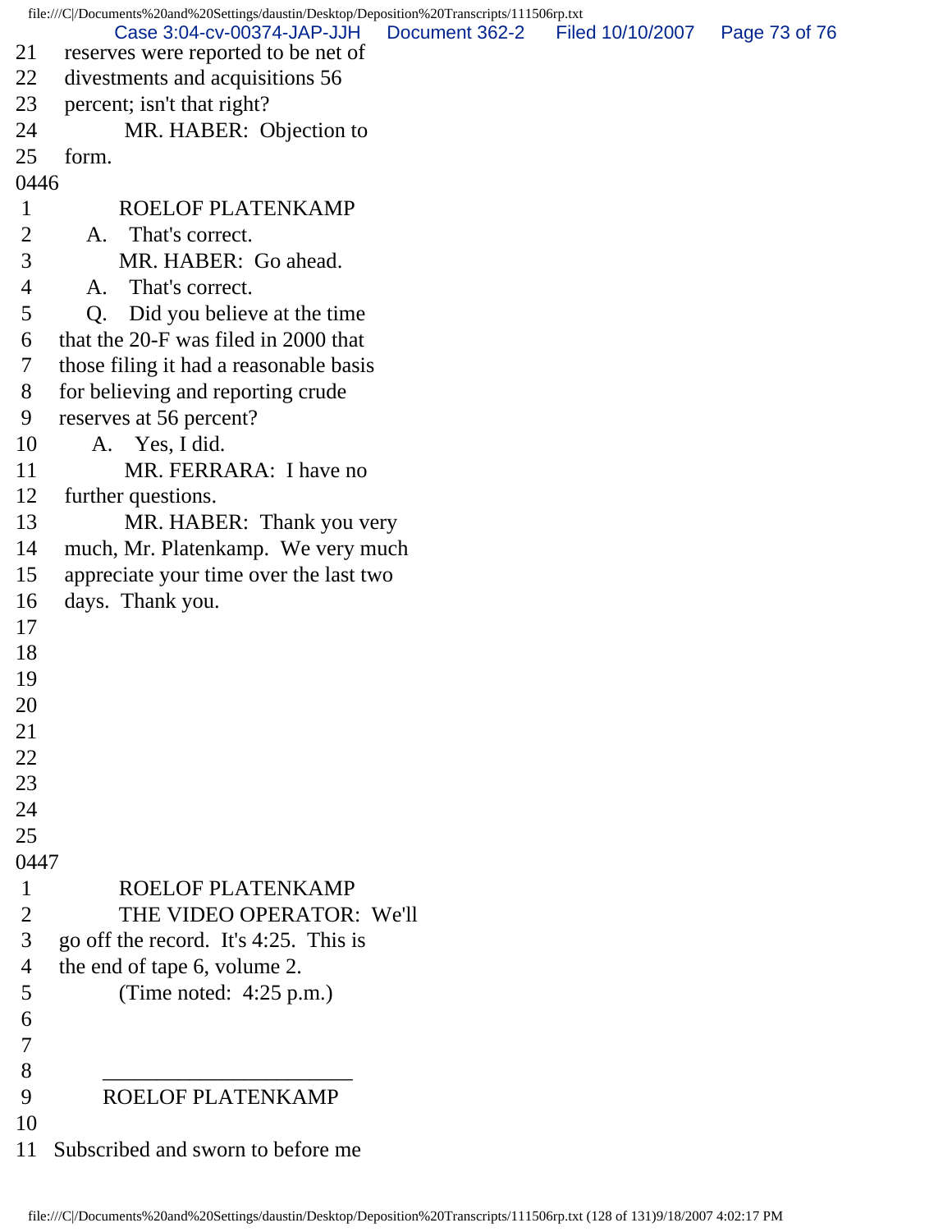21 reserves were reported to be net of
22 divestments and acquisitions 56
23 percent; isn't that right?
24 MR. HABER: Objection to
25 form.

0446

1 ROELOF PLATENKAMP
2 A. That's correct.
3 MR. HABER: Go ahead.
4 A. That's correct.
5 Q. Did you believe at the time
6 that the 20-F was filed in 2000 that
7 those filing it had a reasonable basis
8 for believing and reporting crude
9 reserves at 56 percent?
10 A. Yes, I did.
11 MR. FERRARA: I have no
12 further questions.
13 MR. HABER: Thank you very
14 much, Mr. Platenkamp. We very much
15 appreciate your time over the last two
16 days. Thank you.
17
18
19
20
21
22
23
24
25

0447

1 ROELOF PLATENKAMP
2 THE VIDEO OPERATOR: We'll
3 go off the record. It's 4:25. This is
4 the end of tape 6, volume 2.
5 (Time noted: 4:25 p.m.)
6
7
8 ______________________
9 ROELOF PLATENKAMP
10
11 Subscribed and sworn to before me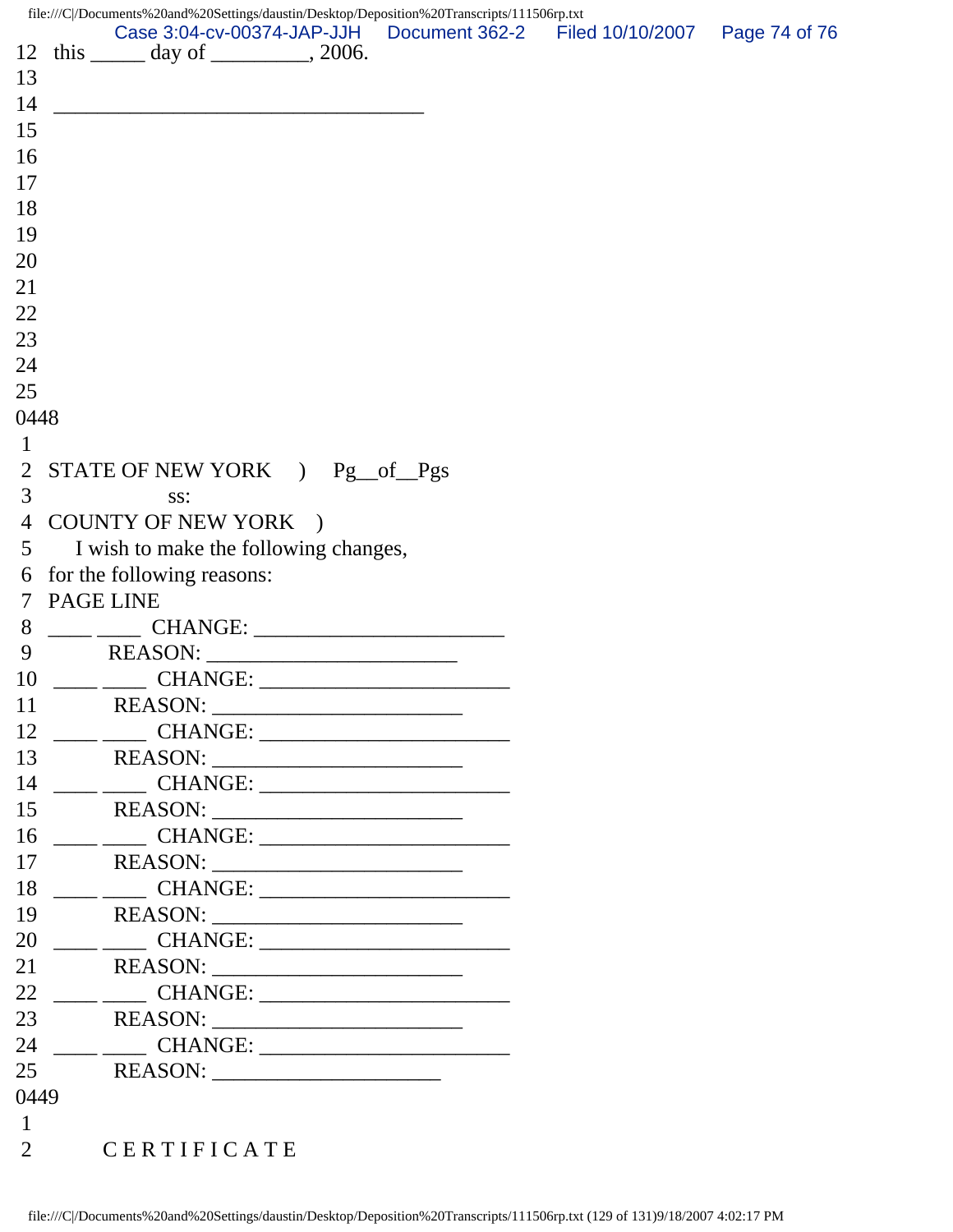12 this _____ day of _________, 2006.

13

14 ___________________________________

15

16

17

18

19

20

21

22

23

24

25

0448

1

2 STATE OF NEW YORK ) Pg__of__Pgs

3 ss:

4 COUNTY OF NEW YORK )

5 I wish to make the following changes,

6 for the following reasons:

7 PAGE LINE

8 ____ ____ CHANGE: _______________________

9 REASON: _______________________

10 ____ ____ CHANGE: _______________________

11 REASON: _______________________

12 ____ ____ CHANGE: _______________________

13 REASON: _______________________

14 ____ ____ CHANGE: _______________________

15 REASON: _______________________

16 ____ ____ CHANGE: _______________________

17 REASON: _______________________

18 ____ ____ CHANGE: _______________________

19 REASON: _______________________

20 ____ ____ CHANGE: _______________________

21 REASON: _______________________

22 ____ ____ CHANGE: _______________________

23 REASON: _______________________

24 ____ ____ CHANGE: _______________________

25 REASON: _____________________

0449

1

2 C E R T I F I C A T E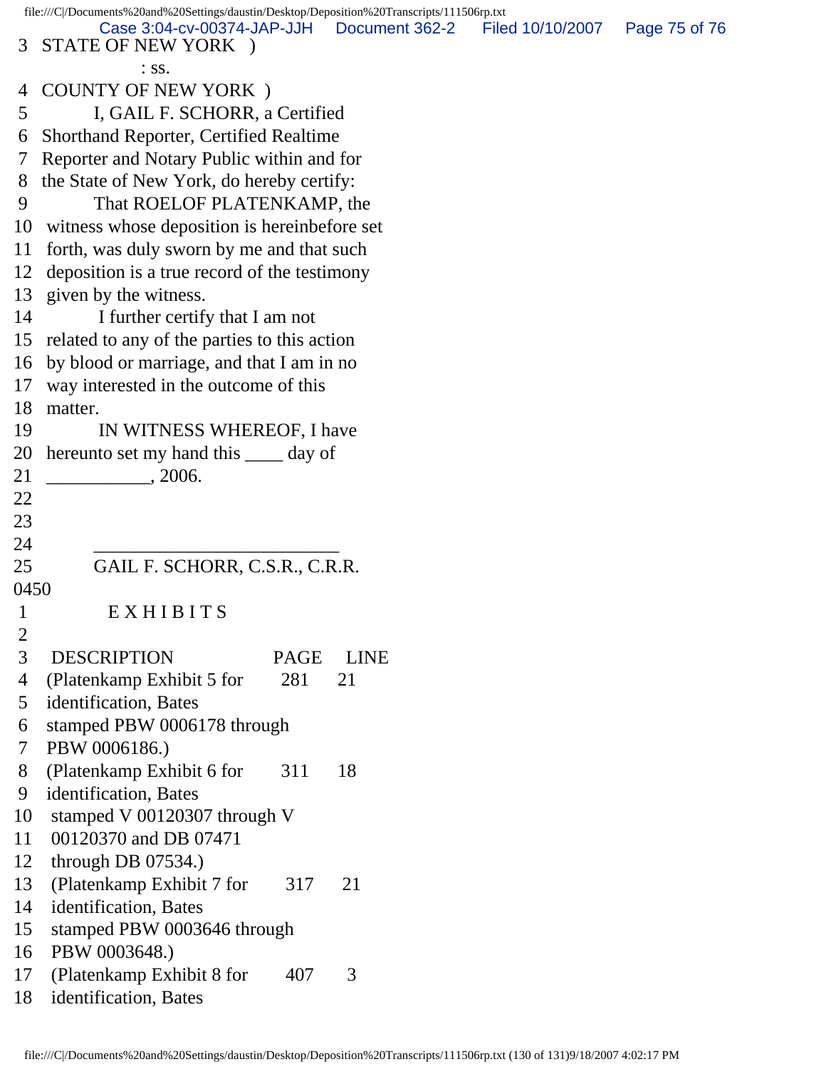3 STATE OF NEW YORK )
: ss.
4 COUNTY OF NEW YORK )
5 I, GAIL F. SCHORR, a Certified
6 Shorthand Reporter, Certified Realtime
7 Reporter and Notary Public within and for
8 the State of New York, do hereby certify:
9 That ROELOF PLATENKAMP, the
10 witness whose deposition is hereinbefore set
11 forth, was duly sworn by me and that such
12 deposition is a true record of the testimony
13 given by the witness.
14 I further certify that I am not
15 related to any of the parties to this action
16 by blood or marriage, and that I am in no
17 way interested in the outcome of this
18 matter.
19 IN WITNESS WHEREOF, I have
20 hereunto set my hand this ____ day of
21 ___________, 2006.
22
23
24 _________________________
25 GAIL F. SCHORR, C.S.R., C.R.R.
0450
1 E X H I B I T S
2
3 DESCRIPTION PAGE LINE
4 (Platenkamp Exhibit 5 for 281 21
5 identification, Bates
6 stamped PBW 0006178 through
7 PBW 0006186.)
8 (Platenkamp Exhibit 6 for 311 18
9 identification, Bates
10 stamped V 00120307 through V
11 00120370 and DB 07471
12 through DB 07534.)
13 (Platenkamp Exhibit 7 for 317 21
14 identification, Bates
15 stamped PBW 0003646 through
16 PBW 0003648.)
17 (Platenkamp Exhibit 8 for 407 3
18 identification, Bates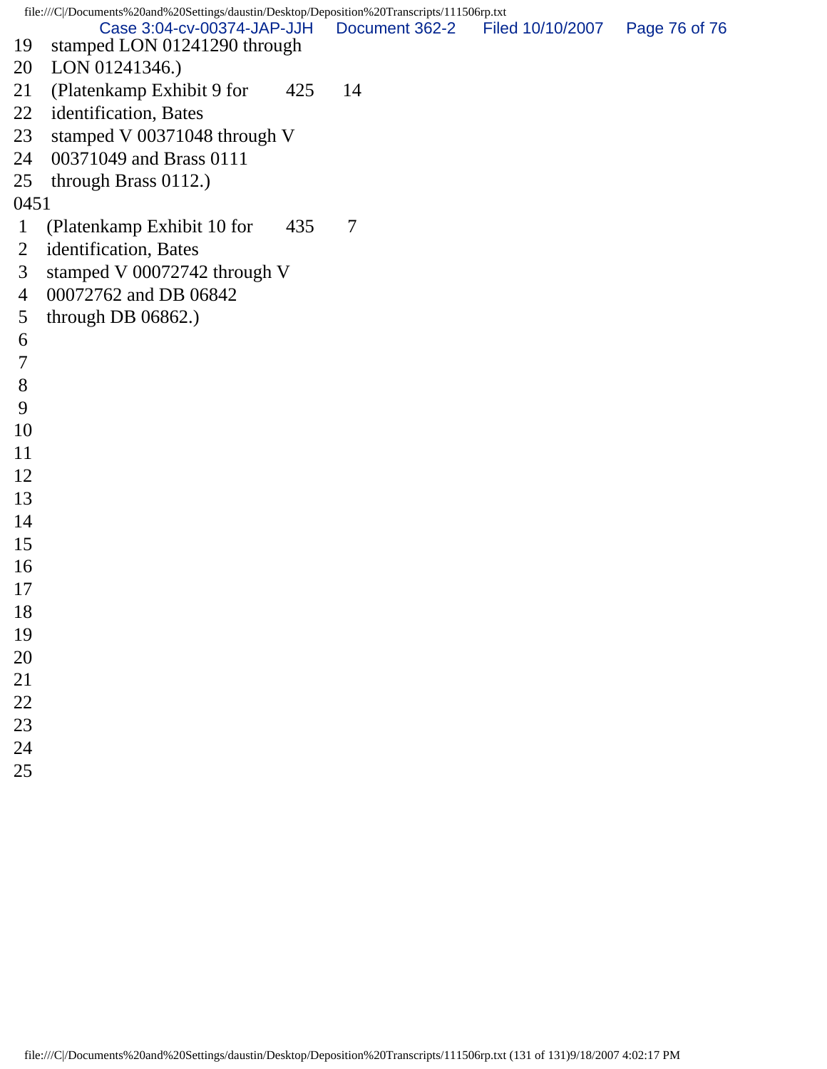19 stamped LON 01241290 through
20 LON 01241346.)
21 (Platenkamp Exhibit 9 for 425 14
22 identification, Bates
23 stamped V 00371048 through V
24 00371049 and Brass 0111
25 through Brass 0112.)

0451

1 (Platenkamp Exhibit 10 for 435 7
2 identification, Bates
3 stamped V 00072742 through V
4 00072762 and DB 06842
5 through DB 06862.)
6
7
8
9
10
11
12
13
14
15
16
17
18
19
20
21
22
23
24
25